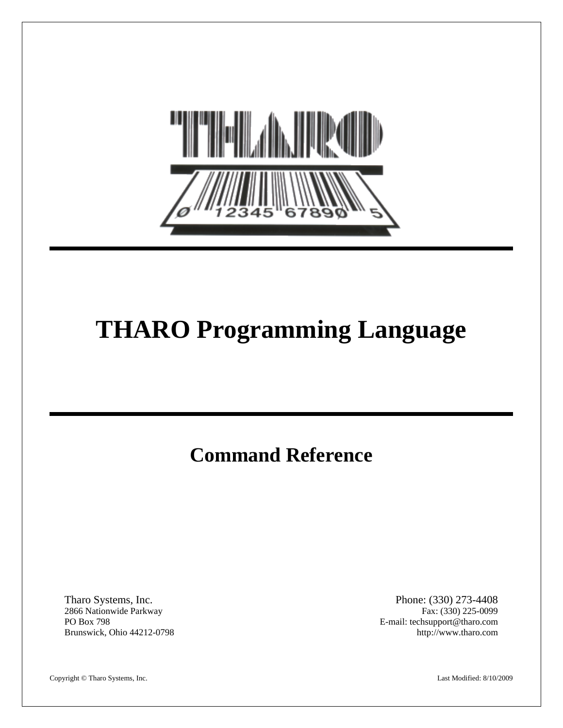# THARO Programming Language

## Command Reference

Tharo Systems, Inc.
2866 Nationwide Parkway
PO Box 798
Brunswick, Ohio 44212-0798

Phone: (330) 273-4408
Fax: (330) 225-0099
E-mail: techsupport@tharo.com
http://www.tharo.com

Copyright © Tharo Systems, Inc.

Last Modified: 8/10/2009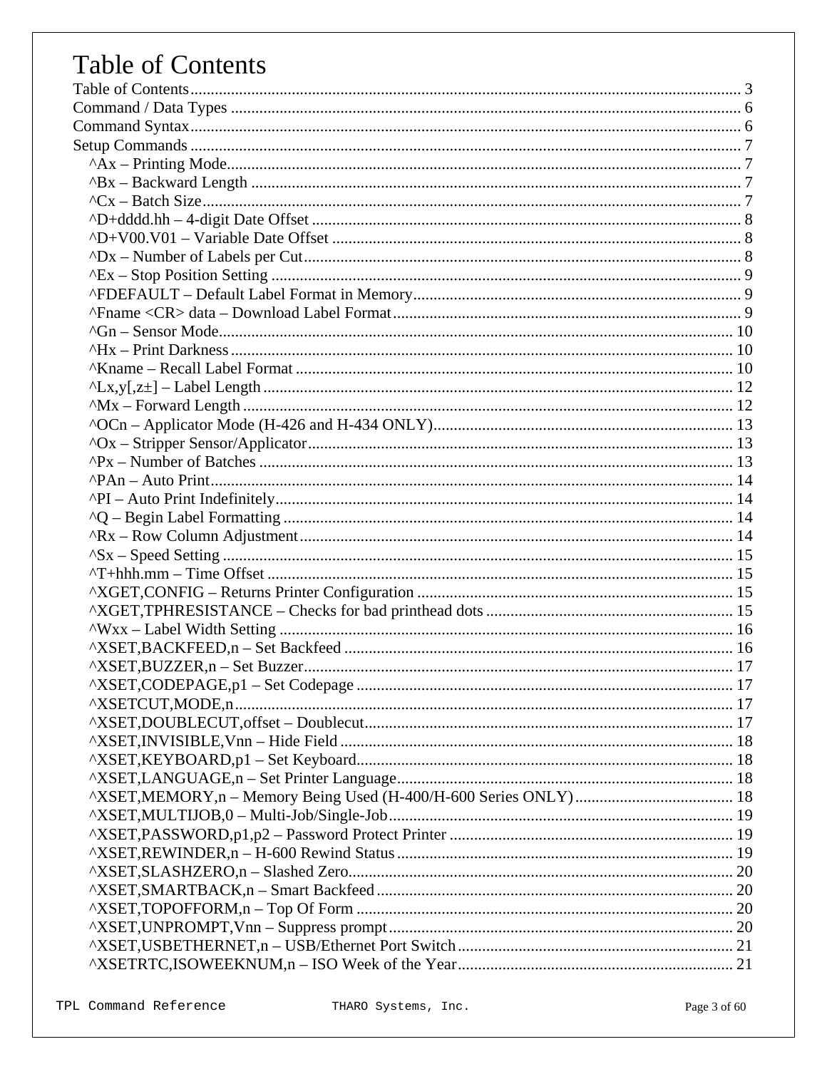# Table of Contents

Table of Contents ........................................................ 3
Command / Data Types ........................................................ 6
Command Syntax ........................................................ 6
Setup Commands ........................................................ 7
- ^Ax – Printing Mode ........................................................ 7
- ^Bx – Backward Length ........................................................ 7
- ^Cx – Batch Size ........................................................ 7
- ^D+dddd.hh – 4-digit Date Offset ........................................................ 8
- ^D+V00.V01 – Variable Date Offset ........................................................ 8
- ^Dx – Number of Labels per Cut ........................................................ 8
- ^Ex – Stop Position Setting ........................................................ 9
- ^FDEFAULT – Default Label Format in Memory ........................................................ 9
- ^Fname <CR> data – Download Label Format ........................................................ 9
- ^Gn – Sensor Mode ........................................................ 10
- ^Hx – Print Darkness ........................................................ 10
- ^Kname – Recall Label Format ........................................................ 10
- ^Lx,y[,z±] – Label Length ........................................................ 12
- ^Mx – Forward Length ........................................................ 12
- ^OCn – Applicator Mode (H-426 and H-434 ONLY) ........................................................ 13
- ^Ox – Stripper Sensor/Applicator ........................................................ 13
- ^Px – Number of Batches ........................................................ 13
- ^PAn – Auto Print ........................................................ 14
- ^PI – Auto Print Indefinitely ........................................................ 14
- ^Q – Begin Label Formatting ........................................................ 14
- ^Rx – Row Column Adjustment ........................................................ 14
- ^Sx – Speed Setting ........................................................ 15
- ^T+hhh.mm – Time Offset ........................................................ 15
- ^XGET,CONFIG – Returns Printer Configuration ........................................................ 15
- ^XGET,TPHRESISTANCE – Checks for bad printhead dots ........................................................ 15
- ^Wxx – Label Width Setting ........................................................ 16
- ^XSET,BACKFEED,n – Set Backfeed ........................................................ 16
- ^XSET,BUZZER,n – Set Buzzer ........................................................ 17
- ^XSET,CODEPAGE,p1 – Set Codepage ........................................................ 17
- ^XSETCUT,MODE,n ........................................................ 17
- ^XSET,DOUBLECUT,offset – Doublecut ........................................................ 17
- ^XSET,INVISIBLE,Vnn – Hide Field ........................................................ 18
- ^XSET,KEYBOARD,p1 – Set Keyboard ........................................................ 18
- ^XSET,LANGUAGE,n – Set Printer Language ........................................................ 18
- ^XSET,MEMORY,n – Memory Being Used (H-400/H-600 Series ONLY) ........................................................ 18
- ^XSET,MULTIJOB,0 – Multi-Job/Single-Job ........................................................ 19
- ^XSET,PASSWORD,p1,p2 – Password Protect Printer ........................................................ 19
- ^XSET,REWINDER,n – H-600 Rewind Status ........................................................ 19
- ^XSET,SLASHZERO,n – Slashed Zero ........................................................ 20
- ^XSET,SMARTBACK,n – Smart Backfeed ........................................................ 20
- ^XSET,TOPOFFORM,n – Top Of Form ........................................................ 20
- ^XSET,UNPROMPT,Vnn – Suppress prompt ........................................................ 20
- ^XSET,USBETHERNET,n – USB/Ethernet Port Switch ........................................................ 21
- ^XSETRTC,ISOWEEKNUM,n – ISO Week of the Year ........................................................ 21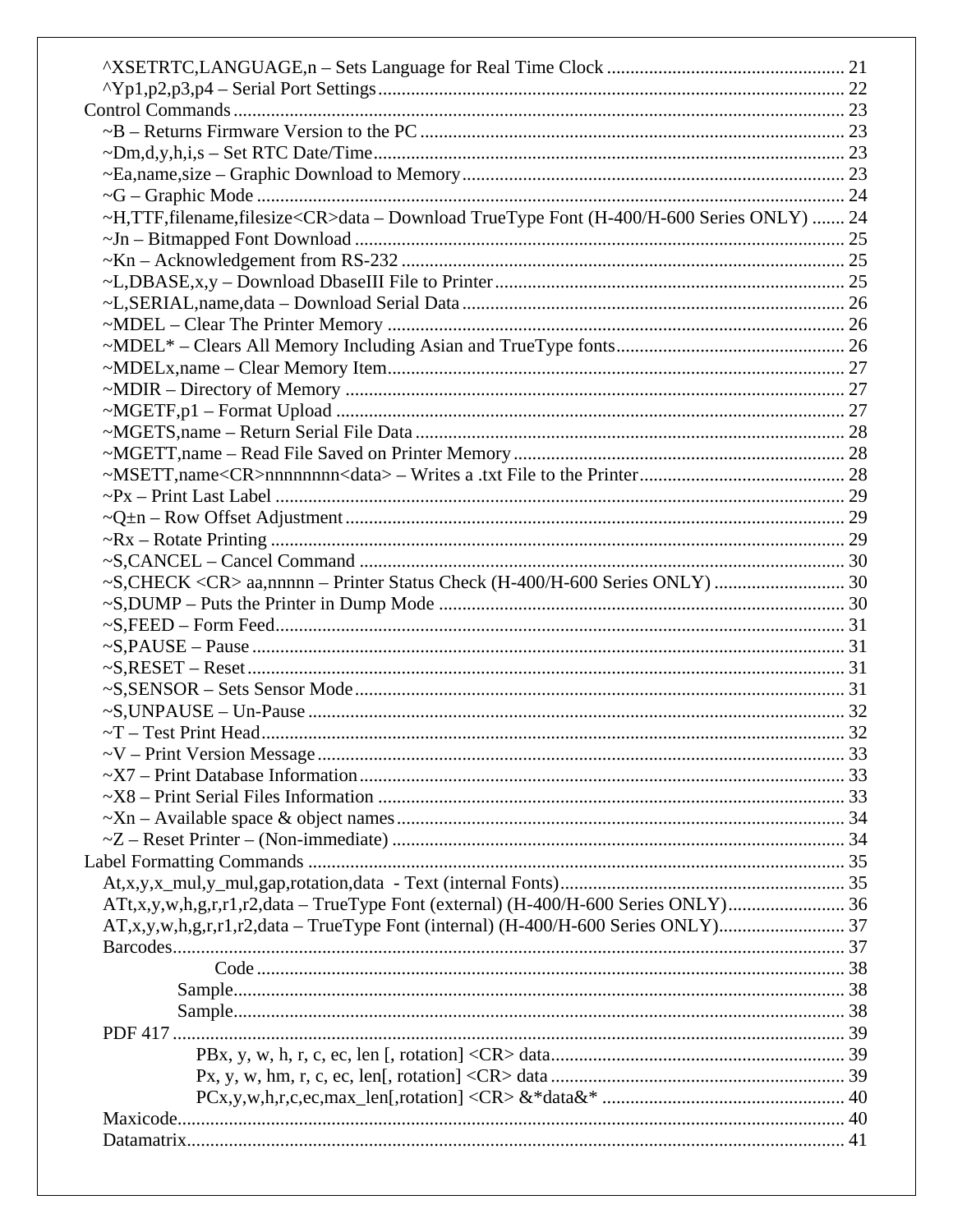^XSETRTC,LANGUAGE,n – Sets Language for Real Time Clock .................................................. 21
^Yp1,p2,p3,p4 – Serial Port Settings .................................................................................. 22
Control Commands ................................................................................................................ 23
~B – Returns Firmware Version to the PC .......................................................................... 23
~Dm,d,y,h,i,s – Set RTC Date/Time .................................................................................... 23
~Ea,name,size – Graphic Download to Memory ................................................................. 23
~G – Graphic Mode ............................................................................................................. 24
~H,TTF,filename,filesize<CR>data – Download TrueType Font (H-400/H-600 Series ONLY) ....... 24
~Jn – Bitmapped Font Download ........................................................................................ 25
~Kn – Acknowledgement from RS-232 ............................................................................... 25
~L,DBASE,x,y – Download DbaseIII File to Printer ........................................................... 25
~L,SERIAL,name,data – Download Serial Data ................................................................. 26
~MDEL – Clear The Printer Memory .................................................................................. 26
~MDEL* – Clears All Memory Including Asian and TrueType fonts ................................. 26
~MDELx,name – Clear Memory Item ................................................................................. 27
~MDIR – Directory of Memory ........................................................................................... 27
~MGETF,p1 – Format Upload ............................................................................................. 27
~MGETS,name – Return Serial File Data ........................................................................... 28
~MGETT,name – Read File Saved on Printer Memory ....................................................... 28
~MSETT,name<CR>nnnnnnnn<data> – Writes a .txt File to the Printer ............................ 28
~Px – Print Last Label ......................................................................................................... 29
~Q±n – Row Offset Adjustment .......................................................................................... 29
~Rx – Rotate Printing .......................................................................................................... 29
~S,CANCEL – Cancel Command ....................................................................................... 30
~S,CHECK <CR> aa,nnnnn – Printer Status Check (H-400/H-600 Series ONLY) ............................ 30
~S,DUMP – Puts the Printer in Dump Mode ....................................................................... 30
~S,FEED – Form Feed ......................................................................................................... 31
~S,PAUSE – Pause .............................................................................................................. 31
~S,RESET – Reset ............................................................................................................... 31
~S,SENSOR – Sets Sensor Mode ........................................................................................ 31
~S,UNPAUSE – Un-Pause .................................................................................................. 32
~T – Test Print Head ............................................................................................................ 32
~V – Print Version Message ................................................................................................ 33
~X7 – Print Database Information ....................................................................................... 33
~X8 – Print Serial Files Information ................................................................................... 33
~Xn – Available space & object names ............................................................................... 34
~Z – Reset Printer – (Non-immediate) ................................................................................ 34
Label Formatting Commands ................................................................................................ 35
At,x,y,x_mul,y_mul,gap,rotation,data - Text (internal Fonts) ............................................ 35
ATt,x,y,w,h,g,r,r1,r2,data – TrueType Font (external) (H-400/H-600 Series ONLY) ......................... 36
AT,x,y,w,h,g,r,r1,r2,data – TrueType Font (internal) (H-400/H-600 Series ONLY) ........................... 37
Barcodes ............................................................................................................................... 37
Code ............................................................................................................................ 38
Sample ................................................................................................................................. 38
Sample ................................................................................................................................. 38
PDF 417 ............................................................................................................................... 39
PBx, y, w, h, r, c, ec, len [, rotation] <CR> data .............................................................. 39
Px, y, w, hm, r, c, ec, len[, rotation] <CR> data ............................................................... 39
PCx,y,w,h,r,c,ec,max_len[,rotation] <CR> &*data&* .................................................... 40
Maxicode .............................................................................................................................. 40
Datamatrix ............................................................................................................................ 41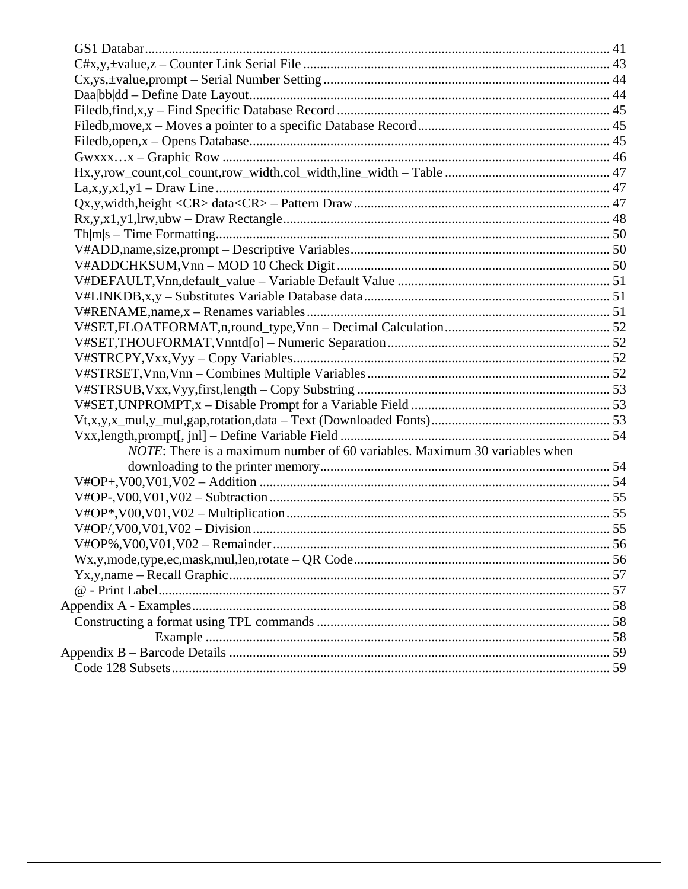GS1 Databar ........................................................................................................................ 41
C#x,y,±value,z – Counter Link Serial File ......................................................................... 43
Cx,ys,±value,prompt – Serial Number Setting .................................................................... 44
Daa|bb|dd – Define Date Layout.......................................................................................... 44
Filedb,find,x,y – Find Specific Database Record ................................................................ 45
Filedb,move,x – Moves a pointer to a specific Database Record........................................ 45
Filedb,open,x – Opens Database......................................................................................... 45
Gwxxx…x – Graphic Row .................................................................................................. 46
Hx,y,row_count,col_count,row_width,col_width,line_width – Table ................................ 47
La,x,y,x1,y1 – Draw Line .................................................................................................... 47
Qx,y,width,height <CR> data<CR> – Pattern Draw ........................................................... 47
Rx,y,x1,y1,lrw,ubw – Draw Rectangle ................................................................................ 48
Th|m|s – Time Formatting.................................................................................................... 50
V#ADD,name,size,prompt – Descriptive Variables ............................................................ 50
V#ADDCHKSUM,Vnn – MOD 10 Check Digit ................................................................ 50
V#DEFAULT,Vnn,default_value – Variable Default Value .............................................. 51
V#LINKDB,x,y – Substitutes Variable Database data ........................................................ 51
V#RENAME,name,x – Renames variables ......................................................................... 51
V#SET,FLOATFORMAT,n,round_type,Vnn – Decimal Calculation ................................. 52
V#SET,THOUFORMAT,Vnntd[o] – Numeric Separation ................................................. 52
V#STRCPY,Vxx,Vyy – Copy Variables ............................................................................. 52
V#STRSET,Vnn,Vnn – Combines Multiple Variables ....................................................... 52
V#STRSUB,Vxx,Vyy,first,length – Copy Substring .......................................................... 53
V#SET,UNPROMPT,x – Disable Prompt for a Variable Field ........................................... 53
Vt,x,y,x_mul,y_mul,gap,rotation,data – Text (Downloaded Fonts) ..................................... 53
Vxx,length,prompt[, jnl] – Define Variable Field ................................................................ 54
*NOTE*: There is a maximum number of 60 variables. Maximum 30 variables when downloading to the printer memory ..................................................................................... 54
V#OP+,V00,V01,V02 – Addition ....................................................................................... 54
V#OP-,V00,V01,V02 – Subtraction .................................................................................... 55
V#OP*,V00,V01,V02 – Multiplication ............................................................................... 55
V#OP/,V00,V01,V02 – Division ......................................................................................... 55
V#OP%,V00,V01,V02 – Remainder ................................................................................... 56
Wx,y,mode,type,ec,mask,mul,len,rotate – QR Code ........................................................... 56
Yx,y,name – Recall Graphic ................................................................................................ 57
@ - Print Label ..................................................................................................................... 57
Appendix A - Examples ........................................................................................................... 58
Constructing a format using TPL commands ...................................................................... 58
Example ....................................................................................................................... 58
Appendix B – Barcode Details ................................................................................................. 59
Code 128 Subsets ................................................................................................................. 59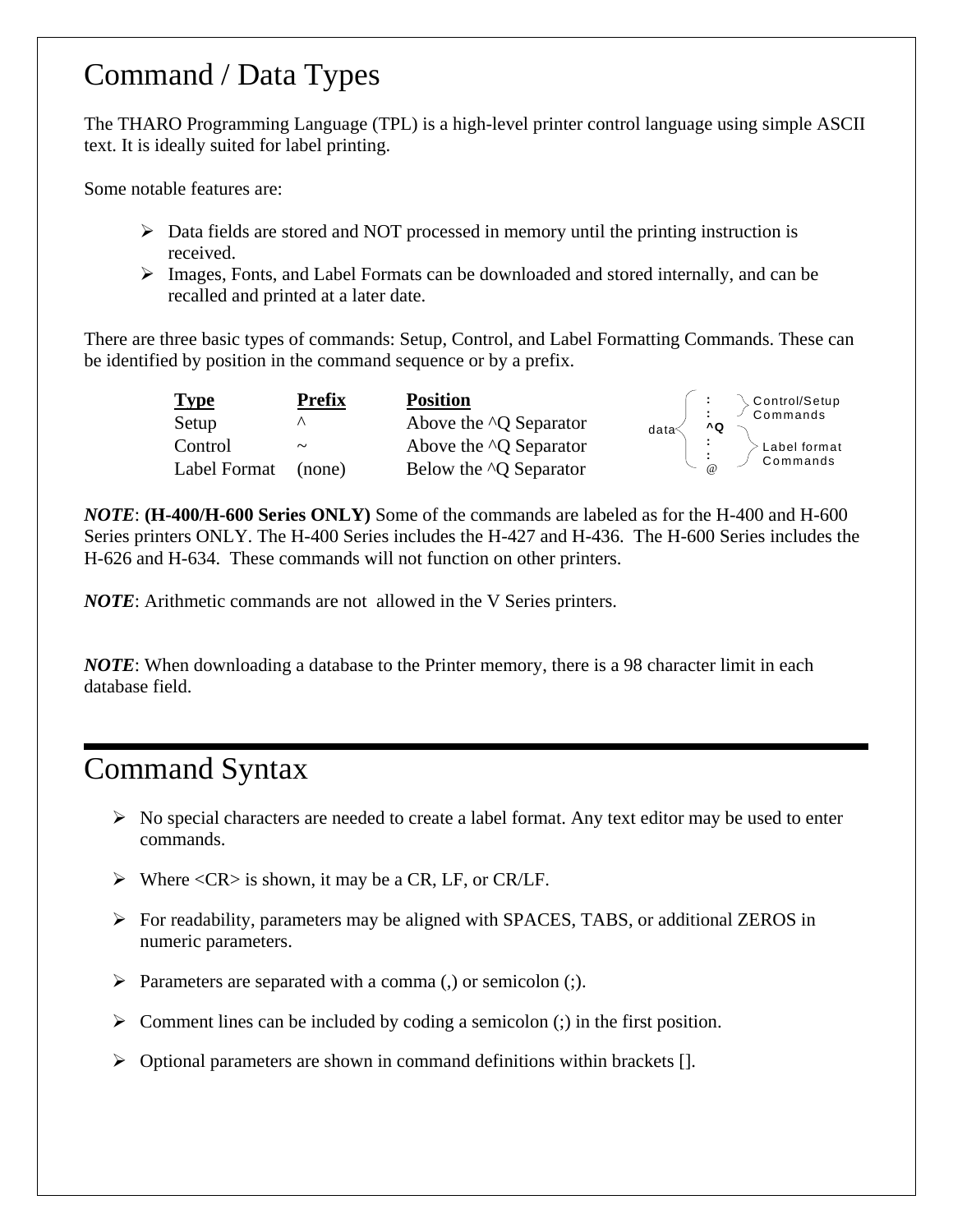# Command / Data Types

The THARO Programming Language (TPL) is a high-level printer control language using simple ASCII text. It is ideally suited for label printing.

Some notable features are:

- Data fields are stored and NOT processed in memory until the printing instruction is received.
- Images, Fonts, and Label Formats can be downloaded and stored internally, and can be recalled and printed at a later date.

There are three basic types of commands: Setup, Control, and Label Formatting Commands. These can be identified by position in the command sequence or by a prefix.

| Type | Prefix | Position |
|---|---|---|
| Setup | ^ | Above the ^Q Separator |
| Control | ~ | Above the ^Q Separator |
| Label Format | (none) | Below the ^Q Separator |

```
       :   } Control/Setup
       :     Commands
data  ^Q
       :   } Label format
       :     Commands
       @
```

***NOTE***: **(H-400/H-600 Series ONLY)** Some of the commands are labeled as for the H-400 and H-600 Series printers ONLY. The H-400 Series includes the H-427 and H-436. The H-600 Series includes the H-626 and H-634. These commands will not function on other printers.

***NOTE***: Arithmetic commands are not allowed in the V Series printers.

***NOTE***: When downloading a database to the Printer memory, there is a 98 character limit in each database field.

# Command Syntax

- No special characters are needed to create a label format. Any text editor may be used to enter commands.
- Where <CR> is shown, it may be a CR, LF, or CR/LF.
- For readability, parameters may be aligned with SPACES, TABS, or additional ZEROS in numeric parameters.
- Parameters are separated with a comma (,) or semicolon (;).
- Comment lines can be included by coding a semicolon (;) in the first position.
- Optional parameters are shown in command definitions within brackets [].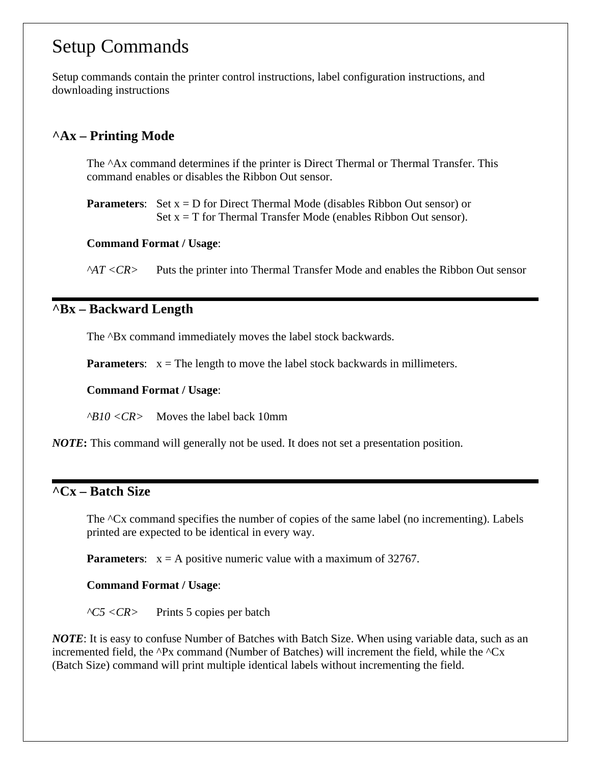# Setup Commands

Setup commands contain the printer control instructions, label configuration instructions, and downloading instructions

## ^Ax – Printing Mode

The ^Ax command determines if the printer is Direct Thermal or Thermal Transfer. This command enables or disables the Ribbon Out sensor.

**Parameters**: Set x = D for Direct Thermal Mode (disables Ribbon Out sensor) or
Set x = T for Thermal Transfer Mode (enables Ribbon Out sensor).

**Command Format / Usage**:

*^AT <CR>* Puts the printer into Thermal Transfer Mode and enables the Ribbon Out sensor

---

## ^Bx – Backward Length

The ^Bx command immediately moves the label stock backwards.

**Parameters**: x = The length to move the label stock backwards in millimeters.

**Command Format / Usage**:

*^B10 <CR>* Moves the label back 10mm

***NOTE*:** This command will generally not be used. It does not set a presentation position.

---

## ^Cx – Batch Size

The ^Cx command specifies the number of copies of the same label (no incrementing). Labels printed are expected to be identical in every way.

**Parameters**: x = A positive numeric value with a maximum of 32767.

**Command Format / Usage**:

*^C5 <CR>* Prints 5 copies per batch

***NOTE***: It is easy to confuse Number of Batches with Batch Size. When using variable data, such as an incremented field, the ^Px command (Number of Batches) will increment the field, while the ^Cx (Batch Size) command will print multiple identical labels without incrementing the field.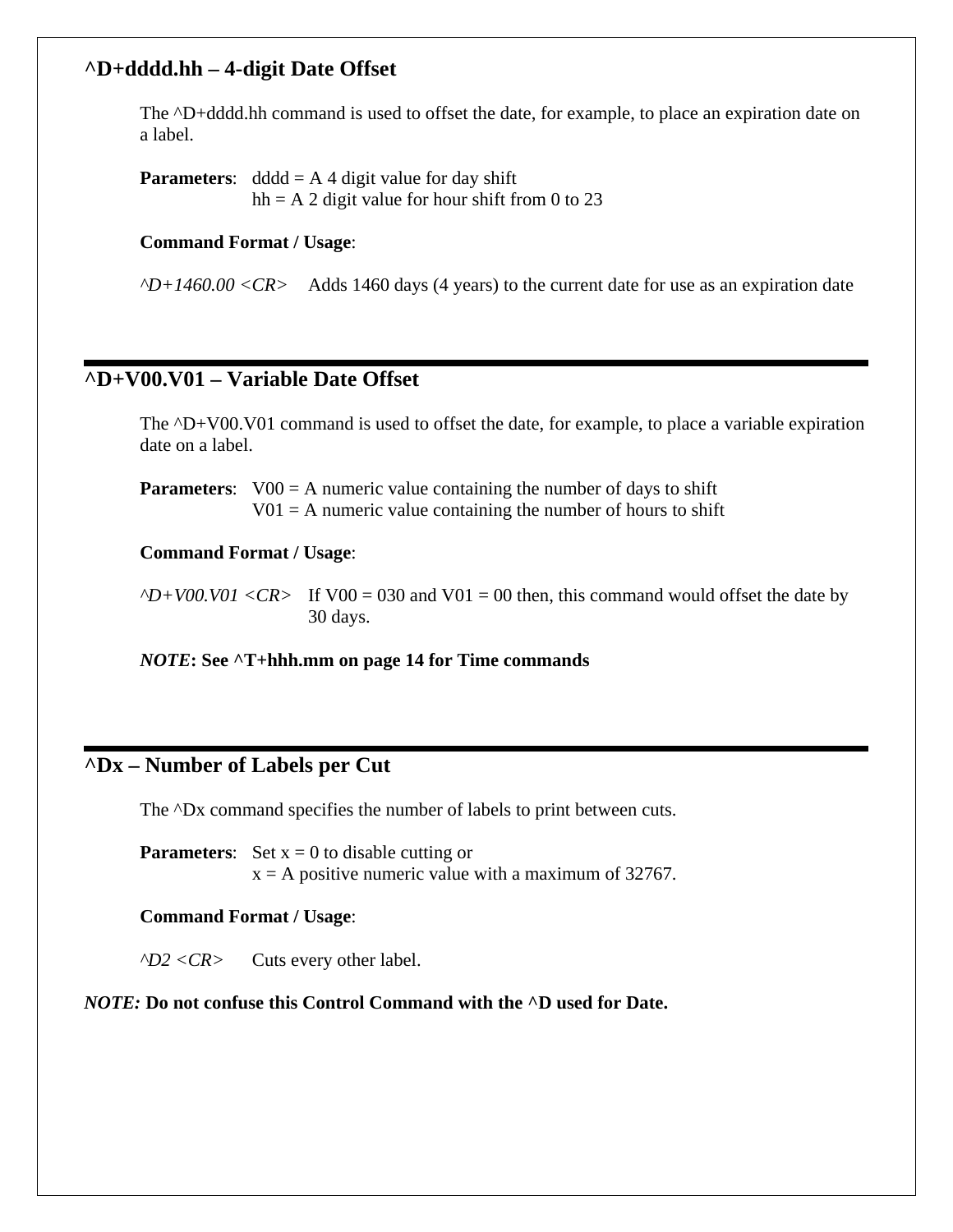## ^D+dddd.hh – 4-digit Date Offset

The ^D+dddd.hh command is used to offset the date, for example, to place an expiration date on a label.

**Parameters**: dddd = A 4 digit value for day shift
hh = A 2 digit value for hour shift from 0 to 23

**Command Format / Usage**:

*^D+1460.00 <CR>* Adds 1460 days (4 years) to the current date for use as an expiration date

---

## ^D+V00.V01 – Variable Date Offset

The ^D+V00.V01 command is used to offset the date, for example, to place a variable expiration date on a label.

**Parameters**: V00 = A numeric value containing the number of days to shift
V01 = A numeric value containing the number of hours to shift

**Command Format / Usage**:

*^D+V00.V01 <CR>* If V00 = 030 and V01 = 00 then, this command would offset the date by 30 days.

***NOTE*: See ^T+hhh.mm on page 14 for Time commands**

---

## ^Dx – Number of Labels per Cut

The ^Dx command specifies the number of labels to print between cuts.

**Parameters**: Set x = 0 to disable cutting or
x = A positive numeric value with a maximum of 32767.

**Command Format / Usage**:

*^D2 <CR>* Cuts every other label.

***NOTE:* Do not confuse this Control Command with the ^D used for Date.**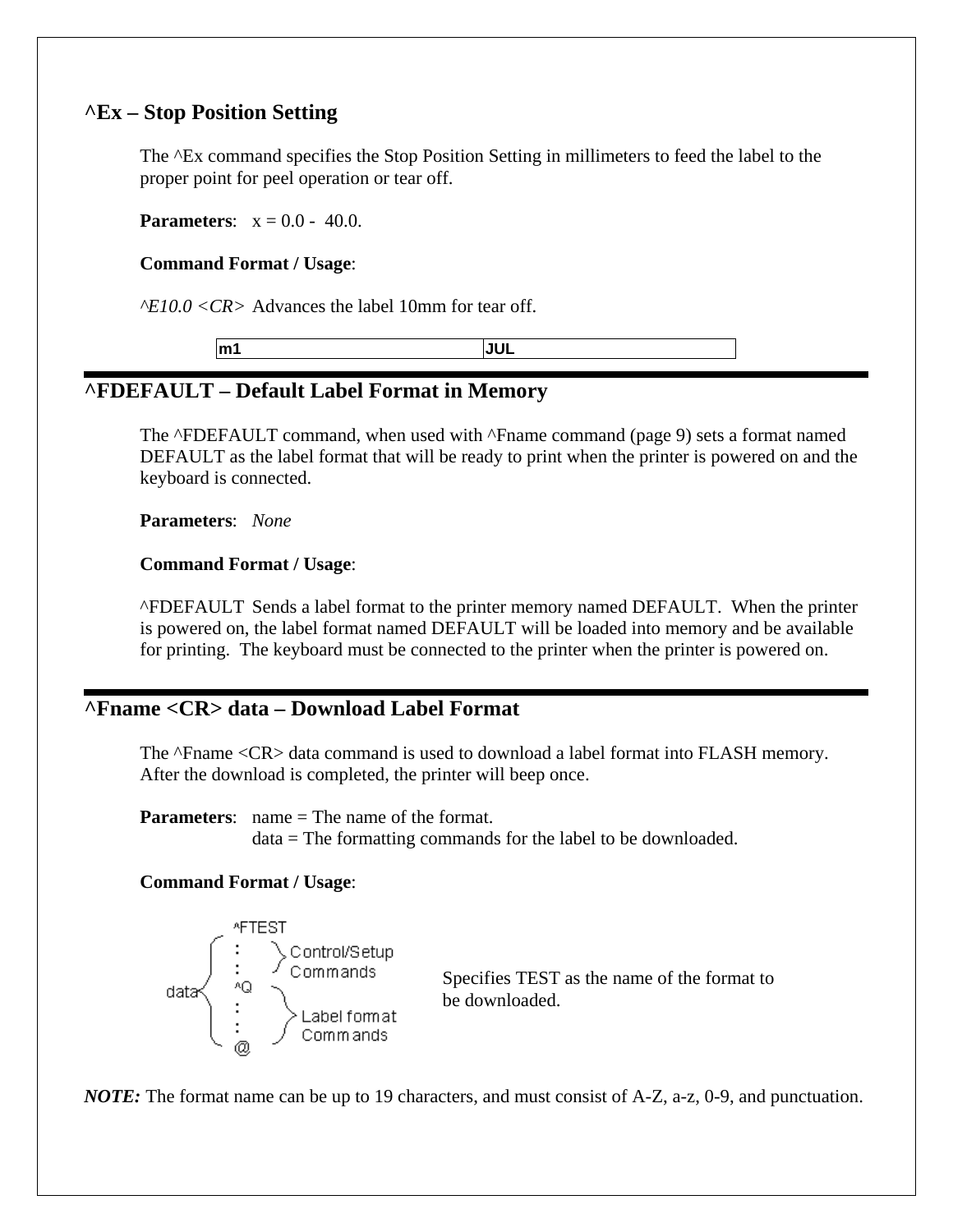## ^Ex – Stop Position Setting

The ^Ex command specifies the Stop Position Setting in millimeters to feed the label to the proper point for peel operation or tear off.

**Parameters**: x = 0.0 - 40.0.

**Command Format / Usage**:

*^E10.0 <CR>* Advances the label 10mm for tear off.

| m1 | JUL |
|---|---|

## ^FDEFAULT – Default Label Format in Memory

The ^FDEFAULT command, when used with ^Fname command (page 9) sets a format named DEFAULT as the label format that will be ready to print when the printer is powered on and the keyboard is connected.

**Parameters**: *None*

**Command Format / Usage**:

^FDEFAULT Sends a label format to the printer memory named DEFAULT. When the printer is powered on, the label format named DEFAULT will be loaded into memory and be available for printing. The keyboard must be connected to the printer when the printer is powered on.

## ^Fname <CR> data – Download Label Format

The ^Fname <CR> data command is used to download a label format into FLASH memory. After the download is completed, the printer will beep once.

**Parameters**: name = The name of the format.
data = The formatting commands for the label to be downloaded.

**Command Format / Usage**:

```
      ^FTEST
      :      } Control/Setup
      :        Commands
data  ^Q
      :      } Label format
      :        Commands
      @
```

Specifies TEST as the name of the format to be downloaded.

***NOTE:*** The format name can be up to 19 characters, and must consist of A-Z, a-z, 0-9, and punctuation.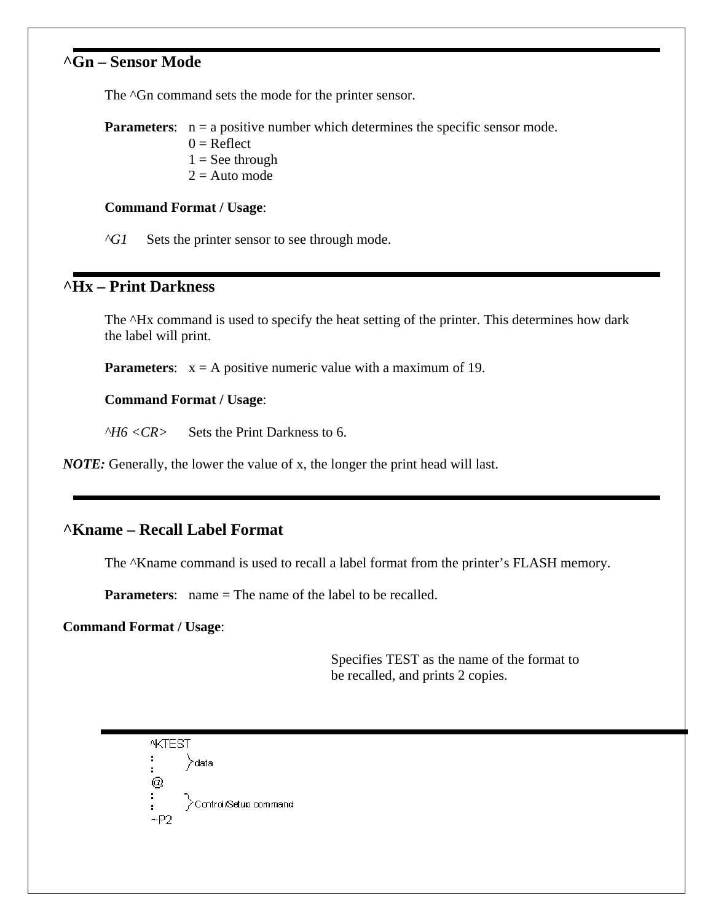## ^Gn – Sensor Mode

The ^Gn command sets the mode for the printer sensor.

**Parameters**: n = a positive number which determines the specific sensor mode.
0 = Reflect
1 = See through
2 = Auto mode

**Command Format / Usage**:

*^G1* Sets the printer sensor to see through mode.

## ^Hx – Print Darkness

The ^Hx command is used to specify the heat setting of the printer. This determines how dark the label will print.

**Parameters**: x = A positive numeric value with a maximum of 19.

**Command Format / Usage**:

*^H6 <CR>* Sets the Print Darkness to 6.

***NOTE:*** Generally, the lower the value of x, the longer the print head will last.

## ^Kname – Recall Label Format

The ^Kname command is used to recall a label format from the printer's FLASH memory.

**Parameters**: name = The name of the label to be recalled.

**Command Format / Usage**:

Specifies TEST as the name of the format to be recalled, and prints 2 copies.

```
^KTEST
:        }data
:
@
:        }Control/Setup command
:
~P2
```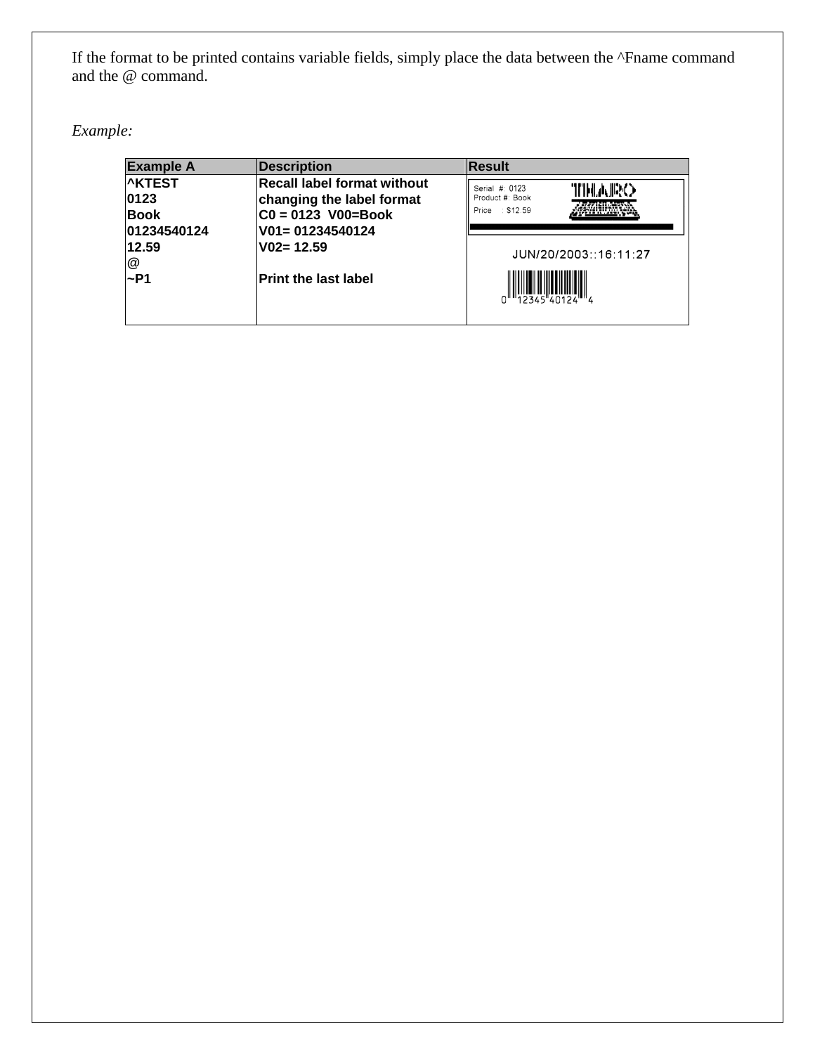If the format to be printed contains variable fields, simply place the data between the ^Fname command and the @ command.

*Example:*

| Example A | Description | Result |
|---|---|---|
| **^KTEST**<br>**0123**<br>**Book**<br>**01234540124**<br>**12.59**<br>@<br>**~P1** | **Recall label format without changing the label format**<br>**C0 = 0123 V00=Book**<br>**V01= 01234540124**<br>**V02= 12.59**<br><br>**Print the last label** | Serial #: 0123<br>Product #: Book<br>Price : $12.59<br><br>JUN/20/2003::16:11:27<br>0 12345 40124 4 |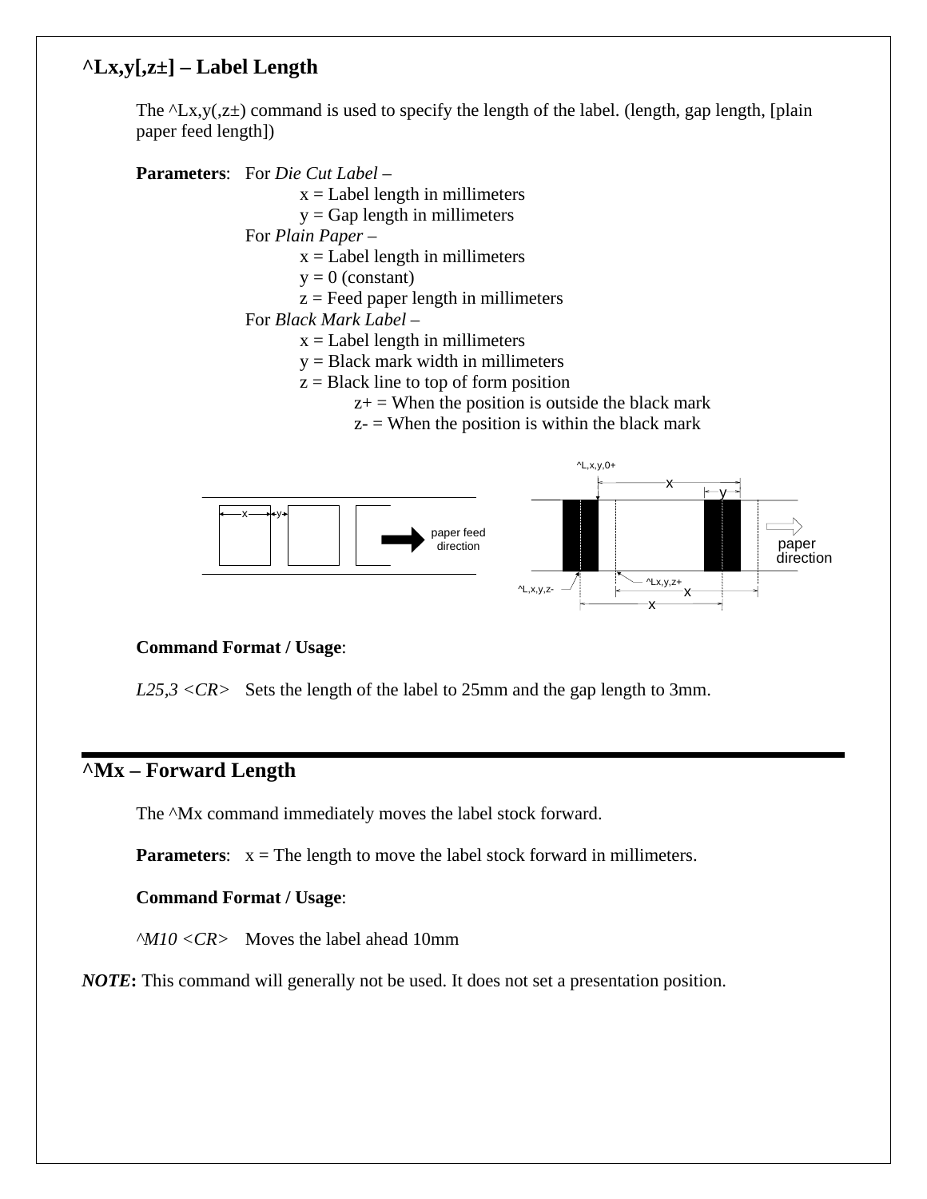## ^Lx,y[,z±] – Label Length

The ^Lx,y(,z±) command is used to specify the length of the label. (length, gap length, [plain paper feed length])

**Parameters**: For *Die Cut Label* –

- x = Label length in millimeters
- y = Gap length in millimeters

For *Plain Paper* –

- x = Label length in millimeters
- y = 0 (constant)
- z = Feed paper length in millimeters

For *Black Mark Label* –

- x = Label length in millimeters
- y = Black mark width in millimeters
- z = Black line to top of form position
  - z+ = When the position is outside the black mark
  - z- = When the position is within the black mark

**Command Format / Usage**:

*L25,3 <CR>* Sets the length of the label to 25mm and the gap length to 3mm.

## ^Mx – Forward Length

The ^Mx command immediately moves the label stock forward.

**Parameters**: x = The length to move the label stock forward in millimeters.

**Command Format / Usage**:

*^M10 <CR>* Moves the label ahead 10mm

***NOTE*****:** This command will generally not be used. It does not set a presentation position.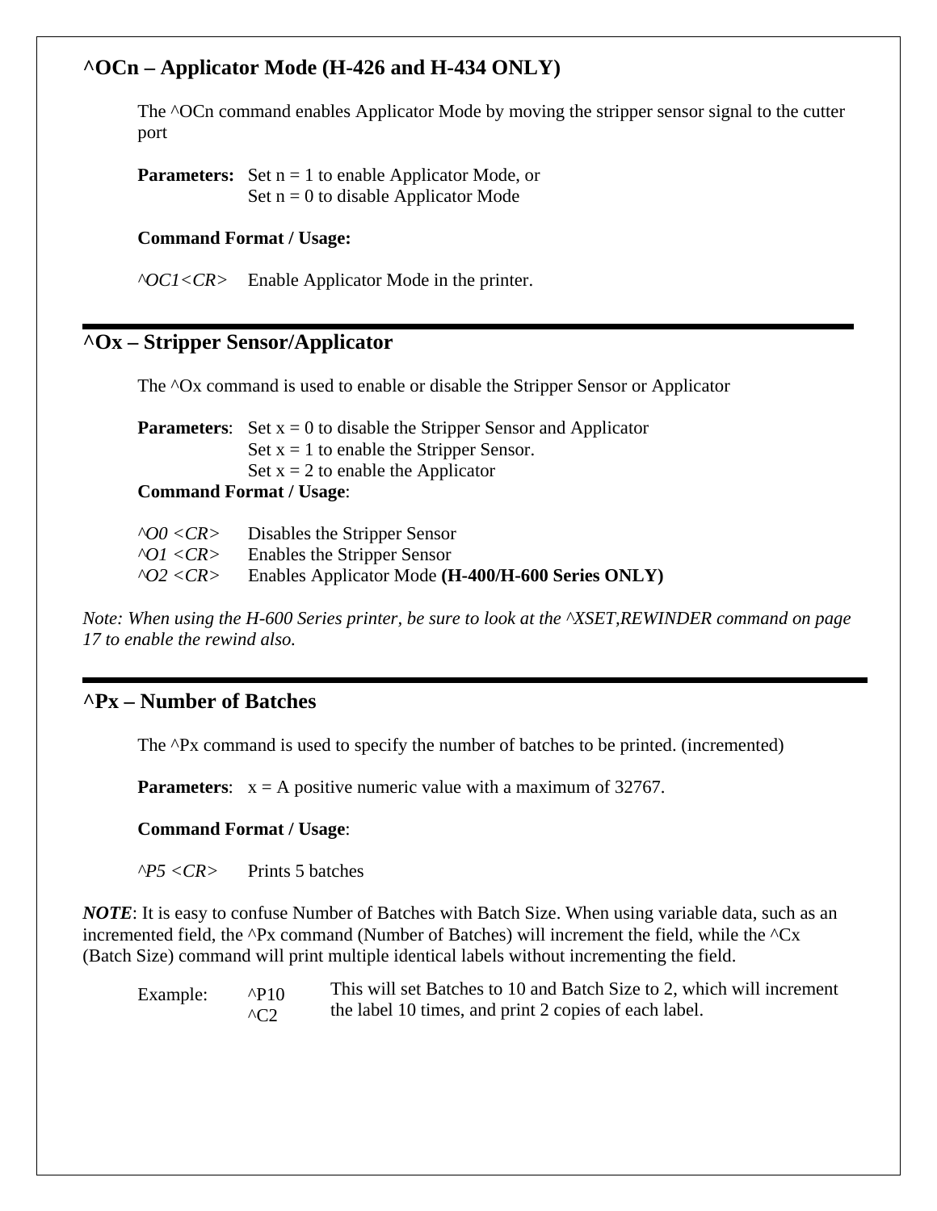## ^OCn – Applicator Mode (H-426 and H-434 ONLY)

The ^OCn command enables Applicator Mode by moving the stripper sensor signal to the cutter port

**Parameters:** Set n = 1 to enable Applicator Mode, or
Set n = 0 to disable Applicator Mode

**Command Format / Usage:**

*^OC1<CR>* Enable Applicator Mode in the printer.

---

## ^Ox – Stripper Sensor/Applicator

The ^Ox command is used to enable or disable the Stripper Sensor or Applicator

**Parameters**: Set x = 0 to disable the Stripper Sensor and Applicator
Set x = 1 to enable the Stripper Sensor.
Set x = 2 to enable the Applicator

**Command Format / Usage**:

*^O0 <CR>* Disables the Stripper Sensor
*^O1 <CR>* Enables the Stripper Sensor
*^O2 <CR>* Enables Applicator Mode **(H-400/H-600 Series ONLY)**

*Note: When using the H-600 Series printer, be sure to look at the ^XSET,REWINDER command on page 17 to enable the rewind also.*

---

## ^Px – Number of Batches

The ^Px command is used to specify the number of batches to be printed. (incremented)

**Parameters**: x = A positive numeric value with a maximum of 32767.

**Command Format / Usage**:

*^P5 <CR>* Prints 5 batches

***NOTE***: It is easy to confuse Number of Batches with Batch Size. When using variable data, such as an incremented field, the ^Px command (Number of Batches) will increment the field, while the ^Cx (Batch Size) command will print multiple identical labels without incrementing the field.

Example: ^P10
^C2
This will set Batches to 10 and Batch Size to 2, which will increment the label 10 times, and print 2 copies of each label.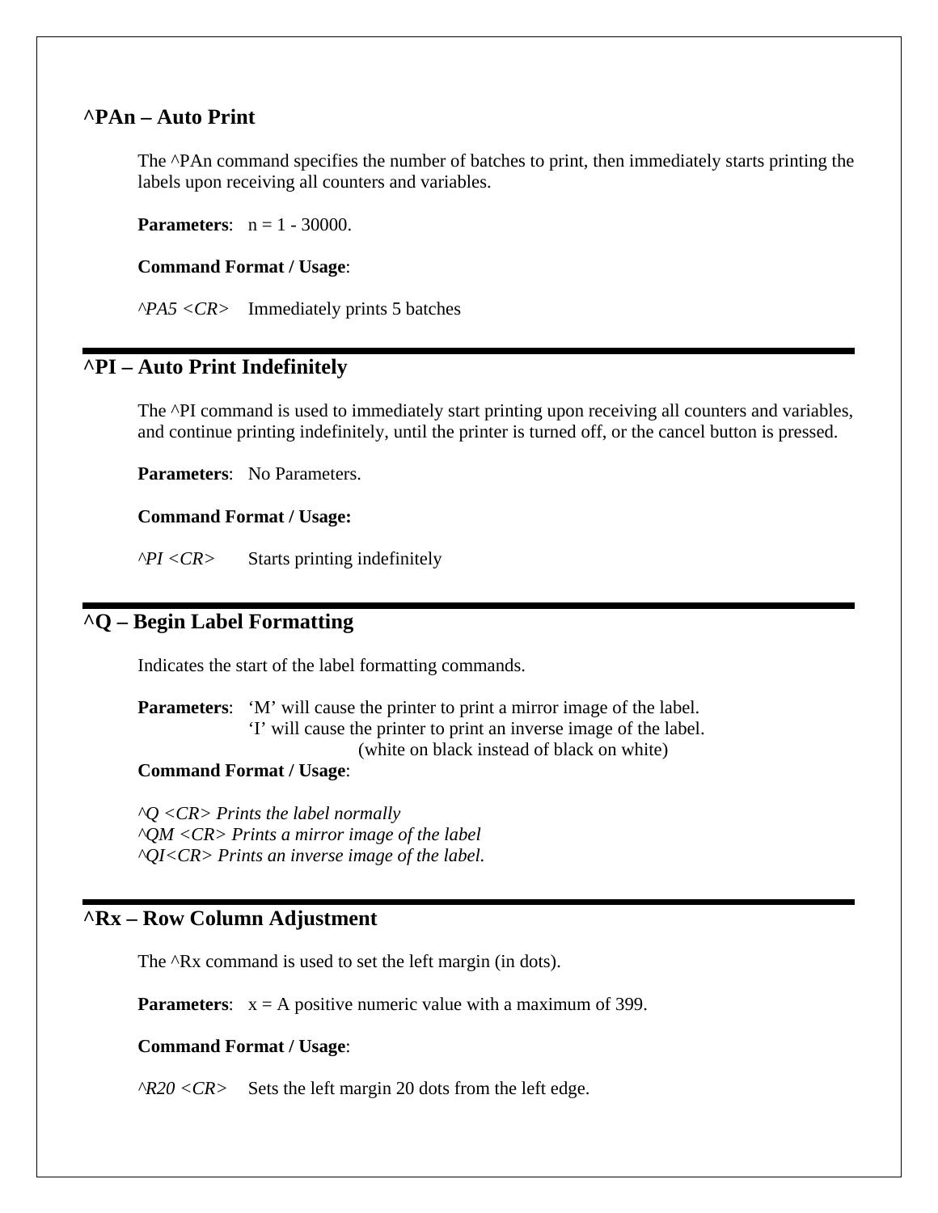## ^PAn – Auto Print

The ^PAn command specifies the number of batches to print, then immediately starts printing the labels upon receiving all counters and variables.

**Parameters**: n = 1 - 30000.

**Command Format / Usage**:

*^PA5 <CR>* Immediately prints 5 batches

---

## ^PI – Auto Print Indefinitely

The ^PI command is used to immediately start printing upon receiving all counters and variables, and continue printing indefinitely, until the printer is turned off, or the cancel button is pressed.

**Parameters**: No Parameters.

**Command Format / Usage:**

*^PI <CR>* Starts printing indefinitely

---

## ^Q – Begin Label Formatting

Indicates the start of the label formatting commands.

**Parameters**: 'M' will cause the printer to print a mirror image of the label.
'I' will cause the printer to print an inverse image of the label.
(white on black instead of black on white)

**Command Format / Usage**:

*^Q <CR> Prints the label normally*
*^QM <CR> Prints a mirror image of the label*
*^QI<CR> Prints an inverse image of the label.*

---

## ^Rx – Row Column Adjustment

The ^Rx command is used to set the left margin (in dots).

**Parameters**: x = A positive numeric value with a maximum of 399.

**Command Format / Usage**:

*^R20 <CR>* Sets the left margin 20 dots from the left edge.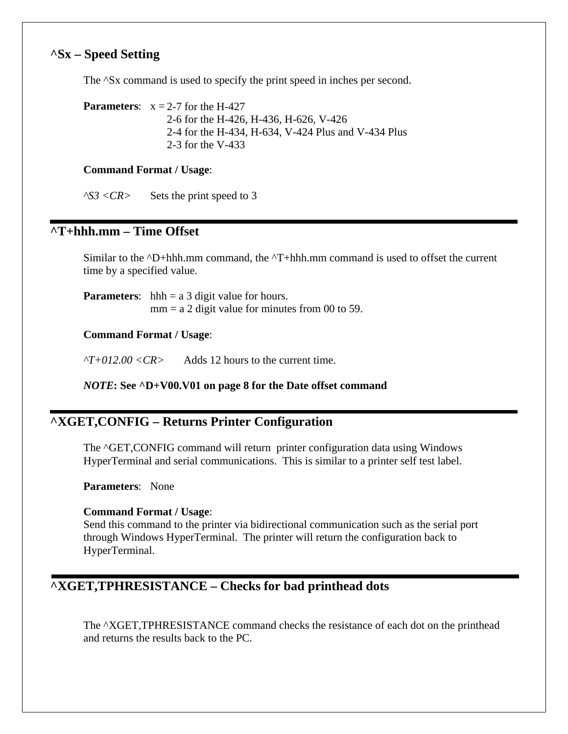## ^Sx – Speed Setting

The ^Sx command is used to specify the print speed in inches per second.

**Parameters**: x = 2-7 for the H-427
2-6 for the H-426, H-436, H-626, V-426
2-4 for the H-434, H-634, V-424 Plus and V-434 Plus
2-3 for the V-433

**Command Format / Usage**:

*^S3 <CR>* Sets the print speed to 3

---

## ^T+hhh.mm – Time Offset

Similar to the ^D+hhh.mm command, the ^T+hhh.mm command is used to offset the current time by a specified value.

**Parameters**: hhh = a 3 digit value for hours.
mm = a 2 digit value for minutes from 00 to 59.

**Command Format / Usage**:

*^T+012.00 <CR>* Adds 12 hours to the current time.

***NOTE*: See ^D+V00.V01 on page 8 for the Date offset command**

---

## ^XGET,CONFIG – Returns Printer Configuration

The ^GET,CONFIG command will return printer configuration data using Windows HyperTerminal and serial communications. This is similar to a printer self test label.

**Parameters**: None

**Command Format / Usage**:
Send this command to the printer via bidirectional communication such as the serial port through Windows HyperTerminal. The printer will return the configuration back to HyperTerminal.

---

## ^XGET,TPHRESISTANCE – Checks for bad printhead dots

The ^XGET,TPHRESISTANCE command checks the resistance of each dot on the printhead and returns the results back to the PC.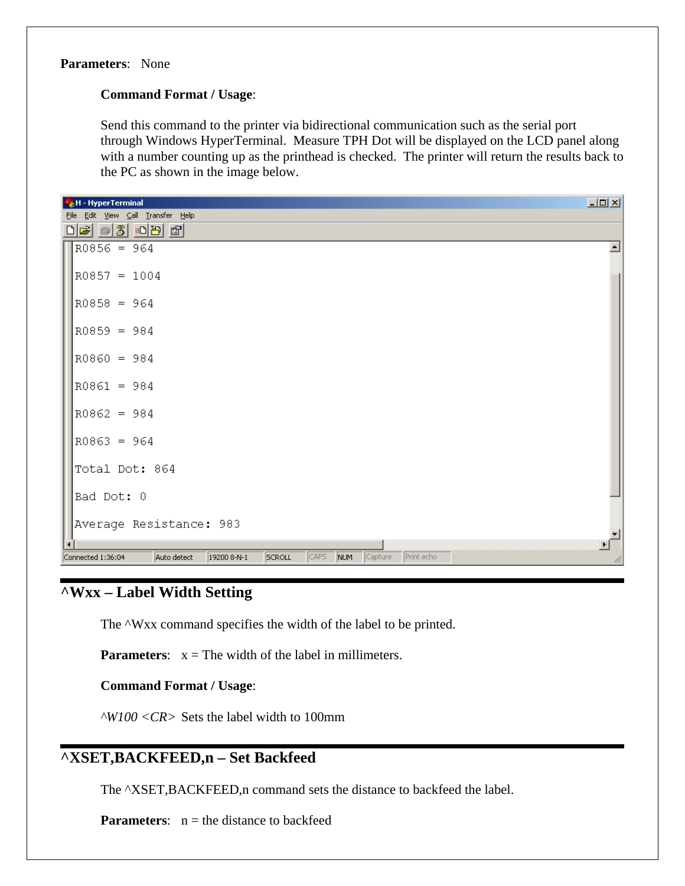**Parameters**: None

**Command Format / Usage**:

Send this command to the printer via bidirectional communication such as the serial port through Windows HyperTerminal. Measure TPH Dot will be displayed on the LCD panel along with a number counting up as the printhead is checked. The printer will return the results back to the PC as shown in the image below.

```
R0856 = 964

R0857 = 1004

R0858 = 964

R0859 = 984

R0860 = 984

R0861 = 984

R0862 = 984

R0863 = 964

Total Dot: 864

Bad Dot: 0

Average Resistance: 983
```

## ^Wxx – Label Width Setting

The ^Wxx command specifies the width of the label to be printed.

**Parameters**: x = The width of the label in millimeters.

**Command Format / Usage**:

*^W100 <CR>* Sets the label width to 100mm

## ^XSET,BACKFEED,n – Set Backfeed

The ^XSET,BACKFEED,n command sets the distance to backfeed the label.

**Parameters**: n = the distance to backfeed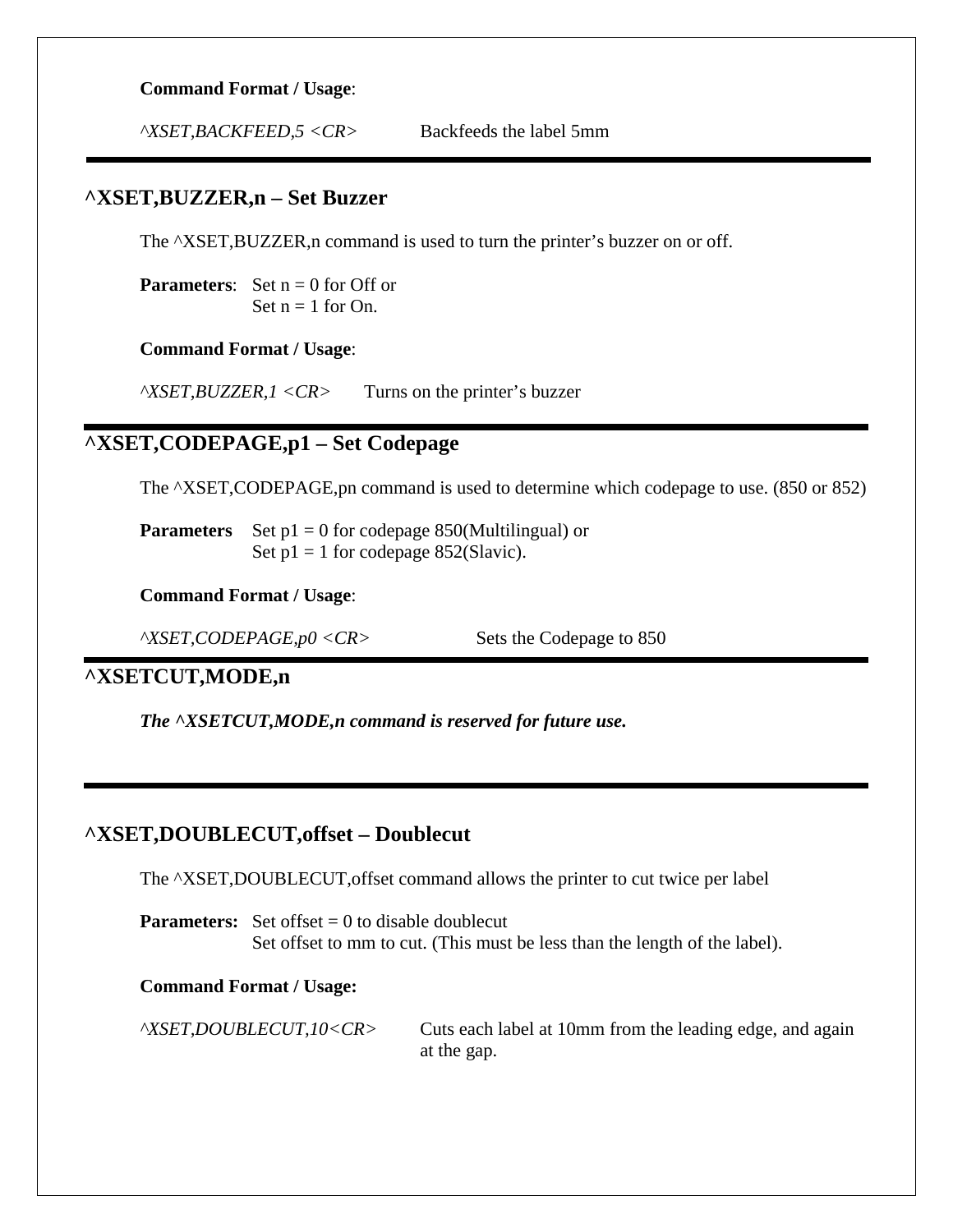**Command Format / Usage**:

*^XSET,BACKFEED,5 <CR>* Backfeeds the label 5mm

---

## ^XSET,BUZZER,n – Set Buzzer

The ^XSET,BUZZER,n command is used to turn the printer's buzzer on or off.

**Parameters**: Set n = 0 for Off or
Set n = 1 for On.

**Command Format / Usage**:

*^XSET,BUZZER,1 <CR>* Turns on the printer's buzzer

---

## ^XSET,CODEPAGE,p1 – Set Codepage

The ^XSET,CODEPAGE,pn command is used to determine which codepage to use. (850 or 852)

**Parameters** Set p1 = 0 for codepage 850(Multilingual) or
Set p1 = 1 for codepage 852(Slavic).

**Command Format / Usage**:

*^XSET,CODEPAGE,p0 <CR>* Sets the Codepage to 850

---

## ^XSETCUT,MODE,n

***The ^XSETCUT,MODE,n command is reserved for future use.***

---

## ^XSET,DOUBLECUT,offset – Doublecut

The ^XSET,DOUBLECUT,offset command allows the printer to cut twice per label

**Parameters:** Set offset = 0 to disable doublecut
Set offset to mm to cut. (This must be less than the length of the label).

**Command Format / Usage:**

*^XSET,DOUBLECUT,10<CR>* Cuts each label at 10mm from the leading edge, and again at the gap.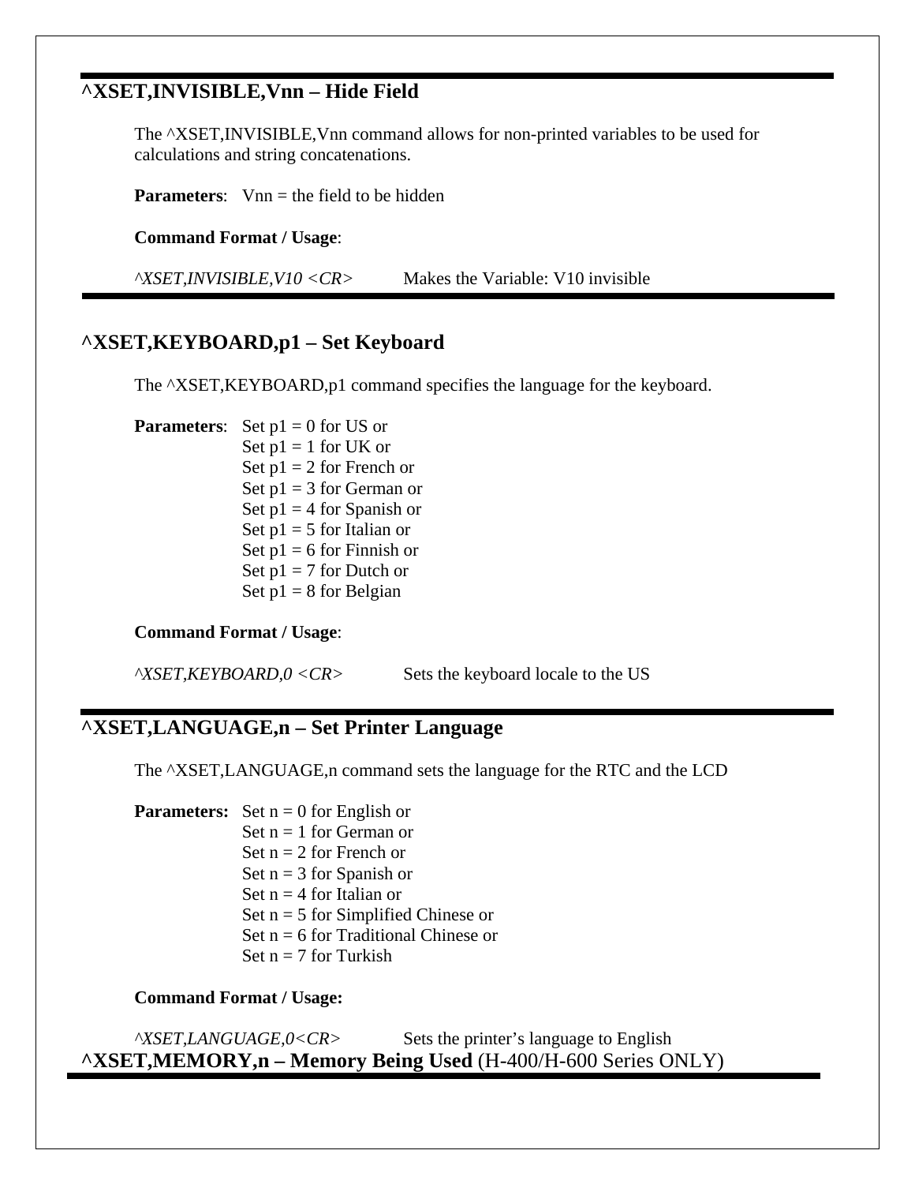## ^XSET,INVISIBLE,Vnn – Hide Field

The ^XSET,INVISIBLE,Vnn command allows for non-printed variables to be used for calculations and string concatenations.

**Parameters**: Vnn = the field to be hidden

**Command Format / Usage**:

*^XSET,INVISIBLE,V10 <CR>* Makes the Variable: V10 invisible

## ^XSET,KEYBOARD,p1 – Set Keyboard

The ^XSET,KEYBOARD,p1 command specifies the language for the keyboard.

**Parameters**: Set p1 = 0 for US or
Set p1 = 1 for UK or
Set p1 = 2 for French or
Set p1 = 3 for German or
Set p1 = 4 for Spanish or
Set p1 = 5 for Italian or
Set p1 = 6 for Finnish or
Set p1 = 7 for Dutch or
Set p1 = 8 for Belgian

**Command Format / Usage**:

*^XSET,KEYBOARD,0 <CR>* Sets the keyboard locale to the US

## ^XSET,LANGUAGE,n – Set Printer Language

The ^XSET,LANGUAGE,n command sets the language for the RTC and the LCD

**Parameters:** Set n = 0 for English or
Set n = 1 for German or
Set n = 2 for French or
Set n = 3 for Spanish or
Set n = 4 for Italian or
Set n = 5 for Simplified Chinese or
Set n = 6 for Traditional Chinese or
Set n = 7 for Turkish

**Command Format / Usage:**

*^XSET,LANGUAGE,0<CR>* Sets the printer's language to English

## ^XSET,MEMORY,n – Memory Being Used (H-400/H-600 Series ONLY)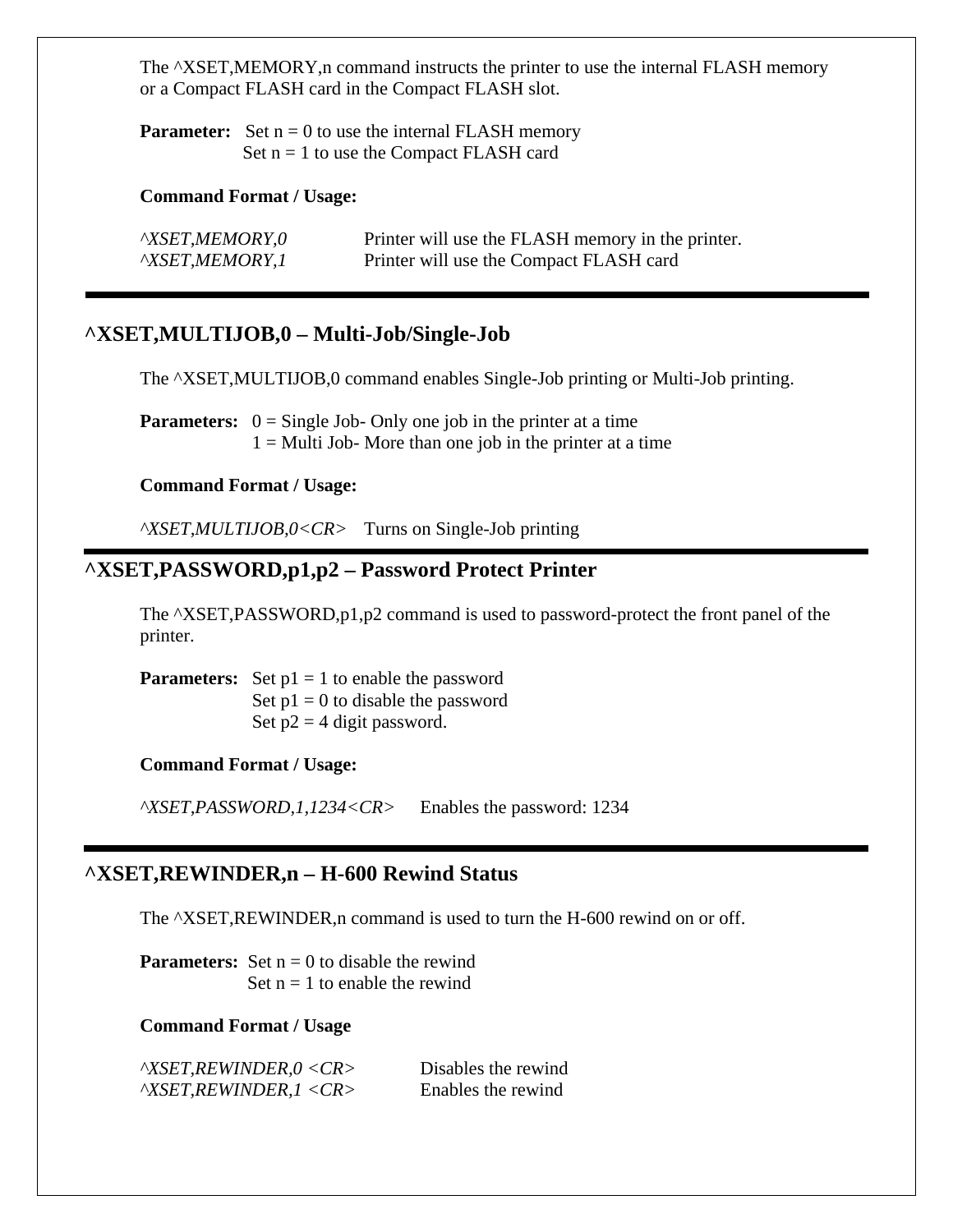The ^XSET,MEMORY,n command instructs the printer to use the internal FLASH memory or a Compact FLASH card in the Compact FLASH slot.

**Parameter:** Set n = 0 to use the internal FLASH memory
Set n = 1 to use the Compact FLASH card

**Command Format / Usage:**

| | |
|---|---|
| *^XSET,MEMORY,0* | Printer will use the FLASH memory in the printer. |
| *^XSET,MEMORY,1* | Printer will use the Compact FLASH card |

---

## ^XSET,MULTIJOB,0 – Multi-Job/Single-Job

The ^XSET,MULTIJOB,0 command enables Single-Job printing or Multi-Job printing.

**Parameters:** 0 = Single Job- Only one job in the printer at a time
1 = Multi Job- More than one job in the printer at a time

**Command Format / Usage:**

*^XSET,MULTIJOB,0<CR>* Turns on Single-Job printing

---

## ^XSET,PASSWORD,p1,p2 – Password Protect Printer

The ^XSET,PASSWORD,p1,p2 command is used to password-protect the front panel of the printer.

**Parameters:** Set p1 = 1 to enable the password
Set p1 = 0 to disable the password
Set p2 = 4 digit password.

**Command Format / Usage:**

*^XSET,PASSWORD,1,1234<CR>* Enables the password: 1234

---

## ^XSET,REWINDER,n – H-600 Rewind Status

The ^XSET,REWINDER,n command is used to turn the H-600 rewind on or off.

**Parameters:** Set n = 0 to disable the rewind
Set n = 1 to enable the rewind

**Command Format / Usage**

| | |
|---|---|
| *^XSET,REWINDER,0 <CR>* | Disables the rewind |
| *^XSET,REWINDER,1 <CR>* | Enables the rewind |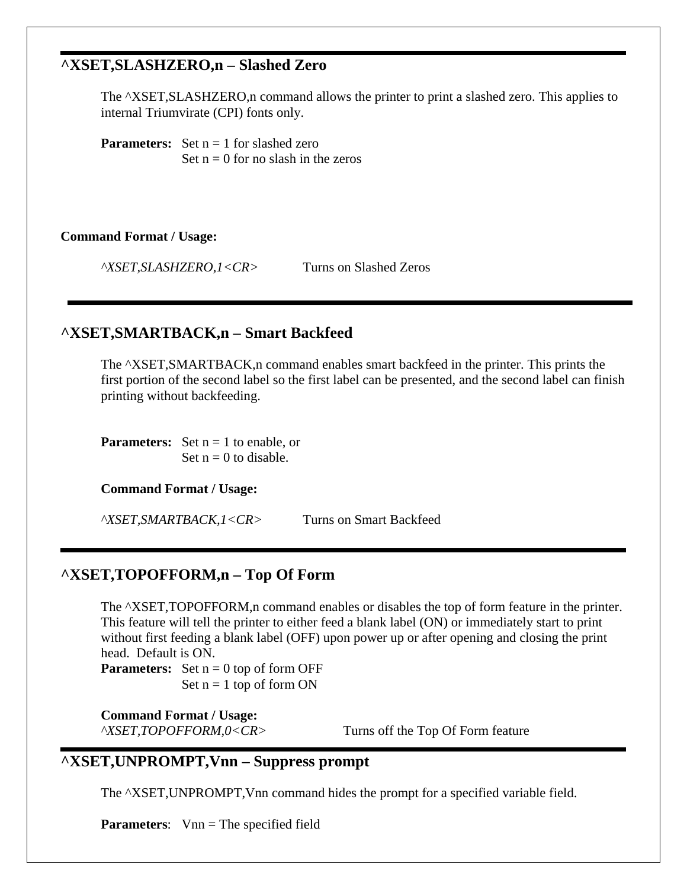## ^XSET,SLASHZERO,n – Slashed Zero

The ^XSET,SLASHZERO,n command allows the printer to print a slashed zero. This applies to internal Triumvirate (CPI) fonts only.

**Parameters:** Set n = 1 for slashed zero
Set n = 0 for no slash in the zeros

**Command Format / Usage:**

*^XSET,SLASHZERO,1<CR>* Turns on Slashed Zeros

---

## ^XSET,SMARTBACK,n – Smart Backfeed

The ^XSET,SMARTBACK,n command enables smart backfeed in the printer. This prints the first portion of the second label so the first label can be presented, and the second label can finish printing without backfeeding.

**Parameters:** Set n = 1 to enable, or
Set n = 0 to disable.

**Command Format / Usage:**

*^XSET,SMARTBACK,1<CR>* Turns on Smart Backfeed

---

## ^XSET,TOPOFFORM,n – Top Of Form

The ^XSET,TOPOFFORM,n command enables or disables the top of form feature in the printer. This feature will tell the printer to either feed a blank label (ON) or immediately start to print without first feeding a blank label (OFF) upon power up or after opening and closing the print head. Default is ON.

**Parameters:** Set n = 0 top of form OFF
Set n = 1 top of form ON

**Command Format / Usage:**
*^XSET,TOPOFFORM,0<CR>* Turns off the Top Of Form feature

---

## ^XSET,UNPROMPT,Vnn – Suppress prompt

The ^XSET,UNPROMPT,Vnn command hides the prompt for a specified variable field.

**Parameters**: Vnn = The specified field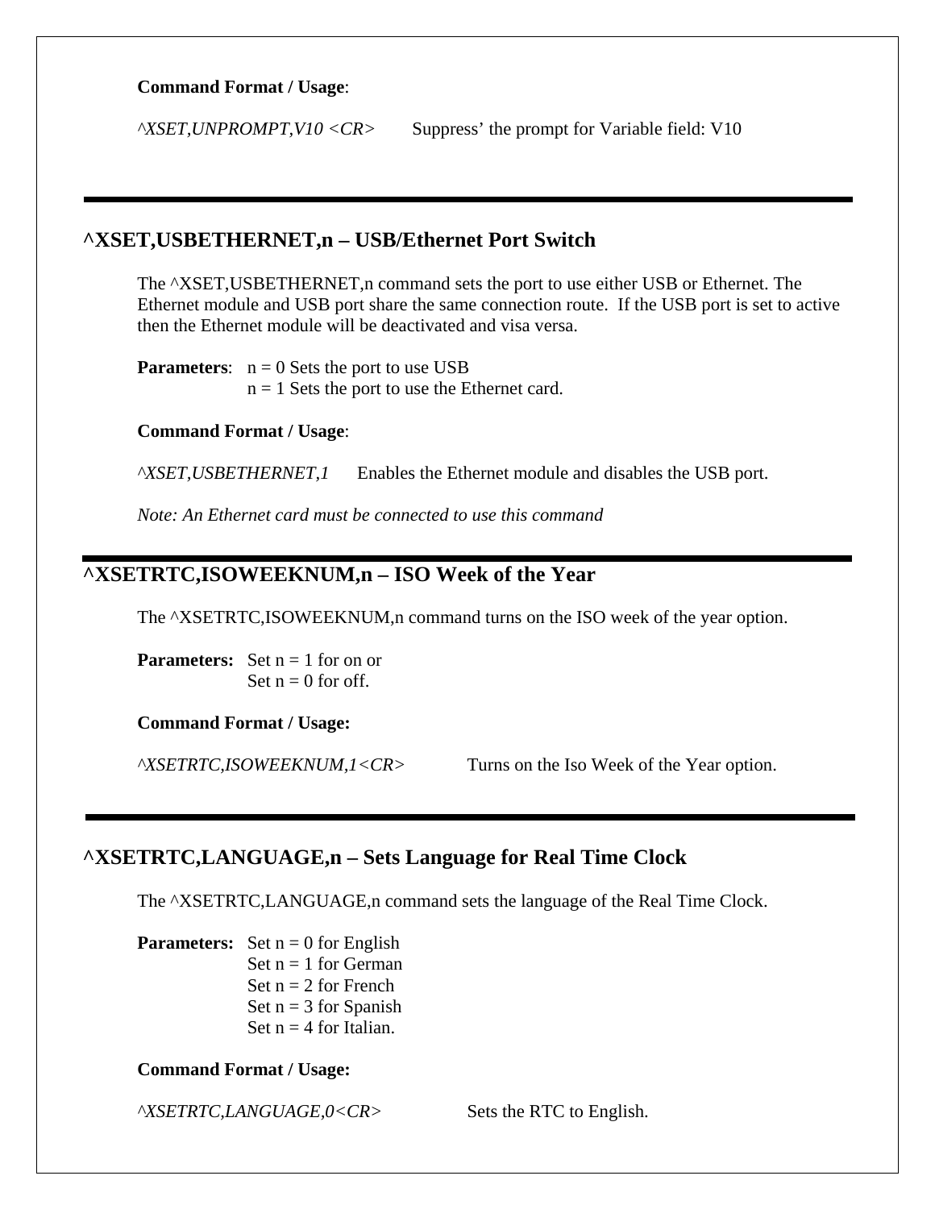**Command Format / Usage**:

*^XSET,UNPROMPT,V10 <CR>* Suppress' the prompt for Variable field: V10

---

## ^XSET,USBETHERNET,n – USB/Ethernet Port Switch

The ^XSET,USBETHERNET,n command sets the port to use either USB or Ethernet. The Ethernet module and USB port share the same connection route. If the USB port is set to active then the Ethernet module will be deactivated and visa versa.

**Parameters**: n = 0 Sets the port to use USB
n = 1 Sets the port to use the Ethernet card.

**Command Format / Usage**:

*^XSET,USBETHERNET,1* Enables the Ethernet module and disables the USB port.

*Note: An Ethernet card must be connected to use this command*

---

## ^XSETRTC,ISOWEEKNUM,n – ISO Week of the Year

The ^XSETRTC,ISOWEEKNUM,n command turns on the ISO week of the year option.

**Parameters:** Set n = 1 for on or
Set n = 0 for off.

**Command Format / Usage:**

*^XSETRTC,ISOWEEKNUM,1<CR>* Turns on the Iso Week of the Year option.

---

## ^XSETRTC,LANGUAGE,n – Sets Language for Real Time Clock

The ^XSETRTC,LANGUAGE,n command sets the language of the Real Time Clock.

**Parameters:** Set n = 0 for English
Set n = 1 for German
Set n = 2 for French
Set n = 3 for Spanish
Set n = 4 for Italian.

**Command Format / Usage:**

*^XSETRTC,LANGUAGE,0<CR>* Sets the RTC to English.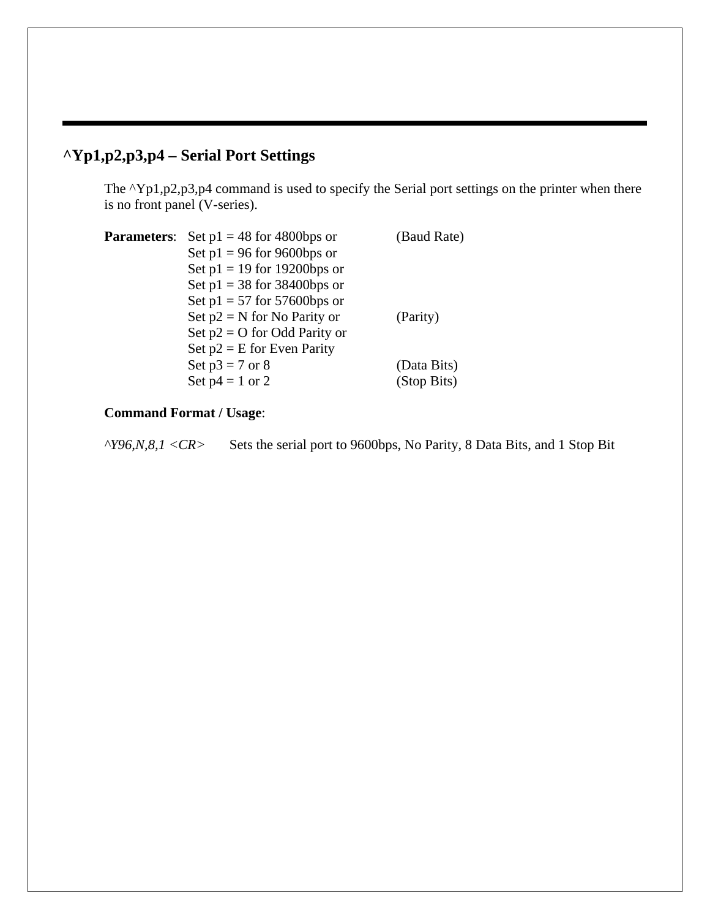## ^Yp1,p2,p3,p4 – Serial Port Settings

The ^Yp1,p2,p3,p4 command is used to specify the Serial port settings on the printer when there is no front panel (V-series).

**Parameters**:

| | |
|---|---|
| Set p1 = 48 for 4800bps or | (Baud Rate) |
| Set p1 = 96 for 9600bps or | |
| Set p1 = 19 for 19200bps or | |
| Set p1 = 38 for 38400bps or | |
| Set p1 = 57 for 57600bps or | |
| Set p2 = N for No Parity or | (Parity) |
| Set p2 = O for Odd Parity or | |
| Set p2 = E for Even Parity | |
| Set p3 = 7 or 8 | (Data Bits) |
| Set p4 = 1 or 2 | (Stop Bits) |

**Command Format / Usage**:

*^Y96,N,8,1 <CR>* Sets the serial port to 9600bps, No Parity, 8 Data Bits, and 1 Stop Bit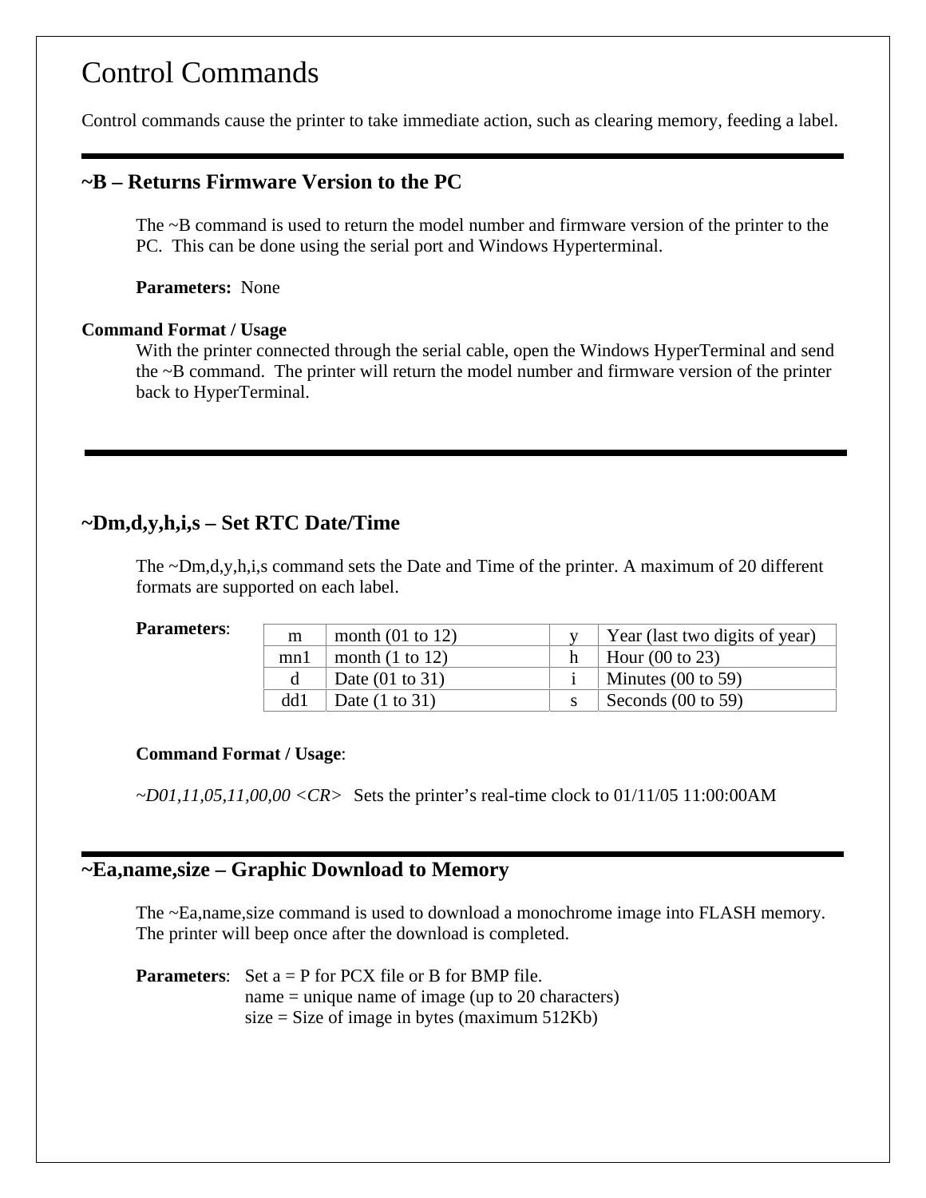# Control Commands

Control commands cause the printer to take immediate action, such as clearing memory, feeding a label.

---

## ~B – Returns Firmware Version to the PC

The ~B command is used to return the model number and firmware version of the printer to the PC. This can be done using the serial port and Windows Hyperterminal.

**Parameters:** None

**Command Format / Usage**

With the printer connected through the serial cable, open the Windows HyperTerminal and send the ~B command. The printer will return the model number and firmware version of the printer back to HyperTerminal.

---

## ~Dm,d,y,h,i,s – Set RTC Date/Time

The ~Dm,d,y,h,i,s command sets the Date and Time of the printer. A maximum of 20 different formats are supported on each label.

**Parameters**:

| m | month (01 to 12) | y | Year (last two digits of year) |
|---|---|---|---|
| mn1 | month (1 to 12) | h | Hour (00 to 23) |
| d | Date (01 to 31) | i | Minutes (00 to 59) |
| dd1 | Date (1 to 31) | s | Seconds (00 to 59) |

**Command Format / Usage**:

*~D01,11,05,11,00,00 <CR>* Sets the printer's real-time clock to 01/11/05 11:00:00AM

---

## ~Ea,name,size – Graphic Download to Memory

The ~Ea,name,size command is used to download a monochrome image into FLASH memory. The printer will beep once after the download is completed.

**Parameters**: Set a = P for PCX file or B for BMP file.
name = unique name of image (up to 20 characters)
size = Size of image in bytes (maximum 512Kb)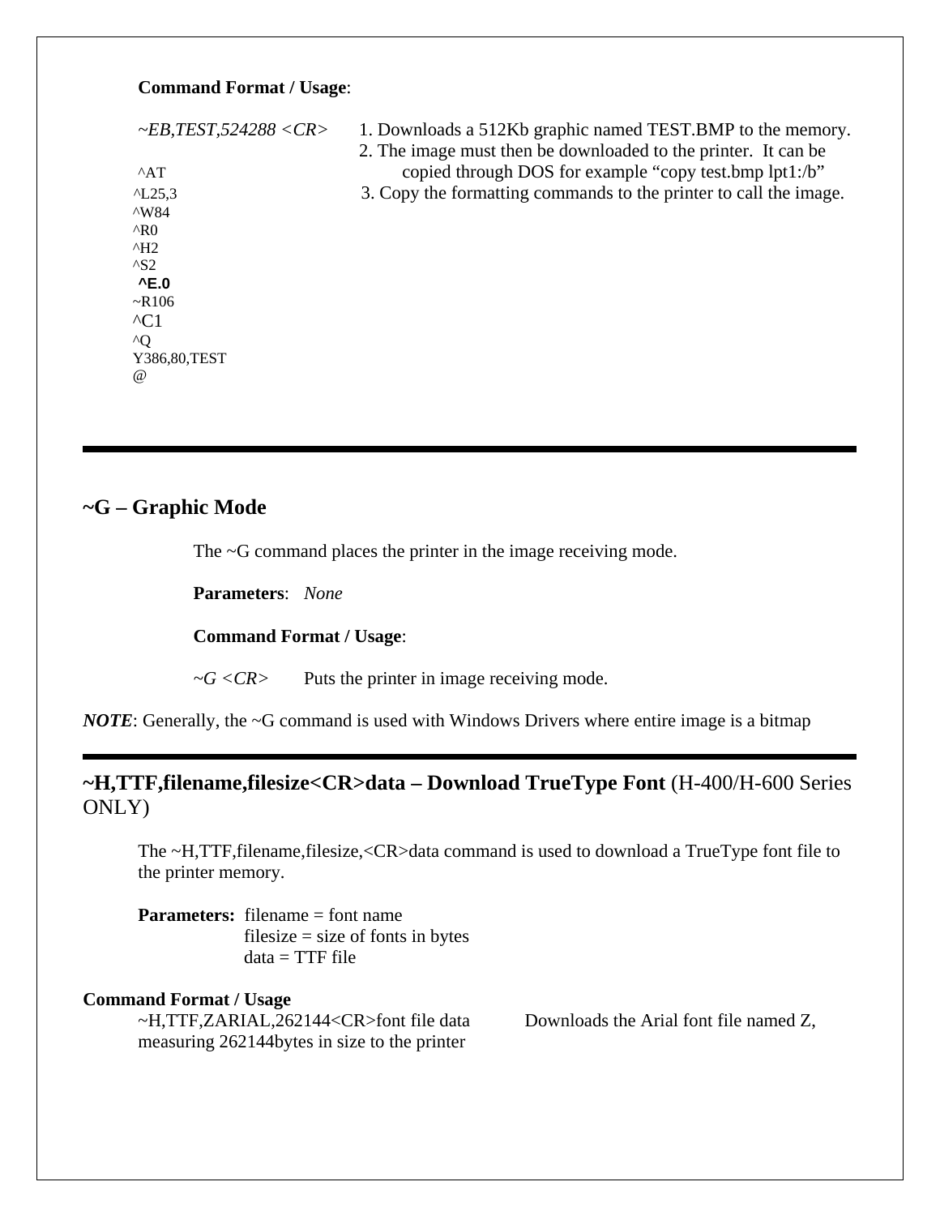**Command Format / Usage**:

*~EB,TEST,524288 <CR>* 1. Downloads a 512Kb graphic named TEST.BMP to the memory.

2. The image must then be downloaded to the printer. It can be copied through DOS for example “copy test.bmp lpt1:/b”

3. Copy the formatting commands to the printer to call the image.

```
^AT
^L25,3
^W84
^R0
^H2
^S2
^E.0
~R106
^C1
^Q
Y386,80,TEST
@
```

---

## ~G – Graphic Mode

The ~G command places the printer in the image receiving mode.

**Parameters**: *None*

**Command Format / Usage**:

*~G <CR>* Puts the printer in image receiving mode.

***NOTE***: Generally, the ~G command is used with Windows Drivers where entire image is a bitmap

---

## ~H,TTF,filename,filesize<CR>data – Download TrueType Font (H-400/H-600 Series ONLY)

The ~H,TTF,filename,filesize,<CR>data command is used to download a TrueType font file to the printer memory.

**Parameters:** filename = font name
filesize = size of fonts in bytes
data = TTF file

**Command Format / Usage**

~H,TTF,ZARIAL,262144<CR>font file data Downloads the Arial font file named Z, measuring 262144bytes in size to the printer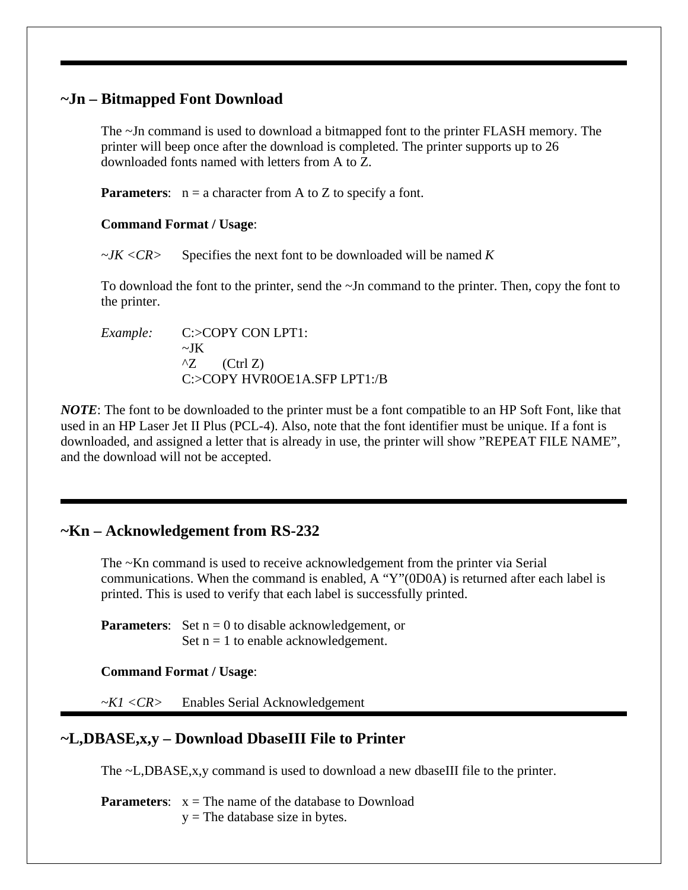## ~Jn – Bitmapped Font Download

The ~Jn command is used to download a bitmapped font to the printer FLASH memory. The printer will beep once after the download is completed. The printer supports up to 26 downloaded fonts named with letters from A to Z.

**Parameters**: n = a character from A to Z to specify a font.

**Command Format / Usage**:

*~JK <CR>* Specifies the next font to be downloaded will be named *K*

To download the font to the printer, send the ~Jn command to the printer. Then, copy the font to the printer.

*Example:*

```
C:>COPY CON LPT1:
~JK
^Z      (Ctrl Z)
C:>COPY HVR0OE1A.SFP LPT1:/B
```

***NOTE***: The font to be downloaded to the printer must be a font compatible to an HP Soft Font, like that used in an HP Laser Jet II Plus (PCL-4). Also, note that the font identifier must be unique. If a font is downloaded, and assigned a letter that is already in use, the printer will show "REPEAT FILE NAME", and the download will not be accepted.

---

## ~Kn – Acknowledgement from RS-232

The ~Kn command is used to receive acknowledgement from the printer via Serial communications. When the command is enabled, A "Y"(0D0A) is returned after each label is printed. This is used to verify that each label is successfully printed.

**Parameters**: Set n = 0 to disable acknowledgement, or
Set n = 1 to enable acknowledgement.

**Command Format / Usage**:

*~K1 <CR>* Enables Serial Acknowledgement

---

## ~L,DBASE,x,y – Download DbaseIII File to Printer

The ~L,DBASE,x,y command is used to download a new dbaseIII file to the printer.

**Parameters**: x = The name of the database to Download
y = The database size in bytes.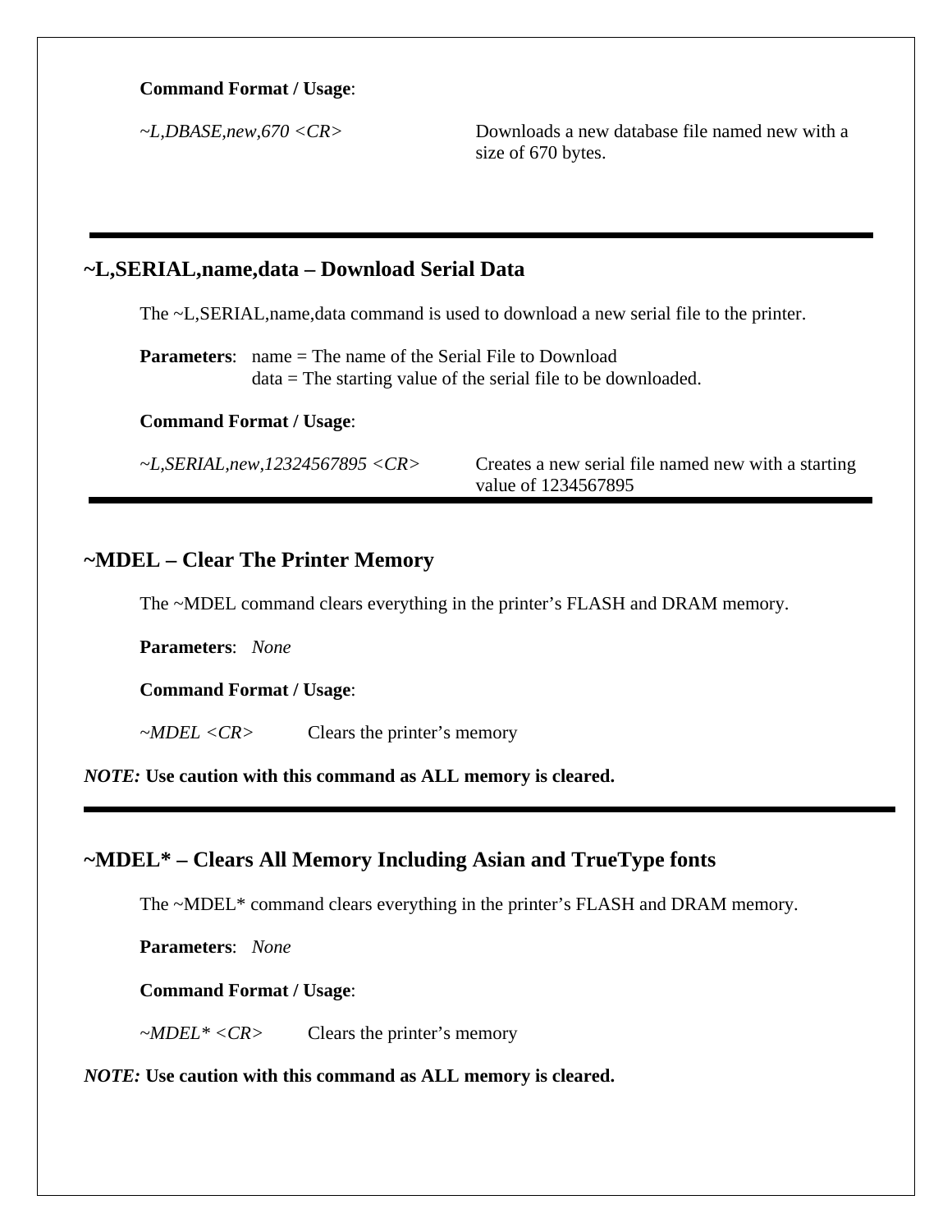**Command Format / Usage**:

| | |
|---|---|
| *~L,DBASE,new,670 <CR>* | Downloads a new database file named new with a size of 670 bytes. |

---

## ~L,SERIAL,name,data – Download Serial Data

The ~L,SERIAL,name,data command is used to download a new serial file to the printer.

**Parameters**: name = The name of the Serial File to Download
data = The starting value of the serial file to be downloaded.

**Command Format / Usage**:

| | |
|---|---|
| *~L,SERIAL,new,12324567895 <CR>* | Creates a new serial file named new with a starting value of 1234567895 |

---

## ~MDEL – Clear The Printer Memory

The ~MDEL command clears everything in the printer's FLASH and DRAM memory.

**Parameters**: *None*

**Command Format / Usage**:

| | |
|---|---|
| *~MDEL <CR>* | Clears the printer's memory |

***NOTE:* Use caution with this command as ALL memory is cleared.**

---

## ~MDEL* – Clears All Memory Including Asian and TrueType fonts

The ~MDEL* command clears everything in the printer's FLASH and DRAM memory.

**Parameters**: *None*

**Command Format / Usage**:

| | |
|---|---|
| *~MDEL* <CR>* | Clears the printer's memory |

***NOTE:* Use caution with this command as ALL memory is cleared.**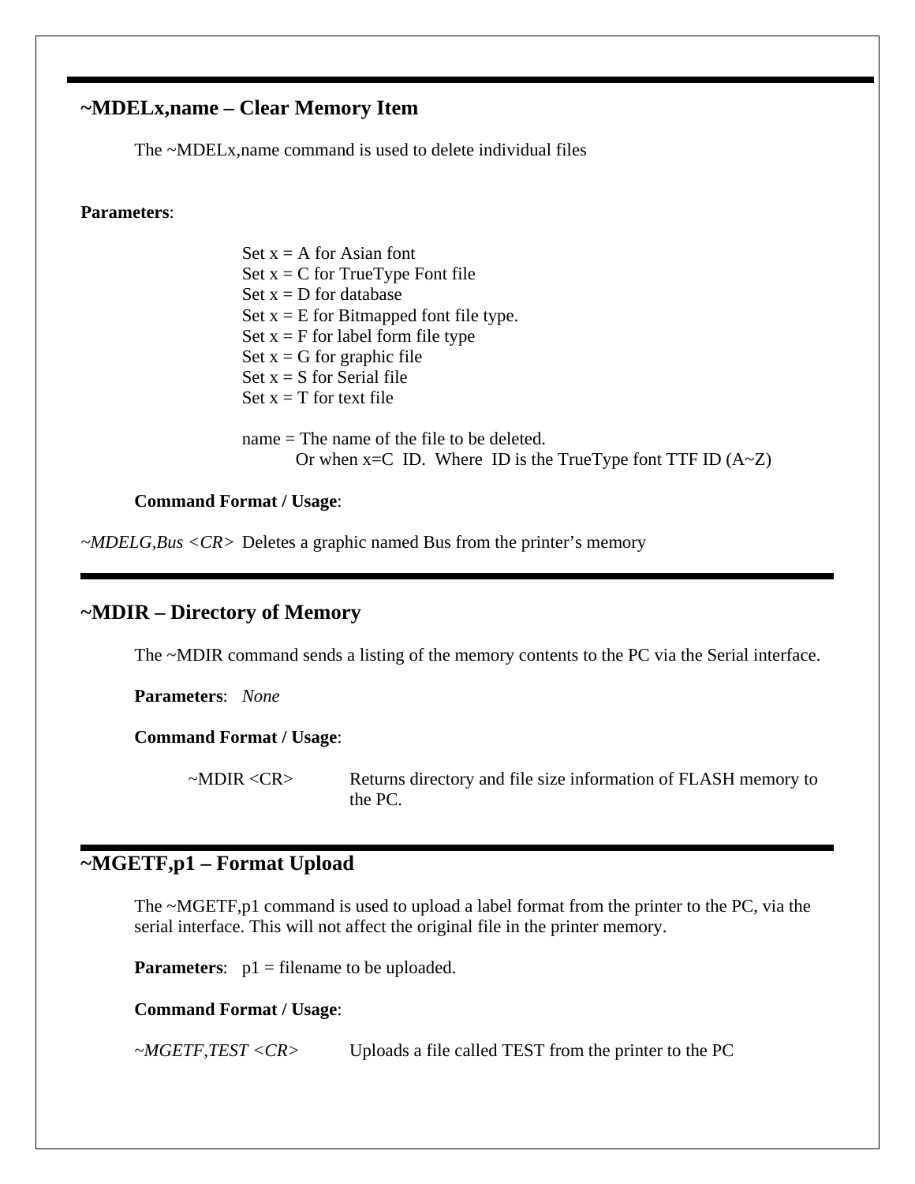## ~MDELx,name – Clear Memory Item

The ~MDELx,name command is used to delete individual files

**Parameters**:

Set x = A for Asian font
Set x = C for TrueType Font file
Set x = D for database
Set x = E for Bitmapped font file type.
Set x = F for label form file type
Set x = G for graphic file
Set x = S for Serial file
Set x = T for text file

name = The name of the file to be deleted.
Or when x=C ID. Where ID is the TrueType font TTF ID (A~Z)

**Command Format / Usage**:

*~MDELG,Bus <CR>* Deletes a graphic named Bus from the printer's memory

## ~MDIR – Directory of Memory

The ~MDIR command sends a listing of the memory contents to the PC via the Serial interface.

**Parameters**: *None*

**Command Format / Usage**:

~MDIR <CR> Returns directory and file size information of FLASH memory to the PC.

## ~MGETF,p1 – Format Upload

The ~MGETF,p1 command is used to upload a label format from the printer to the PC, via the serial interface. This will not affect the original file in the printer memory.

**Parameters**: p1 = filename to be uploaded.

**Command Format / Usage**:

*~MGETF,TEST <CR>* Uploads a file called TEST from the printer to the PC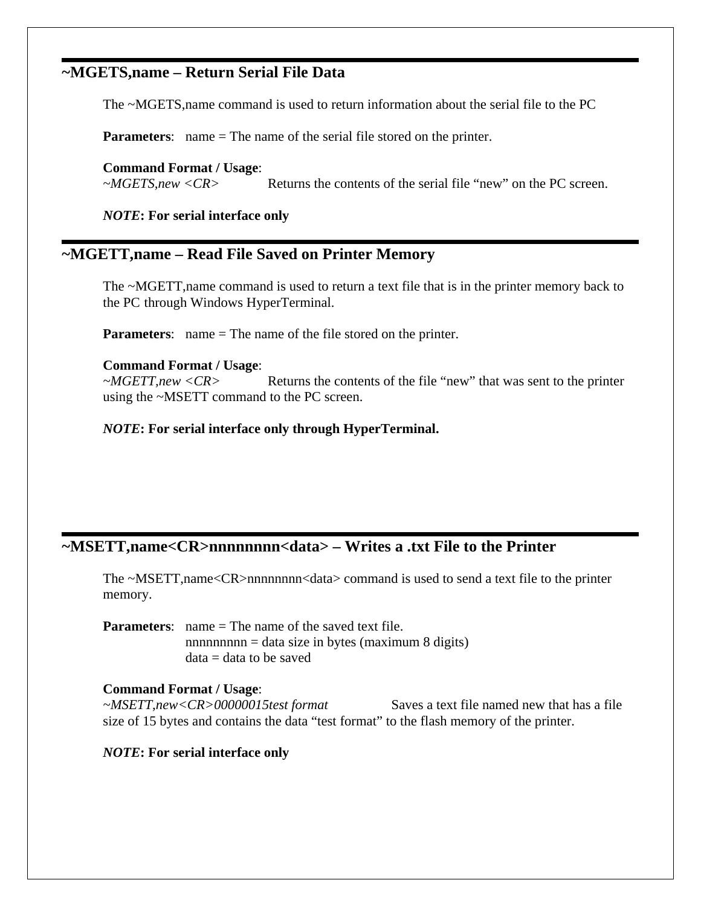## ~MGETS,name – Return Serial File Data

The ~MGETS,name command is used to return information about the serial file to the PC

**Parameters**: name = The name of the serial file stored on the printer.

**Command Format / Usage**:
*~MGETS,new <CR>* Returns the contents of the serial file "new" on the PC screen.

***NOTE*: For serial interface only**

## ~MGETT,name – Read File Saved on Printer Memory

The ~MGETT,name command is used to return a text file that is in the printer memory back to the PC through Windows HyperTerminal.

**Parameters**: name = The name of the file stored on the printer.

**Command Format / Usage**:
*~MGETT,new <CR>* Returns the contents of the file "new" that was sent to the printer using the ~MSETT command to the PC screen.

***NOTE*: For serial interface only through HyperTerminal.**

## ~MSETT,name<CR>nnnnnnnn<data> – Writes a .txt File to the Printer

The ~MSETT,name<CR>nnnnnnnn<data> command is used to send a text file to the printer memory.

**Parameters**: name = The name of the saved text file.
nnnnnnnn = data size in bytes (maximum 8 digits)
data = data to be saved

**Command Format / Usage**:
*~MSETT,new<CR>00000015test format* Saves a text file named new that has a file size of 15 bytes and contains the data "test format" to the flash memory of the printer.

***NOTE*: For serial interface only**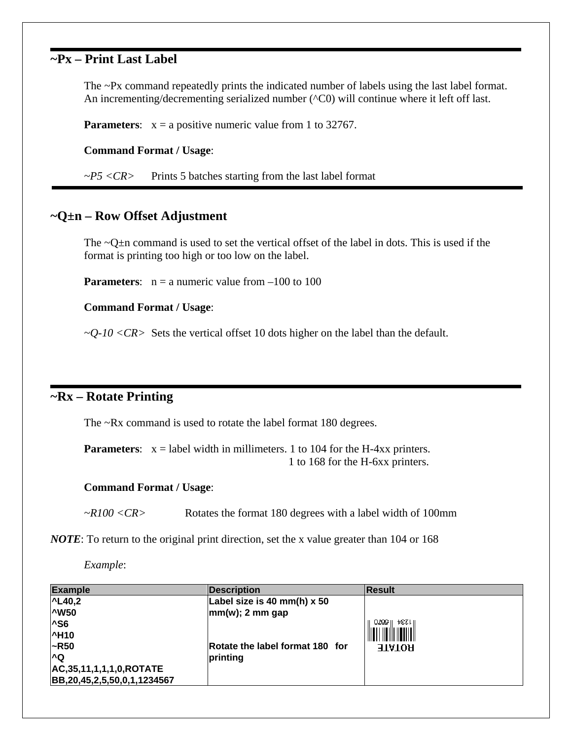## ~Px – Print Last Label

The ~Px command repeatedly prints the indicated number of labels using the last label format. An incrementing/decrementing serialized number (^C0) will continue where it left off last.

**Parameters**: x = a positive numeric value from 1 to 32767.

**Command Format / Usage**:

*~P5 <CR>* Prints 5 batches starting from the last label format

## ~Q±n – Row Offset Adjustment

The ~Q±n command is used to set the vertical offset of the label in dots. This is used if the format is printing too high or too low on the label.

**Parameters**: n = a numeric value from –100 to 100

**Command Format / Usage**:

*~Q-10 <CR>* Sets the vertical offset 10 dots higher on the label than the default.

## ~Rx – Rotate Printing

The ~Rx command is used to rotate the label format 180 degrees.

**Parameters**: x = label width in millimeters. 1 to 104 for the H-4xx printers.
1 to 168 for the H-6xx printers.

**Command Format / Usage**:

*~R100 <CR>* Rotates the format 180 degrees with a label width of 100mm

***NOTE***: To return to the original print direction, set the x value greater than 104 or 168

*Example*:

| Example | Description | Result |
|---|---|---|
| ^L40,2<br>^W50<br>^S6<br>^H10<br>~R50<br>^Q<br>AC,35,11,1,1,1,0,ROTATE<br>BB,20,45,2,5,50,0,1,1234567 | Label size is 40 mm(h) x 50 mm(w); 2 mm gap<br><br>Rotate the label format 180 for printing | |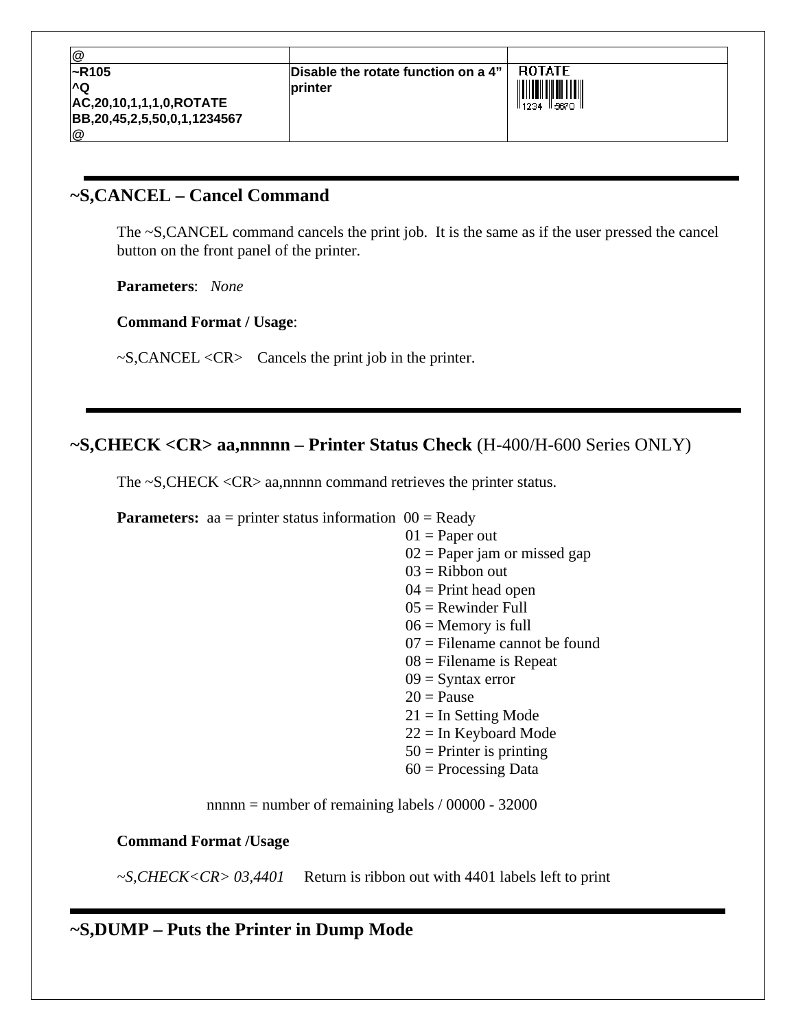| @ | | |
|---|---|---|
| ~R105<br>^Q<br>AC,20,10,1,1,1,0,ROTATE<br>BB,20,45,2,5,50,0,1,1234567<br>@ | Disable the rotate function on a 4" printer | ROTATE<br>1234 5670 |

## ~S,CANCEL – Cancel Command

The ~S,CANCEL command cancels the print job. It is the same as if the user pressed the cancel button on the front panel of the printer.

**Parameters**: *None*

**Command Format / Usage**:

~S,CANCEL <CR>    Cancels the print job in the printer.

## ~S,CHECK <CR> aa,nnnnn – Printer Status Check (H-400/H-600 Series ONLY)

The ~S,CHECK <CR> aa,nnnnn command retrieves the printer status.

**Parameters:** aa = printer status information

- 00 = Ready
- 01 = Paper out
- 02 = Paper jam or missed gap
- 03 = Ribbon out
- 04 = Print head open
- 05 = Rewinder Full
- 06 = Memory is full
- 07 = Filename cannot be found
- 08 = Filename is Repeat
- 09 = Syntax error
- 20 = Pause
- 21 = In Setting Mode
- 22 = In Keyboard Mode
- 50 = Printer is printing
- 60 = Processing Data

nnnnn = number of remaining labels / 00000 - 32000

**Command Format /Usage**

*~S,CHECK<CR> 03,4401*     Return is ribbon out with 4401 labels left to print

## ~S,DUMP – Puts the Printer in Dump Mode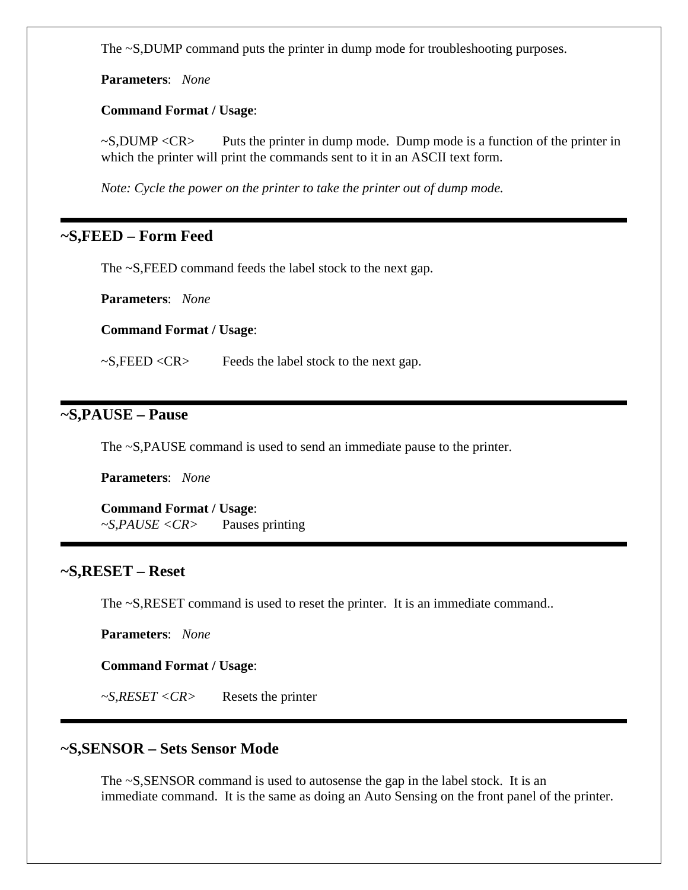The ~S,DUMP command puts the printer in dump mode for troubleshooting purposes.

**Parameters**: *None*

**Command Format / Usage**:

~S,DUMP <CR>     Puts the printer in dump mode. Dump mode is a function of the printer in which the printer will print the commands sent to it in an ASCII text form.

*Note: Cycle the power on the printer to take the printer out of dump mode.*

---

## ~S,FEED – Form Feed

The ~S,FEED command feeds the label stock to the next gap.

**Parameters**: *None*

**Command Format / Usage**:

~S,FEED <CR>     Feeds the label stock to the next gap.

---

## ~S,PAUSE – Pause

The ~S,PAUSE command is used to send an immediate pause to the printer.

**Parameters**: *None*

**Command Format / Usage**:
*~S,PAUSE <CR>*     Pauses printing

---

## ~S,RESET – Reset

The ~S,RESET command is used to reset the printer. It is an immediate command..

**Parameters**: *None*

**Command Format / Usage**:

*~S,RESET <CR>*     Resets the printer

---

## ~S,SENSOR – Sets Sensor Mode

The ~S,SENSOR command is used to autosense the gap in the label stock. It is an immediate command. It is the same as doing an Auto Sensing on the front panel of the printer.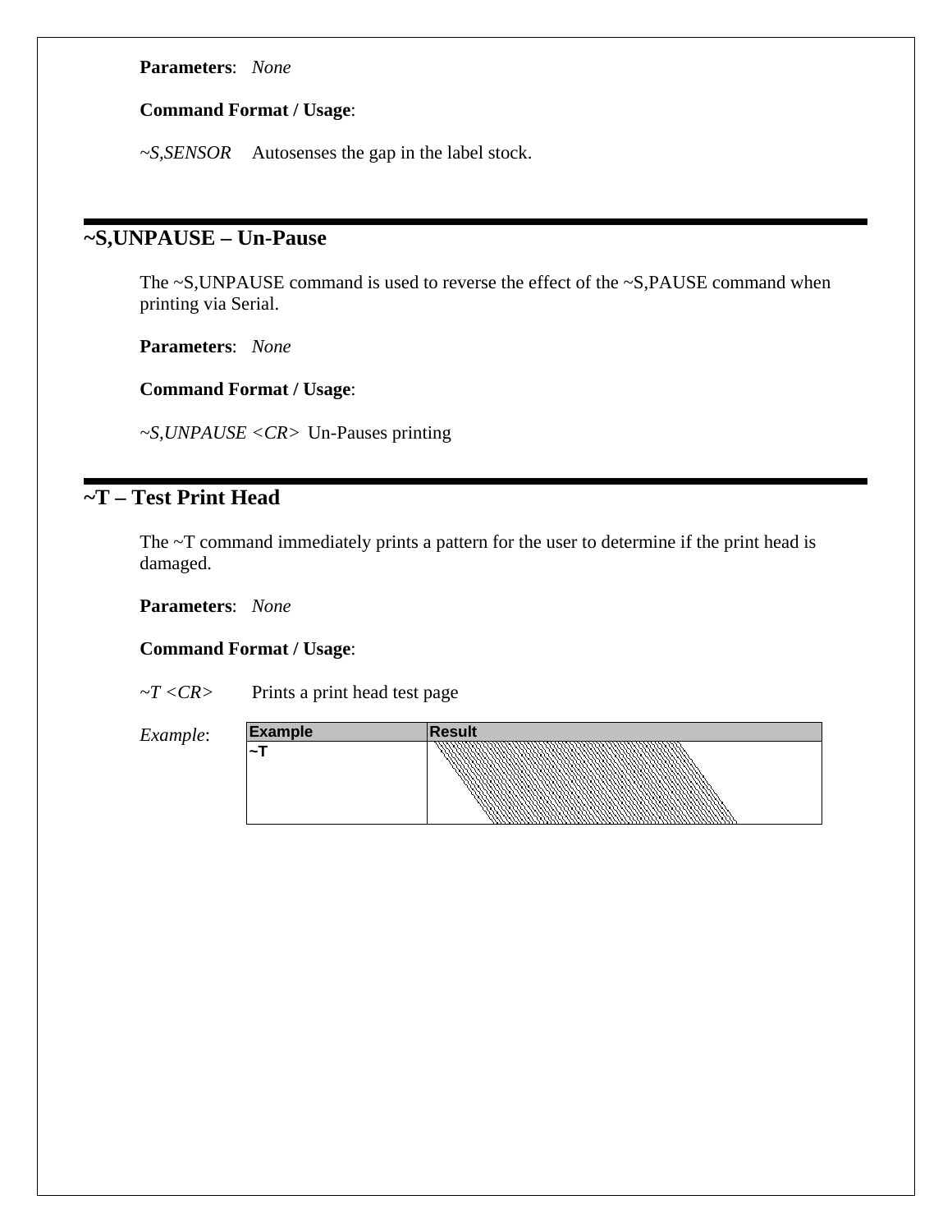**Parameters**: *None*

**Command Format / Usage**:

*~S,SENSOR* Autosenses the gap in the label stock.

## ~S,UNPAUSE – Un-Pause

The ~S,UNPAUSE command is used to reverse the effect of the ~S,PAUSE command when printing via Serial.

**Parameters**: *None*

**Command Format / Usage**:

*~S,UNPAUSE <CR>* Un-Pauses printing

## ~T – Test Print Head

The ~T command immediately prints a pattern for the user to determine if the print head is damaged.

**Parameters**: *None*

**Command Format / Usage**:

*~T <CR>* Prints a print head test page

*Example*:

| Example | Result |
|---|---|
| ~T | |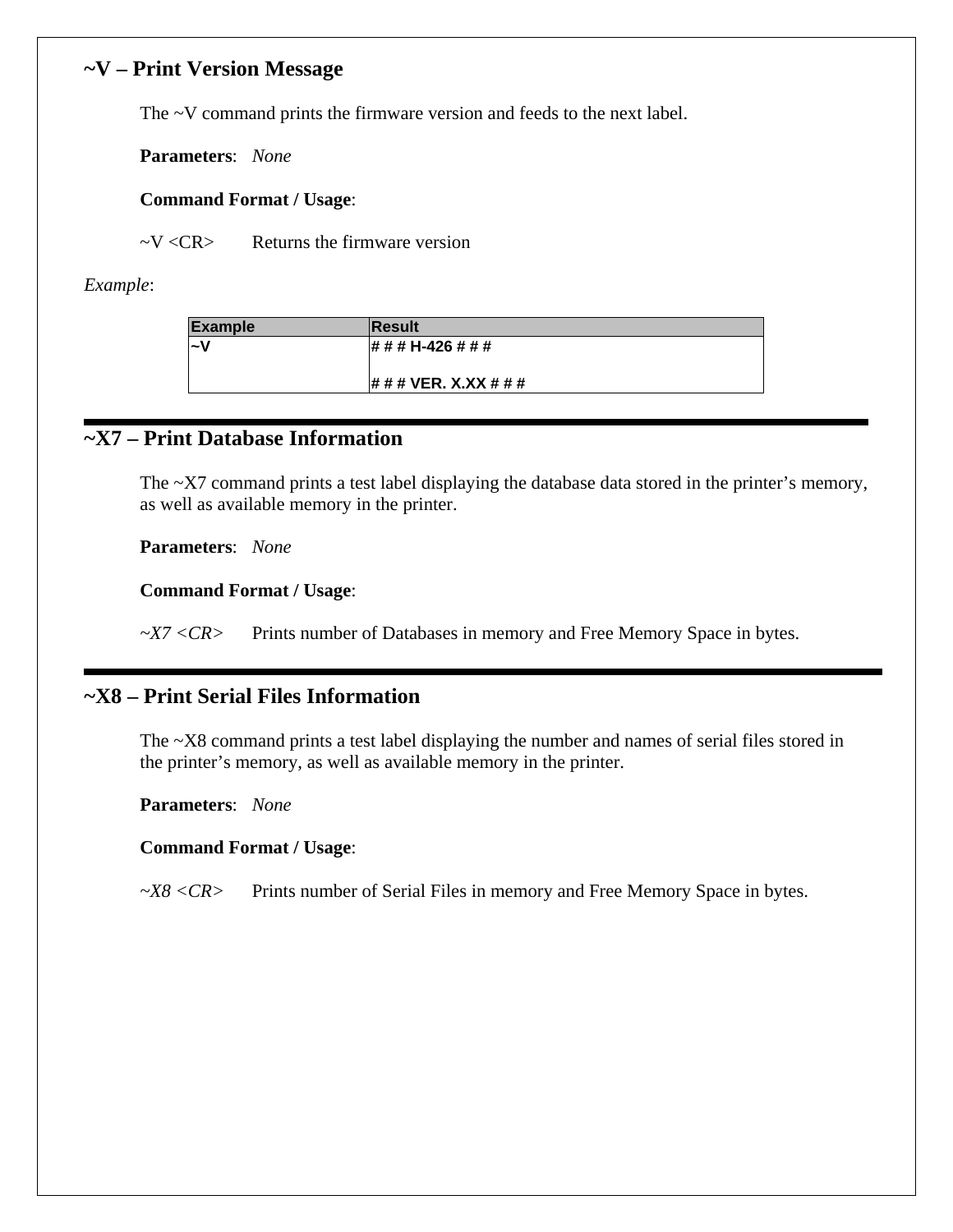## ~V – Print Version Message

The ~V command prints the firmware version and feeds to the next label.

**Parameters**: *None*

**Command Format / Usage**:

~V <CR>  Returns the firmware version

*Example*:

| Example | Result |
|---|---|
| ~V | # # # H-426 # # #<br><br># # # VER. X.XX # # # |

## ~X7 – Print Database Information

The ~X7 command prints a test label displaying the database data stored in the printer's memory, as well as available memory in the printer.

**Parameters**: *None*

**Command Format / Usage**:

*~X7 <CR>*  Prints number of Databases in memory and Free Memory Space in bytes.

## ~X8 – Print Serial Files Information

The ~X8 command prints a test label displaying the number and names of serial files stored in the printer's memory, as well as available memory in the printer.

**Parameters**: *None*

**Command Format / Usage**:

*~X8 <CR>*  Prints number of Serial Files in memory and Free Memory Space in bytes.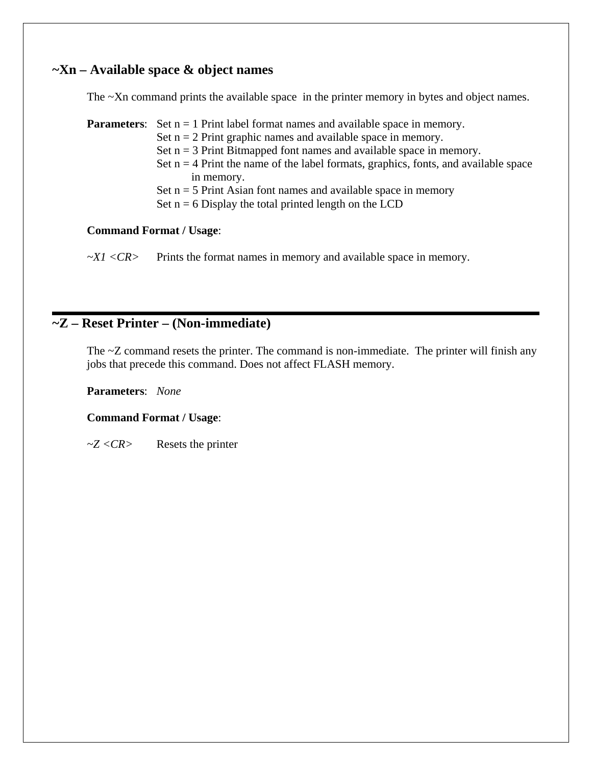## ~Xn – Available space & object names

The ~Xn command prints the available space in the printer memory in bytes and object names.

**Parameters**: Set n = 1 Print label format names and available space in memory.
Set n = 2 Print graphic names and available space in memory.
Set n = 3 Print Bitmapped font names and available space in memory.
Set n = 4 Print the name of the label formats, graphics, fonts, and available space in memory.
Set n = 5 Print Asian font names and available space in memory
Set n = 6 Display the total printed length on the LCD

**Command Format / Usage**:

*~X1 <CR>* Prints the format names in memory and available space in memory.

---

## ~Z – Reset Printer – (Non-immediate)

The ~Z command resets the printer. The command is non-immediate. The printer will finish any jobs that precede this command. Does not affect FLASH memory.

**Parameters**: *None*

**Command Format / Usage**:

*~Z <CR>* Resets the printer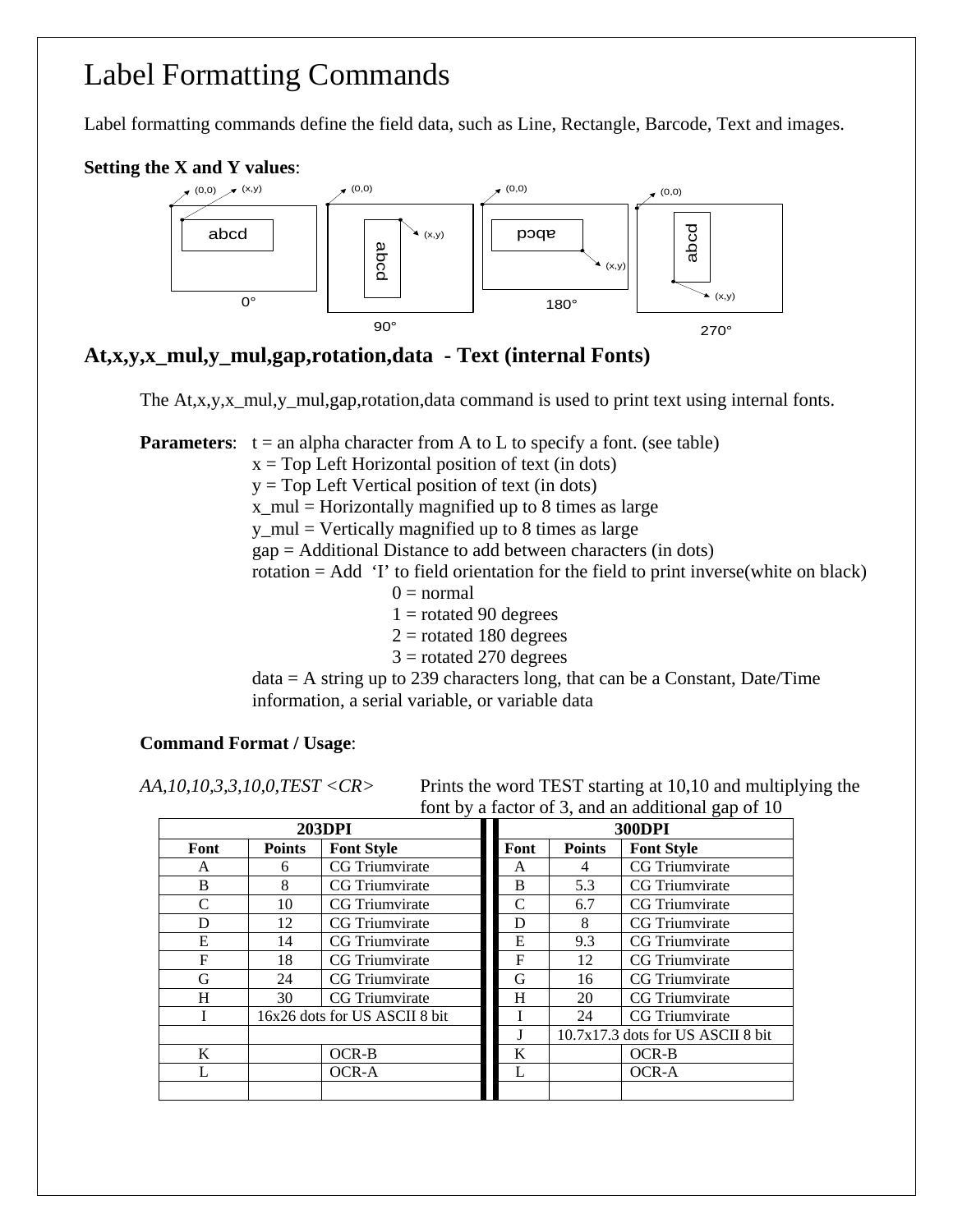# Label Formatting Commands

Label formatting commands define the field data, such as Line, Rectangle, Barcode, Text and images.

**Setting the X and Y values**:

## At,x,y,x_mul,y_mul,gap,rotation,data - Text (internal Fonts)

The At,x,y,x_mul,y_mul,gap,rotation,data command is used to print text using internal fonts.

**Parameters**: t = an alpha character from A to L to specify a font. (see table)
x = Top Left Horizontal position of text (in dots)
y = Top Left Vertical position of text (in dots)
x_mul = Horizontally magnified up to 8 times as large
y_mul = Vertically magnified up to 8 times as large
gap = Additional Distance to add between characters (in dots)
rotation = Add 'I' to field orientation for the field to print inverse(white on black)
0 = normal
1 = rotated 90 degrees
2 = rotated 180 degrees
3 = rotated 270 degrees
data = A string up to 239 characters long, that can be a Constant, Date/Time information, a serial variable, or variable data

**Command Format / Usage**:

*AA,10,10,3,3,10,0,TEST <CR>* Prints the word TEST starting at 10,10 and multiplying the font by a factor of 3, and an additional gap of 10

| 203DPI | | | 300DPI | | |
|---|---|---|---|---|---|
| **Font** | **Points** | **Font Style** | **Font** | **Points** | **Font Style** |
| A | 6 | CG Triumvirate | A | 4 | CG Triumvirate |
| B | 8 | CG Triumvirate | B | 5.3 | CG Triumvirate |
| C | 10 | CG Triumvirate | C | 6.7 | CG Triumvirate |
| D | 12 | CG Triumvirate | D | 8 | CG Triumvirate |
| E | 14 | CG Triumvirate | E | 9.3 | CG Triumvirate |
| F | 18 | CG Triumvirate | F | 12 | CG Triumvirate |
| G | 24 | CG Triumvirate | G | 16 | CG Triumvirate |
| H | 30 | CG Triumvirate | H | 20 | CG Triumvirate |
| I | 16x26 dots for US ASCII 8 bit | | I | 24 | CG Triumvirate |
| | | | J | 10.7x17.3 dots for US ASCII 8 bit | |
| K | | OCR-B | K | | OCR-B |
| L | | OCR-A | L | | OCR-A |
| | | | | | |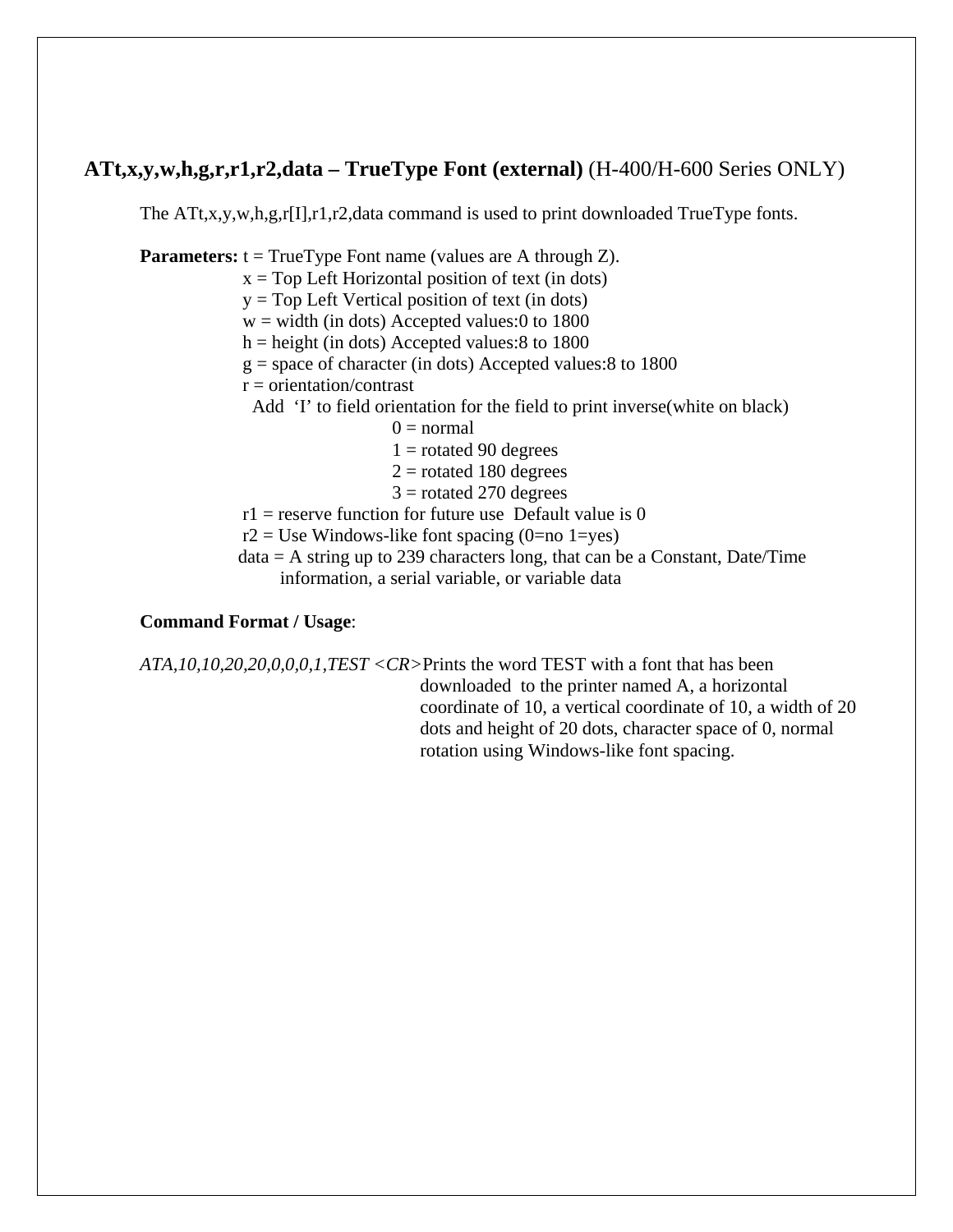## **ATt,x,y,w,h,g,r,r1,r2,data – TrueType Font (external)** (H-400/H-600 Series ONLY)

The ATt,x,y,w,h,g,r[I],r1,r2,data command is used to print downloaded TrueType fonts.

**Parameters:** t = TrueType Font name (values are A through Z).
x = Top Left Horizontal position of text (in dots)
y = Top Left Vertical position of text (in dots)
w = width (in dots) Accepted values:0 to 1800
h = height (in dots) Accepted values:8 to 1800
g = space of character (in dots) Accepted values:8 to 1800
r = orientation/contrast
Add 'I' to field orientation for the field to print inverse(white on black)
0 = normal
1 = rotated 90 degrees
2 = rotated 180 degrees
3 = rotated 270 degrees
r1 = reserve function for future use Default value is 0
r2 = Use Windows-like font spacing (0=no 1=yes)
data = A string up to 239 characters long, that can be a Constant, Date/Time information, a serial variable, or variable data

**Command Format / Usage**:

*ATA,10,10,20,20,0,0,0,1,TEST <CR>* Prints the word TEST with a font that has been downloaded to the printer named A, a horizontal coordinate of 10, a vertical coordinate of 10, a width of 20 dots and height of 20 dots, character space of 0, normal rotation using Windows-like font spacing.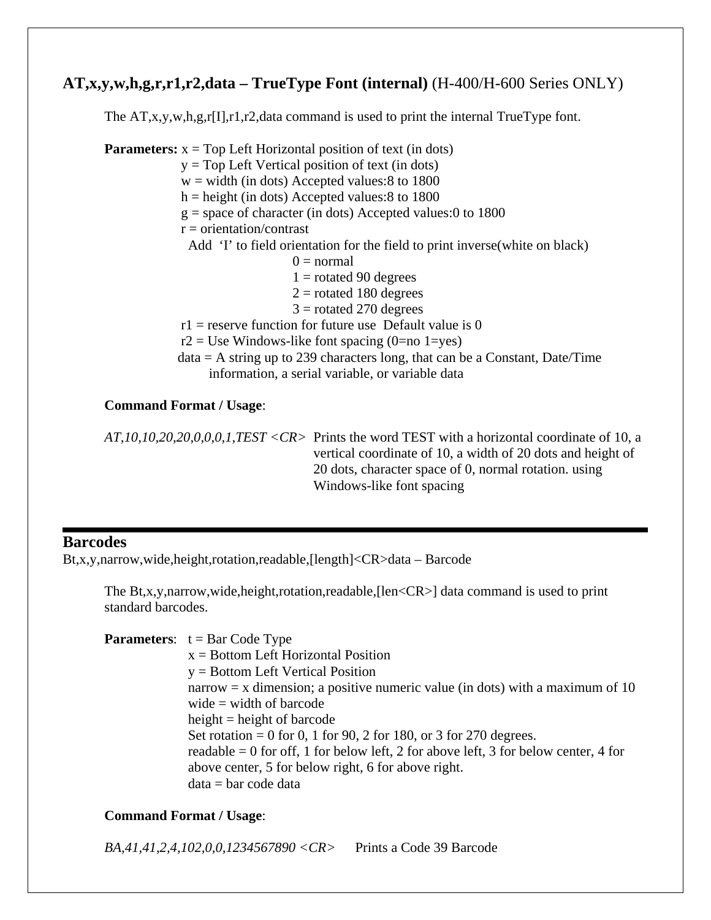### **AT,x,y,w,h,g,r,r1,r2,data – TrueType Font (internal)** (H-400/H-600 Series ONLY)

The AT,x,y,w,h,g,r[I],r1,r2,data command is used to print the internal TrueType font.

**Parameters:** x = Top Left Horizontal position of text (in dots)
y = Top Left Vertical position of text (in dots)
w = width (in dots) Accepted values:8 to 1800
h = height (in dots) Accepted values:8 to 1800
g = space of character (in dots) Accepted values:0 to 1800
r = orientation/contrast
Add 'I' to field orientation for the field to print inverse(white on black)
0 = normal
1 = rotated 90 degrees
2 = rotated 180 degrees
3 = rotated 270 degrees
r1 = reserve function for future use Default value is 0
r2 = Use Windows-like font spacing (0=no 1=yes)
data = A string up to 239 characters long, that can be a Constant, Date/Time information, a serial variable, or variable data

**Command Format / Usage**:

| | |
|---|---|
| *AT,10,10,20,20,0,0,0,1,TEST <CR>* | Prints the word TEST with a horizontal coordinate of 10, a vertical coordinate of 10, a width of 20 dots and height of 20 dots, character space of 0, normal rotation. using Windows-like font spacing |

---

## Barcodes

Bt,x,y,narrow,wide,height,rotation,readable,[length]<CR>data – Barcode

The Bt,x,y,narrow,wide,height,rotation,readable,[len<CR>] data command is used to print standard barcodes.

**Parameters**: t = Bar Code Type
x = Bottom Left Horizontal Position
y = Bottom Left Vertical Position
narrow = x dimension; a positive numeric value (in dots) with a maximum of 10
wide = width of barcode
height = height of barcode
Set rotation = 0 for 0, 1 for 90, 2 for 180, or 3 for 270 degrees.
readable = 0 for off, 1 for below left, 2 for above left, 3 for below center, 4 for above center, 5 for below right, 6 for above right.
data = bar code data

**Command Format / Usage**:

| | |
|---|---|
| *BA,41,41,2,4,102,0,0,1234567890 <CR>* | Prints a Code 39 Barcode |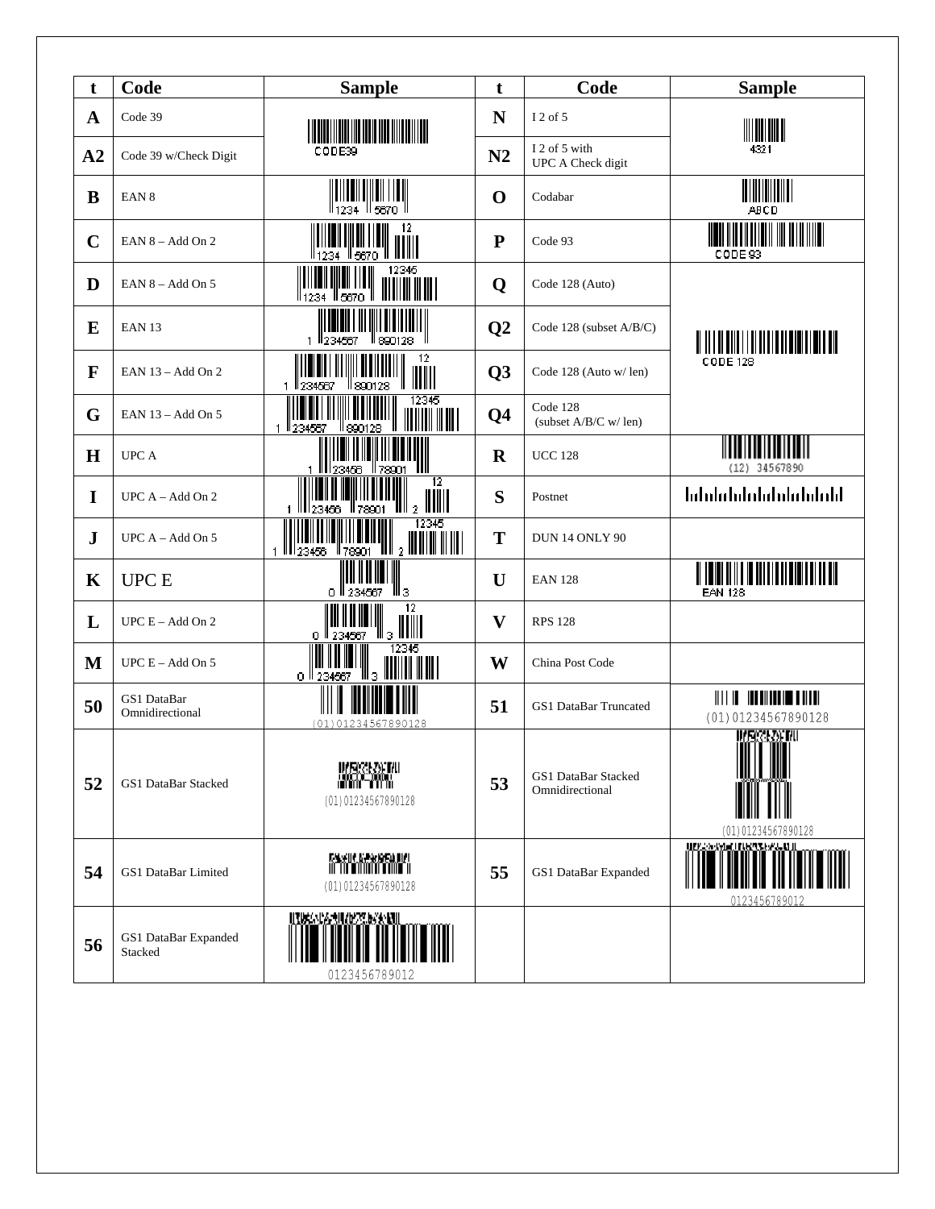| t | Code | Sample | t | Code | Sample |
|---|---|---|---|---|---|
| A | Code 39 | CODE39 | N | I 2 of 5 | 4321 |
| A2 | Code 39 w/Check Digit | | N2 | I 2 of 5 with UPC A Check digit | |
| B | EAN 8 | 1234 5670 | O | Codabar | ABCD |
| C | EAN 8 – Add On 2 | 1234 5670 12 | P | Code 93 | CODE93 |
| D | EAN 8 – Add On 5 | 1234 5670 12345 | Q | Code 128 (Auto) | CODE 128 |
| E | EAN 13 | 1 234567 890128 | Q2 | Code 128 (subset A/B/C) | |
| F | EAN 13 – Add On 2 | 1 234567 890128 12 | Q3 | Code 128 (Auto w/ len) | |
| G | EAN 13 – Add On 5 | 1 234567 890128 12345 | Q4 | Code 128 (subset A/B/C w/ len) | |
| H | UPC A | 1 23456 78901 | R | UCC 128 | (12) 34567890 |
| I | UPC A – Add On 2 | 1 23456 78901 2 12 | S | Postnet | |
| J | UPC A – Add On 5 | 1 23456 78901 2 12345 | T | DUN 14 ONLY 90 | |
| K | UPC E | 0 234567 3 | U | EAN 128 | EAN 128 |
| L | UPC E – Add On 2 | 0 234567 3 12 | V | RPS 128 | |
| M | UPC E – Add On 5 | 0 234567 3 12345 | W | China Post Code | |
| 50 | GS1 DataBar Omnidirectional | (01)01234567890128 | 51 | GS1 DataBar Truncated | (01)01234567890128 |
| 52 | GS1 DataBar Stacked | (01)01234567890128 | 53 | GS1 DataBar Stacked Omnidirectional | (01)01234567890128 |
| 54 | GS1 DataBar Limited | (01)01234567890128 | 55 | GS1 DataBar Expanded | 0123456789012 |
| 56 | GS1 DataBar Expanded Stacked | 0123456789012 | | | |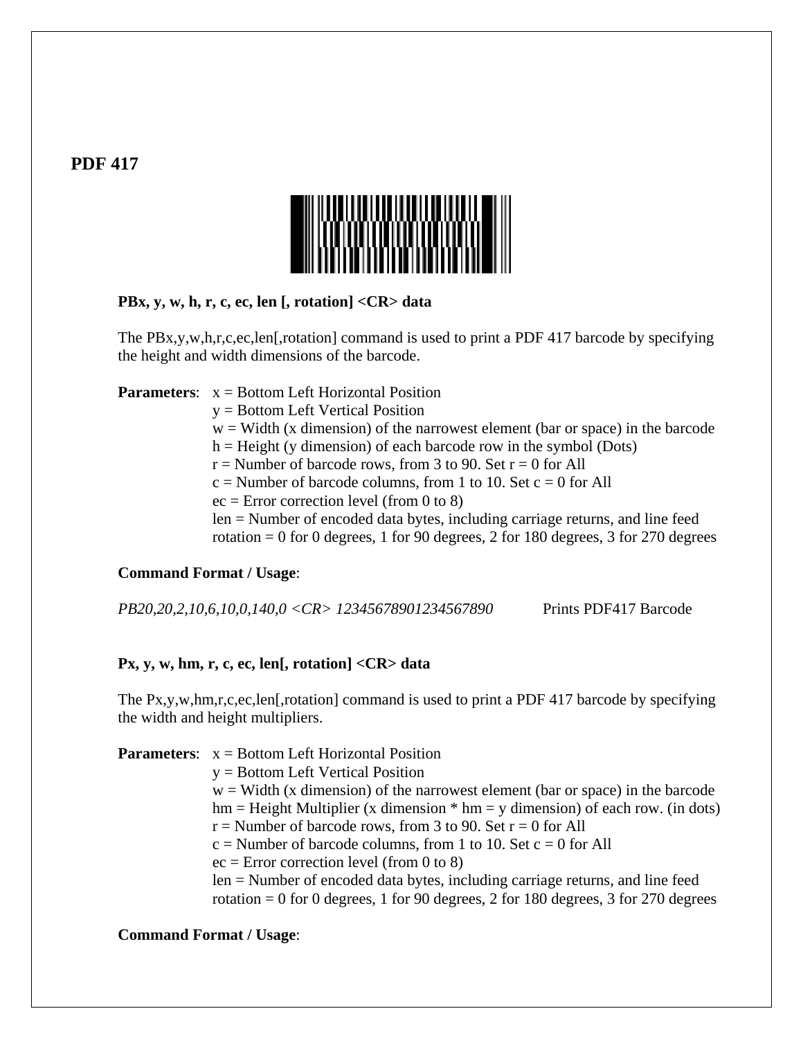## PDF 417

**PBx, y, w, h, r, c, ec, len [, rotation] <CR> data**

The PBx,y,w,h,r,c,ec,len[,rotation] command is used to print a PDF 417 barcode by specifying the height and width dimensions of the barcode.

**Parameters**: x = Bottom Left Horizontal Position
y = Bottom Left Vertical Position
w = Width (x dimension) of the narrowest element (bar or space) in the barcode
h = Height (y dimension) of each barcode row in the symbol (Dots)
r = Number of barcode rows, from 3 to 90. Set r = 0 for All
c = Number of barcode columns, from 1 to 10. Set c = 0 for All
ec = Error correction level (from 0 to 8)
len = Number of encoded data bytes, including carriage returns, and line feed
rotation = 0 for 0 degrees, 1 for 90 degrees, 2 for 180 degrees, 3 for 270 degrees

**Command Format / Usage**:

*PB20,20,2,10,6,10,0,140,0 <CR> 12345678901234567890* Prints PDF417 Barcode

**Px, y, w, hm, r, c, ec, len[, rotation] <CR> data**

The Px,y,w,hm,r,c,ec,len[,rotation] command is used to print a PDF 417 barcode by specifying the width and height multipliers.

**Parameters**: x = Bottom Left Horizontal Position
y = Bottom Left Vertical Position
w = Width (x dimension) of the narrowest element (bar or space) in the barcode
hm = Height Multiplier (x dimension * hm = y dimension) of each row. (in dots)
r = Number of barcode rows, from 3 to 90. Set r = 0 for All
c = Number of barcode columns, from 1 to 10. Set c = 0 for All
ec = Error correction level (from 0 to 8)
len = Number of encoded data bytes, including carriage returns, and line feed
rotation = 0 for 0 degrees, 1 for 90 degrees, 2 for 180 degrees, 3 for 270 degrees

**Command Format / Usage**: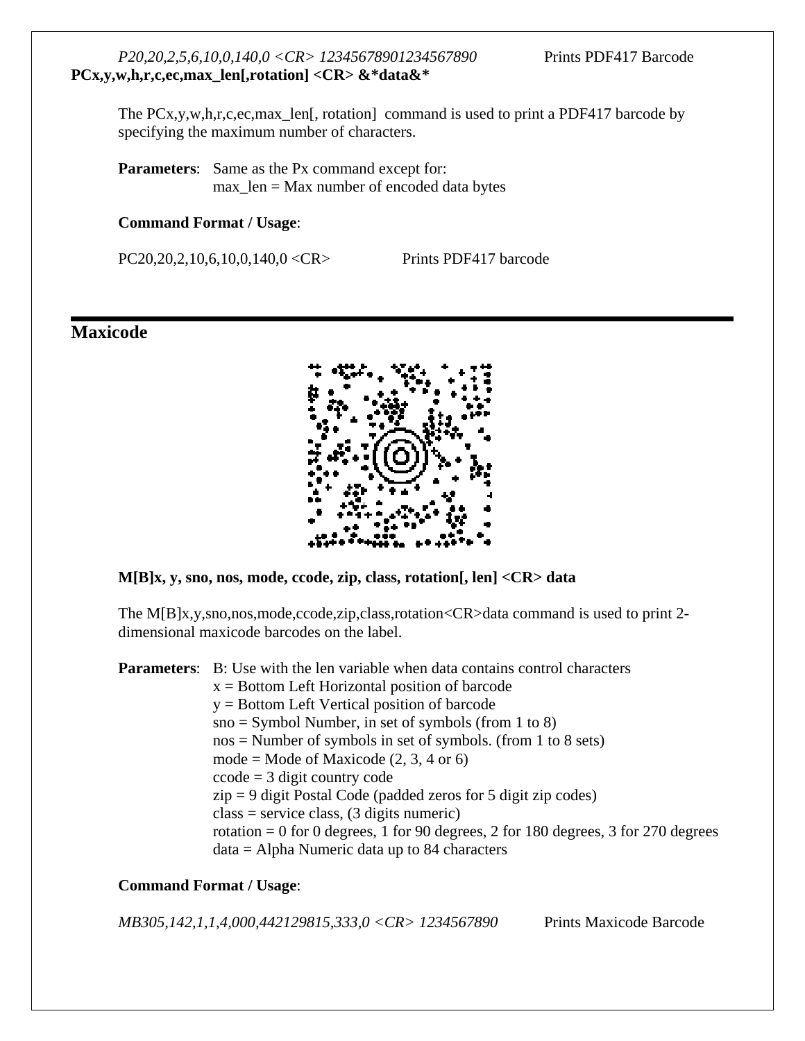*P20,20,2,5,6,10,0,140,0 <CR> 12345678901234567890* Prints PDF417 Barcode

**PCx,y,w,h,r,c,ec,max_len[,rotation] <CR> &*data&***

The PCx,y,w,h,r,c,ec,max_len[, rotation] command is used to print a PDF417 barcode by specifying the maximum number of characters.

**Parameters**: Same as the Px command except for:
max_len = Max number of encoded data bytes

**Command Format / Usage**:

PC20,20,2,10,6,10,0,140,0 <CR> Prints PDF417 barcode

## Maxicode

**M[B]x, y, sno, nos, mode, ccode, zip, class, rotation[, len] <CR> data**

The M[B]x,y,sno,nos,mode,ccode,zip,class,rotation<CR>data command is used to print 2-dimensional maxicode barcodes on the label.

**Parameters**: B: Use with the len variable when data contains control characters
x = Bottom Left Horizontal position of barcode
y = Bottom Left Vertical position of barcode
sno = Symbol Number, in set of symbols (from 1 to 8)
nos = Number of symbols in set of symbols. (from 1 to 8 sets)
mode = Mode of Maxicode (2, 3, 4 or 6)
ccode = 3 digit country code
zip = 9 digit Postal Code (padded zeros for 5 digit zip codes)
class = service class, (3 digits numeric)
rotation = 0 for 0 degrees, 1 for 90 degrees, 2 for 180 degrees, 3 for 270 degrees
data = Alpha Numeric data up to 84 characters

**Command Format / Usage**:

*MB305,142,1,1,4,000,442129815,333,0 <CR> 1234567890* Prints Maxicode Barcode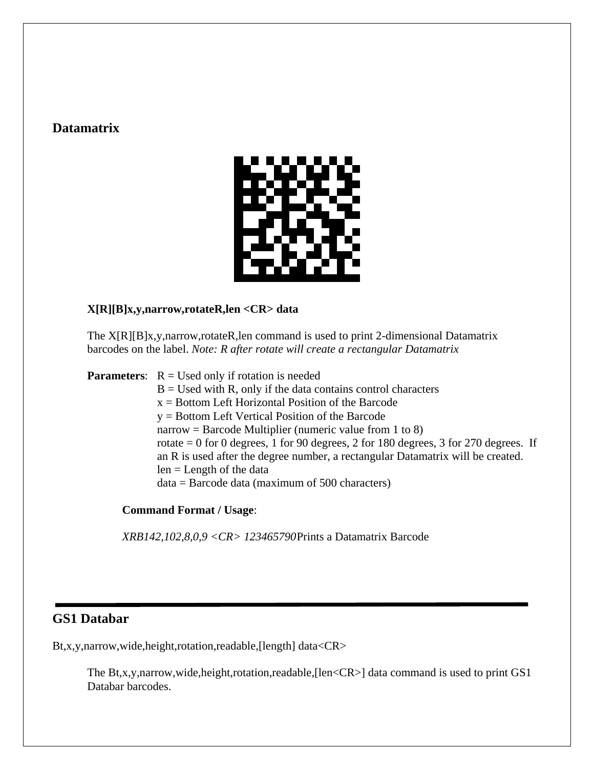## Datamatrix

**X[R][B]x,y,narrow,rotateR,len <CR> data**

The X[R][B]x,y,narrow,rotateR,len command is used to print 2-dimensional Datamatrix barcodes on the label. *Note: R after rotate will create a rectangular Datamatrix*

**Parameters**:
- R = Used only if rotation is needed
- B = Used with R, only if the data contains control characters
- x = Bottom Left Horizontal Position of the Barcode
- y = Bottom Left Vertical Position of the Barcode
- narrow = Barcode Multiplier (numeric value from 1 to 8)
- rotate = 0 for 0 degrees, 1 for 90 degrees, 2 for 180 degrees, 3 for 270 degrees. If an R is used after the degree number, a rectangular Datamatrix will be created.
- len = Length of the data
- data = Barcode data (maximum of 500 characters)

**Command Format / Usage**:

*XRB142,102,8,0,9 <CR> 123465790* Prints a Datamatrix Barcode

---

## GS1 Databar

Bt,x,y,narrow,wide,height,rotation,readable,[length] data<CR>

The Bt,x,y,narrow,wide,height,rotation,readable,[len<CR>] data command is used to print GS1 Databar barcodes.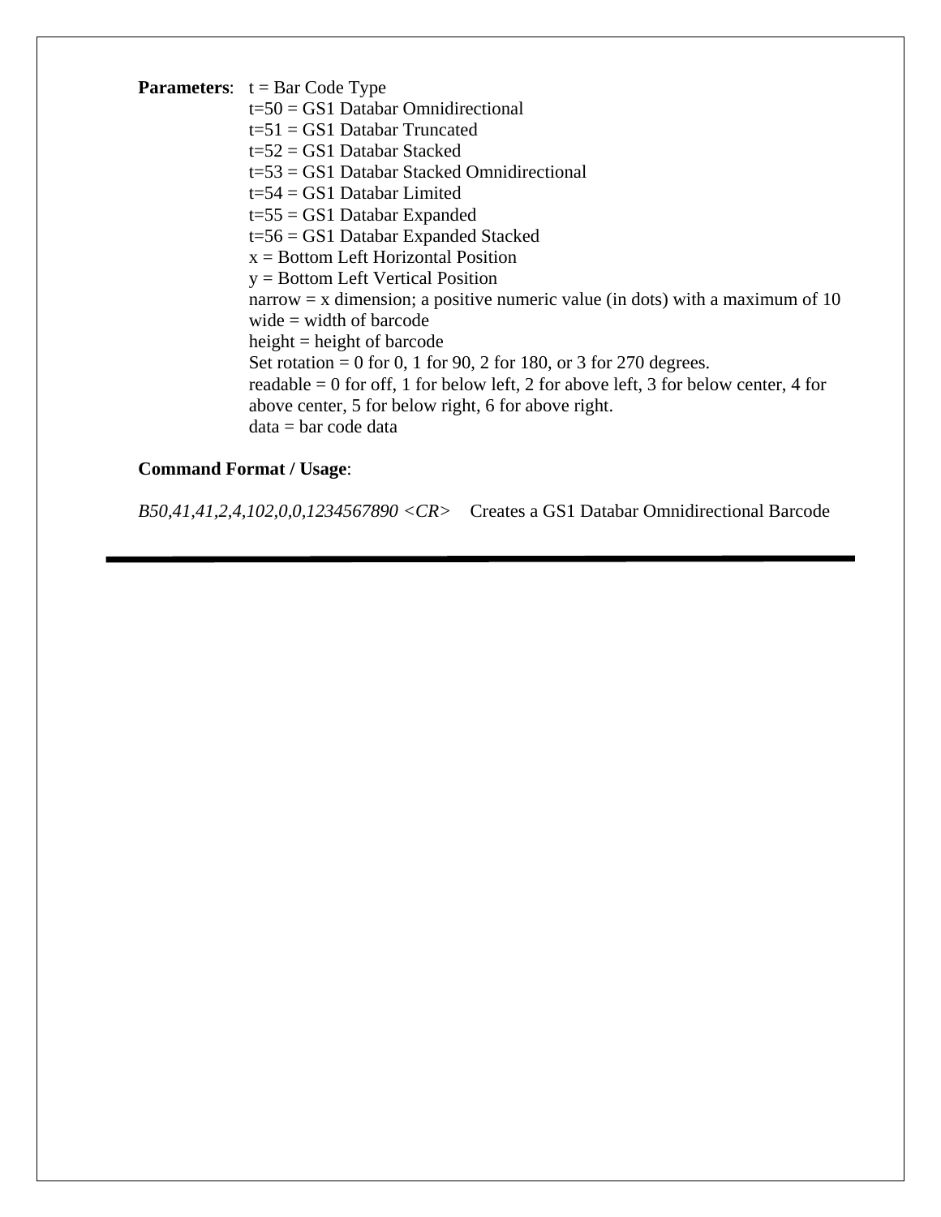**Parameters**: t = Bar Code Type
t=50 = GS1 Databar Omnidirectional
t=51 = GS1 Databar Truncated
t=52 = GS1 Databar Stacked
t=53 = GS1 Databar Stacked Omnidirectional
t=54 = GS1 Databar Limited
t=55 = GS1 Databar Expanded
t=56 = GS1 Databar Expanded Stacked
x = Bottom Left Horizontal Position
y = Bottom Left Vertical Position
narrow = x dimension; a positive numeric value (in dots) with a maximum of 10
wide = width of barcode
height = height of barcode
Set rotation = 0 for 0, 1 for 90, 2 for 180, or 3 for 270 degrees.
readable = 0 for off, 1 for below left, 2 for above left, 3 for below center, 4 for above center, 5 for below right, 6 for above right.
data = bar code data

**Command Format / Usage**:

*B50,41,41,2,4,102,0,0,1234567890 <CR>* Creates a GS1 Databar Omnidirectional Barcode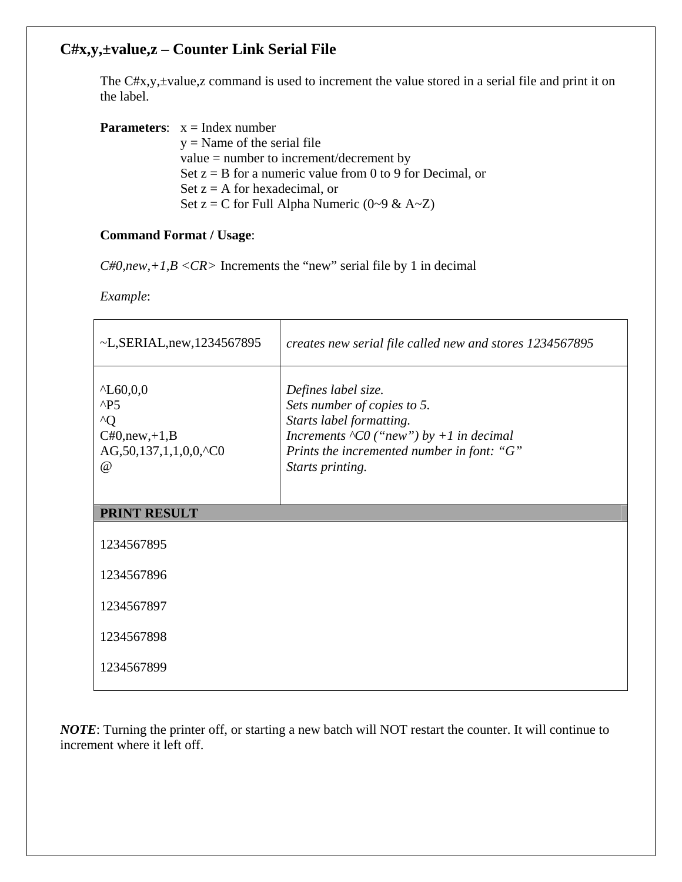## C#x,y,±value,z – Counter Link Serial File

The C#x,y,±value,z command is used to increment the value stored in a serial file and print it on the label.

**Parameters**: x = Index number
y = Name of the serial file
value = number to increment/decrement by
Set z = B for a numeric value from 0 to 9 for Decimal, or
Set z = A for hexadecimal, or
Set z = C for Full Alpha Numeric (0~9 & A~Z)

**Command Format / Usage**:

*C#0,new,+1,B <CR>* Increments the "new" serial file by 1 in decimal

*Example*:

| | |
|---|---|
| ~L,SERIAL,new,1234567895 | *creates new serial file called new and stores 1234567895* |
| ^L60,0,0<br>^P5<br>^Q<br>C#0,new,+1,B<br>AG,50,137,1,1,0,0,^C0<br>@ | *Defines label size.*<br>*Sets number of copies to 5.*<br>*Starts label formatting.*<br>*Increments ^C0 ("new") by +1 in decimal*<br>*Prints the incremented number in font: "G"*<br>*Starts printing.* |
| **PRINT RESULT** | |
| 1234567895<br>1234567896<br>1234567897<br>1234567898<br>1234567899 | |

***NOTE***: Turning the printer off, or starting a new batch will NOT restart the counter. It will continue to increment where it left off.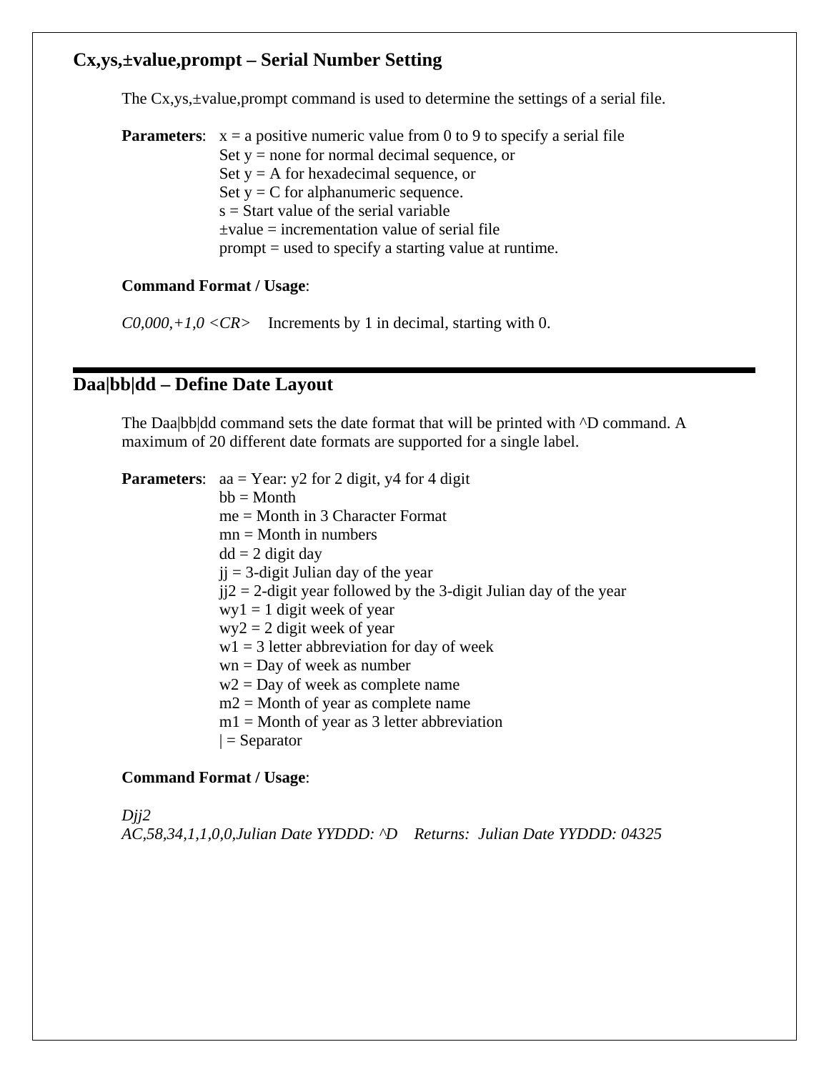## Cx,ys,±value,prompt – Serial Number Setting

The Cx,ys,±value,prompt command is used to determine the settings of a serial file.

**Parameters**: x = a positive numeric value from 0 to 9 to specify a serial file
Set y = none for normal decimal sequence, or
Set y = A for hexadecimal sequence, or
Set y = C for alphanumeric sequence.
s = Start value of the serial variable
±value = incrementation value of serial file
prompt = used to specify a starting value at runtime.

**Command Format / Usage**:

*C0,000,+1,0 <CR>*  Increments by 1 in decimal, starting with 0.

---

## Daa|bb|dd – Define Date Layout

The Daa|bb|dd command sets the date format that will be printed with ^D command. A maximum of 20 different date formats are supported for a single label.

**Parameters**: aa = Year: y2 for 2 digit, y4 for 4 digit
bb = Month
me = Month in 3 Character Format
mn = Month in numbers
dd = 2 digit day
jj = 3-digit Julian day of the year
jj2 = 2-digit year followed by the 3-digit Julian day of the year
wy1 = 1 digit week of year
wy2 = 2 digit week of year
w1 = 3 letter abbreviation for day of week
wn = Day of week as number
w2 = Day of week as complete name
m2 = Month of year as complete name
m1 = Month of year as 3 letter abbreviation
| = Separator

**Command Format / Usage**:

*Djj2*
*AC,58,34,1,1,0,0,Julian Date YYDDD: ^D  Returns: Julian Date YYDDD: 04325*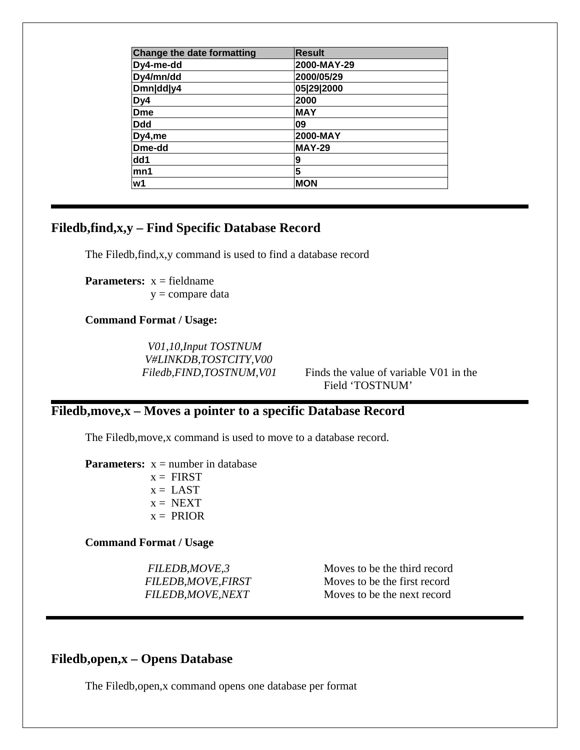| Change the date formatting | Result |
|---|---|
| Dy4-me-dd | 2000-MAY-29 |
| Dy4/mn/dd | 2000/05/29 |
| Dmn\|dd\|y4 | 05\|29\|2000 |
| Dy4 | 2000 |
| Dme | MAY |
| Ddd | 09 |
| Dy4,me | 2000-MAY |
| Dme-dd | MAY-29 |
| dd1 | 9 |
| mn1 | 5 |
| w1 | MON |

---

## Filedb,find,x,y – Find Specific Database Record

The Filedb,find,x,y command is used to find a database record

**Parameters:** x = fieldname
y = compare data

**Command Format / Usage:**

| | |
|---|---|
| *V01,10,Input TOSTNUM* | |
| *V#LINKDB,TOSTCITY,V00* | |
| *Filedb,FIND,TOSTNUM,V01* | Finds the value of variable V01 in the Field 'TOSTNUM' |

---

## Filedb,move,x – Moves a pointer to a specific Database Record

The Filedb,move,x command is used to move to a database record.

**Parameters:** x = number in database
x = FIRST
x = LAST
x = NEXT
x = PRIOR

**Command Format / Usage**

| | |
|---|---|
| *FILEDB,MOVE,3* | Moves to be the third record |
| *FILEDB,MOVE,FIRST* | Moves to be the first record |
| *FILEDB,MOVE,NEXT* | Moves to be the next record |

---

## Filedb,open,x – Opens Database

The Filedb,open,x command opens one database per format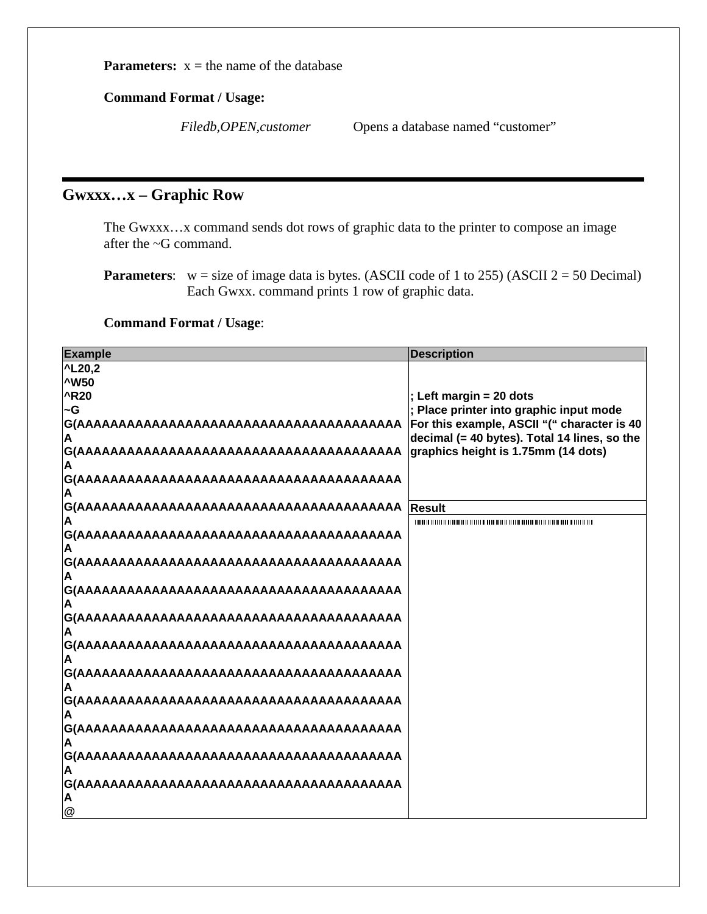**Parameters:** x = the name of the database

**Command Format / Usage:**

*Filedb,OPEN,customer* Opens a database named "customer"

## Gwxxx…x – Graphic Row

The Gwxxx…x command sends dot rows of graphic data to the printer to compose an image after the ~G command.

**Parameters**: w = size of image data is bytes. (ASCII code of 1 to 255) (ASCII 2 = 50 Decimal) Each Gwxx. command prints 1 row of graphic data.

**Command Format / Usage**:

| Example | Description |
|---|---|
| ^L20,2<br>^W50<br>^R20<br>~G<br>G(AAAAAAAAAAAAAAAAAAAAAAAAAAAAAAAAAAAAAAAA<br>G(AAAAAAAAAAAAAAAAAAAAAAAAAAAAAAAAAAAAAAAA<br>G(AAAAAAAAAAAAAAAAAAAAAAAAAAAAAAAAAAAAAAAA<br>G(AAAAAAAAAAAAAAAAAAAAAAAAAAAAAAAAAAAAAAAA<br>G(AAAAAAAAAAAAAAAAAAAAAAAAAAAAAAAAAAAAAAAA<br>G(AAAAAAAAAAAAAAAAAAAAAAAAAAAAAAAAAAAAAAAA<br>G(AAAAAAAAAAAAAAAAAAAAAAAAAAAAAAAAAAAAAAAA<br>G(AAAAAAAAAAAAAAAAAAAAAAAAAAAAAAAAAAAAAAAA<br>G(AAAAAAAAAAAAAAAAAAAAAAAAAAAAAAAAAAAAAAAA<br>G(AAAAAAAAAAAAAAAAAAAAAAAAAAAAAAAAAAAAAAAA<br>G(AAAAAAAAAAAAAAAAAAAAAAAAAAAAAAAAAAAAAAAA<br>G(AAAAAAAAAAAAAAAAAAAAAAAAAAAAAAAAAAAAAAAA<br>G(AAAAAAAAAAAAAAAAAAAAAAAAAAAAAAAAAAAAAAAA<br>G(AAAAAAAAAAAAAAAAAAAAAAAAAAAAAAAAAAAAAAAA<br>@ | ; Left margin = 20 dots<br>; Place printer into graphic input mode<br>For this example, ASCII "(" character is 40 decimal (= 40 bytes). Total 14 lines, so the graphics height is 1.75mm (14 dots) |
| | **Result** |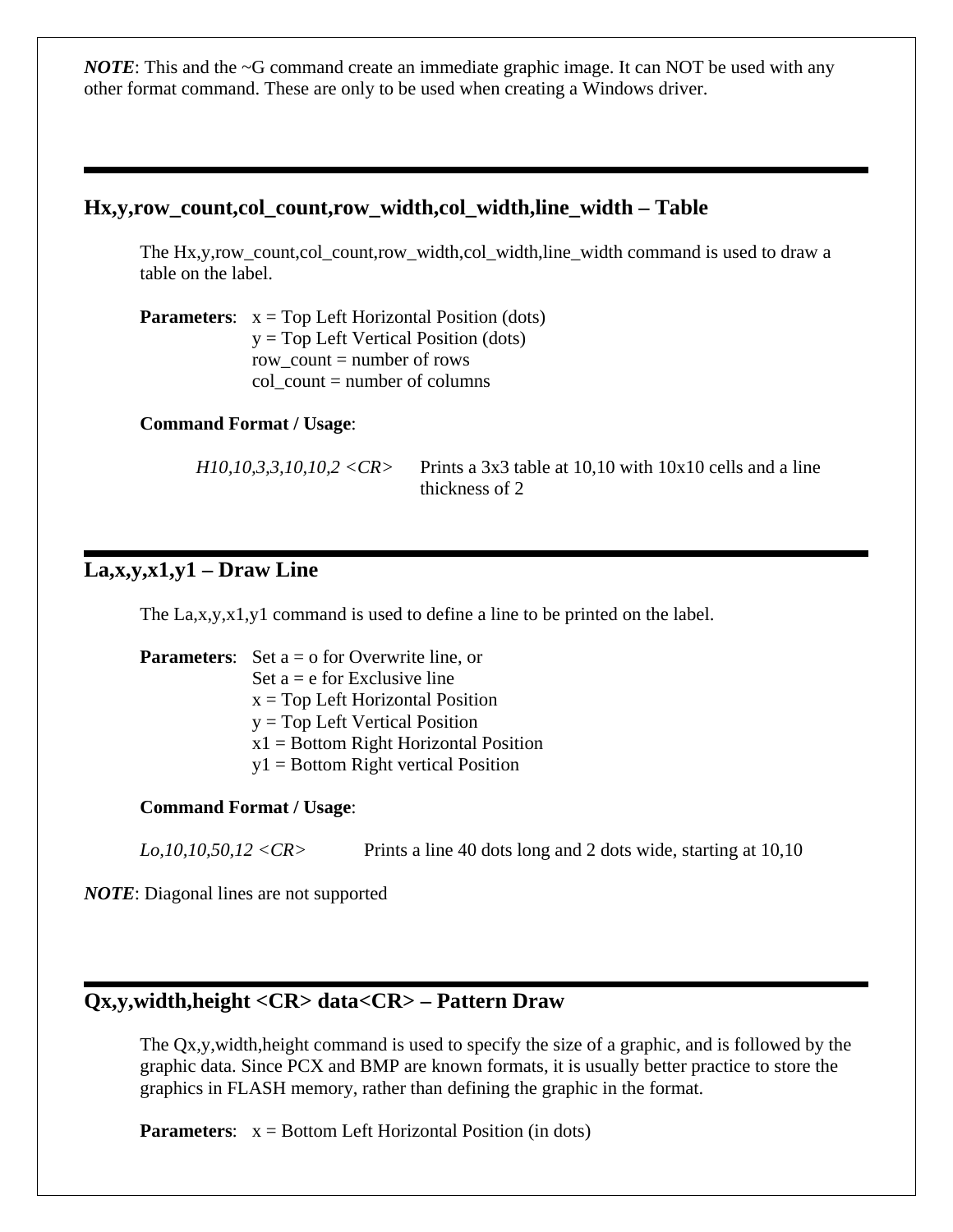***NOTE***: This and the ~G command create an immediate graphic image. It can NOT be used with any other format command. These are only to be used when creating a Windows driver.

---

## Hx,y,row_count,col_count,row_width,col_width,line_width – Table

The Hx,y,row_count,col_count,row_width,col_width,line_width command is used to draw a table on the label.

**Parameters**: x = Top Left Horizontal Position (dots)
y = Top Left Vertical Position (dots)
row_count = number of rows
col_count = number of columns

**Command Format / Usage**:

*H10,10,3,3,10,10,2 <CR>* Prints a 3x3 table at 10,10 with 10x10 cells and a line thickness of 2

---

## La,x,y,x1,y1 – Draw Line

The La,x,y,x1,y1 command is used to define a line to be printed on the label.

**Parameters**: Set a = o for Overwrite line, or
Set a = e for Exclusive line
x = Top Left Horizontal Position
y = Top Left Vertical Position
x1 = Bottom Right Horizontal Position
y1 = Bottom Right vertical Position

**Command Format / Usage**:

*Lo,10,10,50,12 <CR>* Prints a line 40 dots long and 2 dots wide, starting at 10,10

***NOTE***: Diagonal lines are not supported

---

## Qx,y,width,height <CR> data<CR> – Pattern Draw

The Qx,y,width,height command is used to specify the size of a graphic, and is followed by the graphic data. Since PCX and BMP are known formats, it is usually better practice to store the graphics in FLASH memory, rather than defining the graphic in the format.

**Parameters**: x = Bottom Left Horizontal Position (in dots)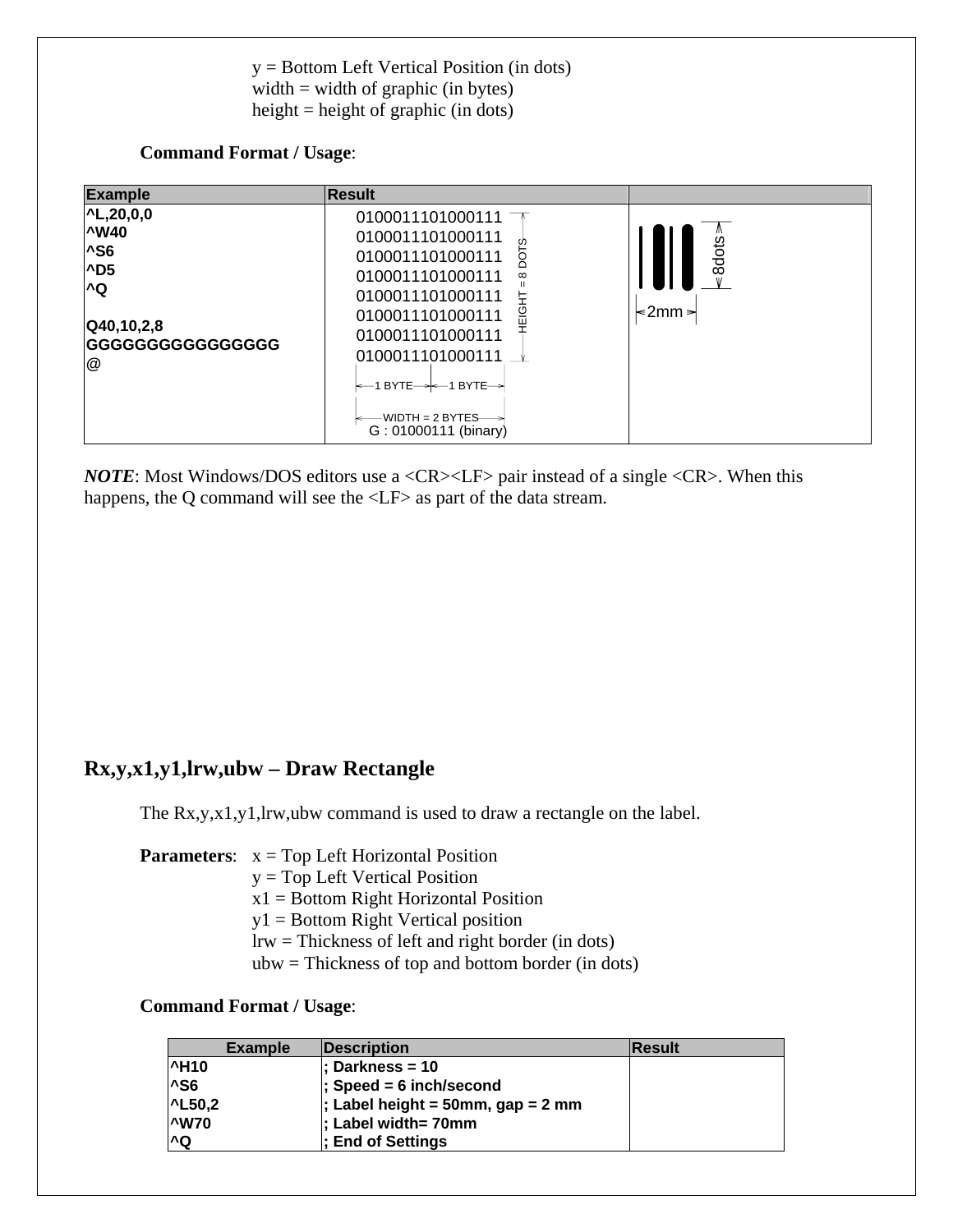y = Bottom Left Vertical Position (in dots)
width = width of graphic (in bytes)
height = height of graphic (in dots)

**Command Format / Usage**:

| Example | Result | |
|---|---|---|
| **^L,20,0,0**<br>**^W40**<br>**^S6**<br>**^D5**<br>**^Q**<br><br>**Q40,10,2,8**<br>**GGGGGGGGGGGGGGGG**<br>**@** | 0100011101000111<br>0100011101000111<br>0100011101000111<br>0100011101000111<br>0100011101000111<br>0100011101000111<br>0100011101000111<br>0100011101000111<br>HEIGHT = 8 DOTS<br>1 BYTE 1 BYTE<br>WIDTH = 2 BYTES<br>G : 01000111 (binary) | 8dots<br>2mm |

***NOTE***: Most Windows/DOS editors use a <CR><LF> pair instead of a single <CR>. When this happens, the Q command will see the <LF> as part of the data stream.

## Rx,y,x1,y1,lrw,ubw – Draw Rectangle

The Rx,y,x1,y1,lrw,ubw command is used to draw a rectangle on the label.

**Parameters**: x = Top Left Horizontal Position
y = Top Left Vertical Position
x1 = Bottom Right Horizontal Position
y1 = Bottom Right Vertical position
lrw = Thickness of left and right border (in dots)
ubw = Thickness of top and bottom border (in dots)

**Command Format / Usage**:

| Example | Description | Result |
|---|---|---|
| **^H10**<br>**^S6**<br>**^L50,2**<br>**^W70**<br>**^Q** | **; Darkness = 10**<br>**; Speed = 6 inch/second**<br>**; Label height = 50mm, gap = 2 mm**<br>**; Label width= 70mm**<br>**; End of Settings** | |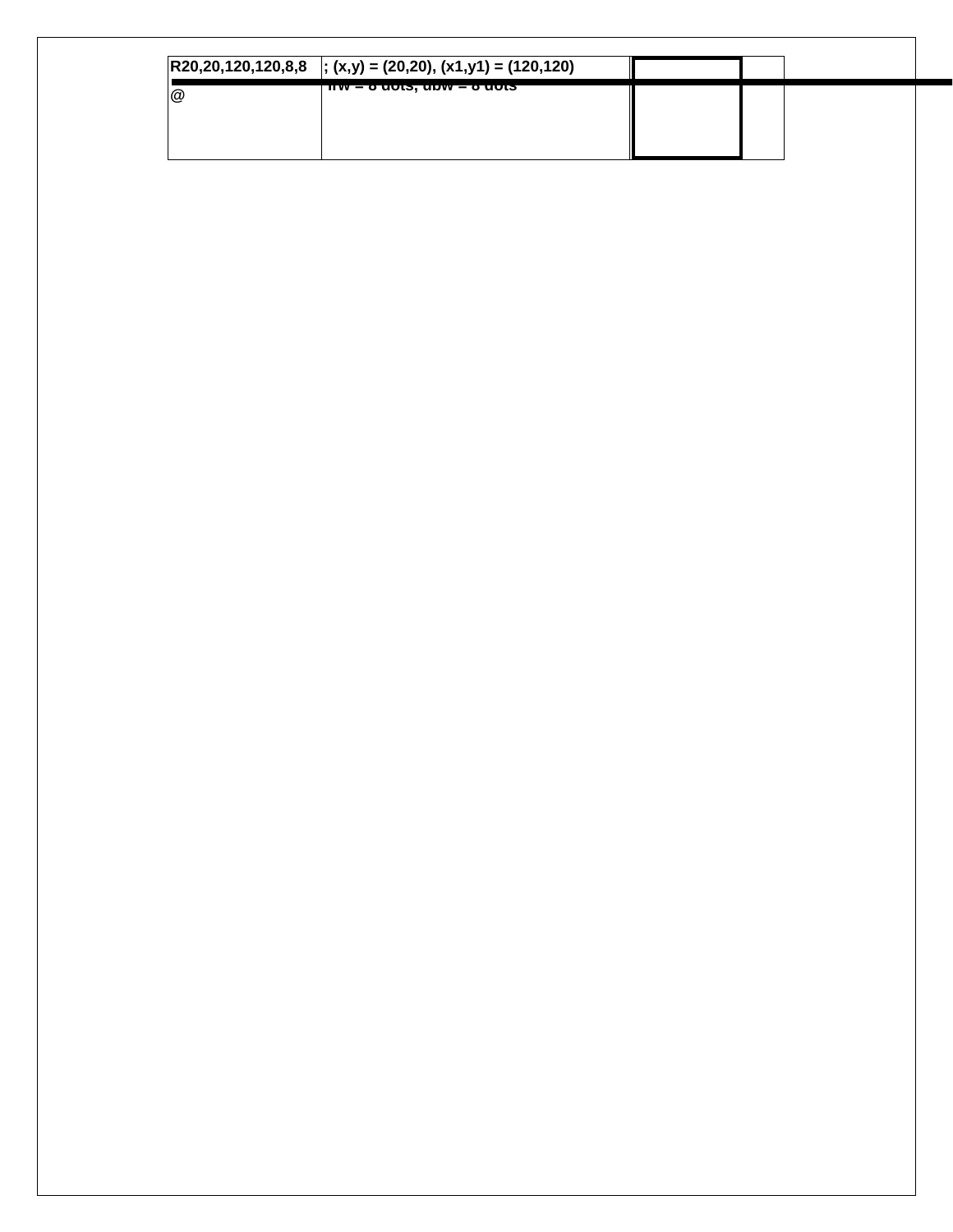| R20,20,120,120,8,8 | ; (x,y) = (20,20), (x1,y1) = (120,120) | | |
|---|---|---|---|
| @ | lrw = 8 dots, ubw = 8 dots | | |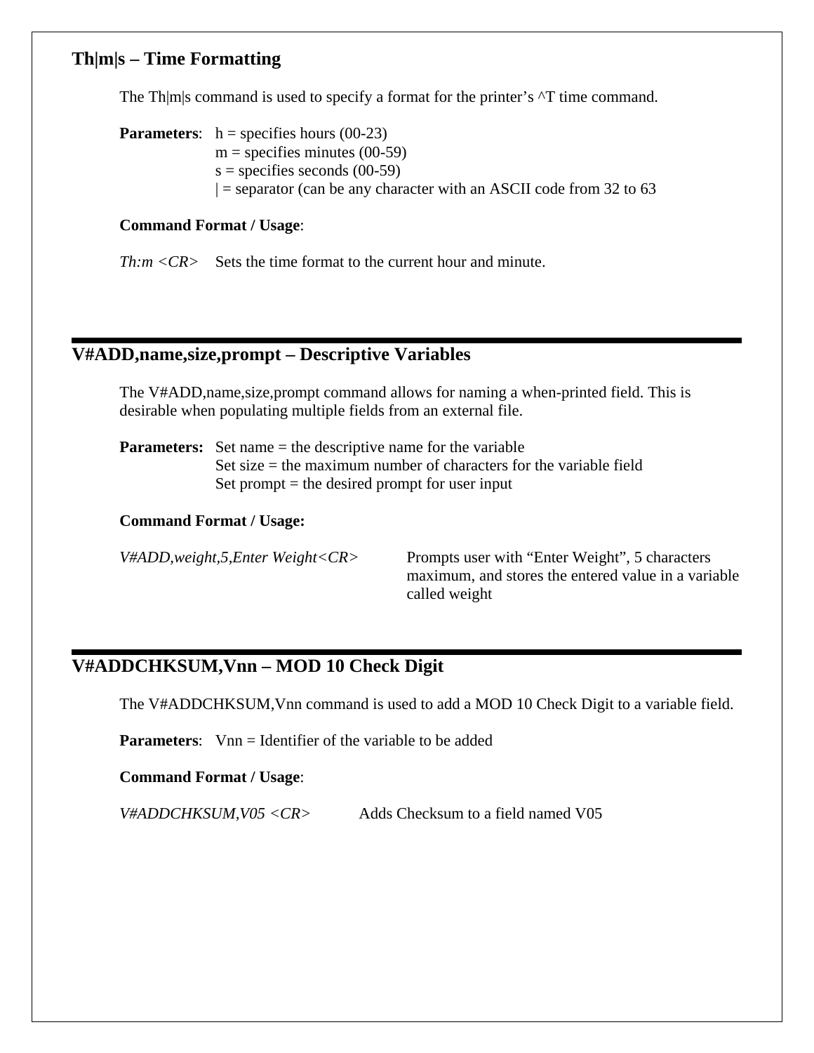## Th|m|s – Time Formatting

The Th|m|s command is used to specify a format for the printer's ^T time command.

**Parameters**: h = specifies hours (00-23)
m = specifies minutes (00-59)
s = specifies seconds (00-59)
| = separator (can be any character with an ASCII code from 32 to 63

**Command Format / Usage**:

| | |
|---|---|
| *Th:m <CR>* | Sets the time format to the current hour and minute. |

---

## V#ADD,name,size,prompt – Descriptive Variables

The V#ADD,name,size,prompt command allows for naming a when-printed field. This is desirable when populating multiple fields from an external file.

**Parameters:** Set name = the descriptive name for the variable
Set size = the maximum number of characters for the variable field
Set prompt = the desired prompt for user input

**Command Format / Usage:**

| | |
|---|---|
| *V#ADD,weight,5,Enter Weight<CR>* | Prompts user with "Enter Weight", 5 characters maximum, and stores the entered value in a variable called weight |

---

## V#ADDCHKSUM,Vnn – MOD 10 Check Digit

The V#ADDCHKSUM,Vnn command is used to add a MOD 10 Check Digit to a variable field.

**Parameters**: Vnn = Identifier of the variable to be added

**Command Format / Usage**:

| | |
|---|---|
| *V#ADDCHKSUM,V05 <CR>* | Adds Checksum to a field named V05 |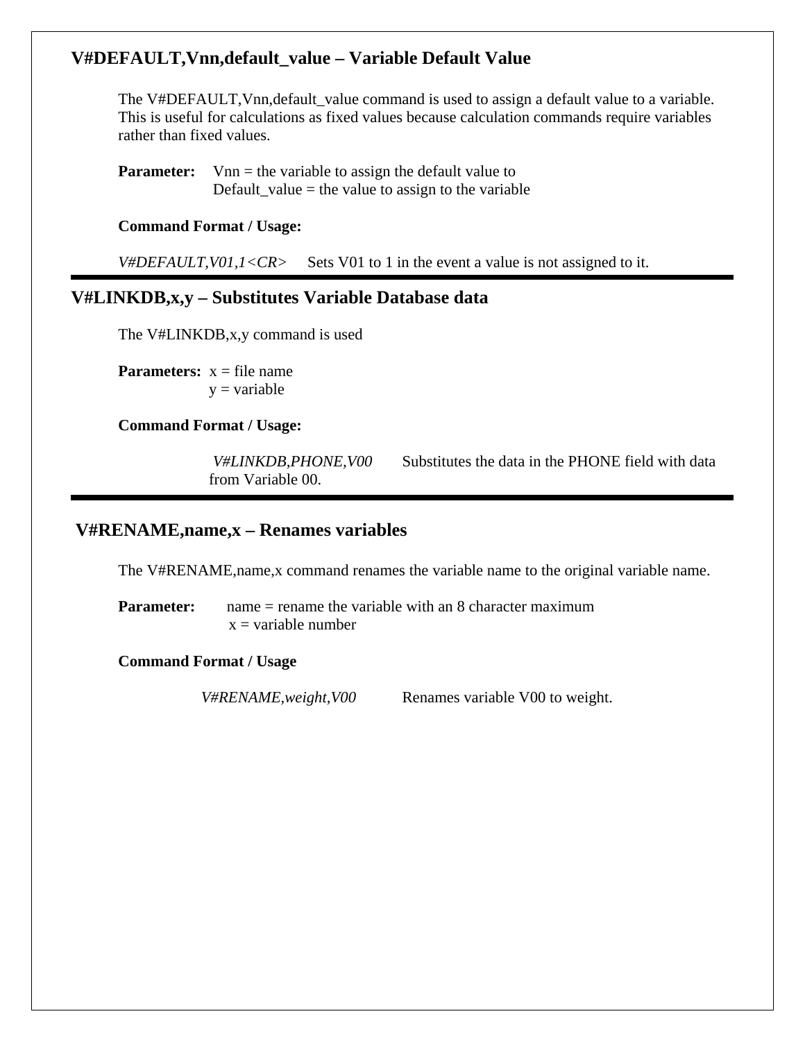## V#DEFAULT,Vnn,default_value – Variable Default Value

The V#DEFAULT,Vnn,default_value command is used to assign a default value to a variable. This is useful for calculations as fixed values because calculation commands require variables rather than fixed values.

**Parameter:** Vnn = the variable to assign the default value to
Default_value = the value to assign to the variable

**Command Format / Usage:**

*V#DEFAULT,V01,1<CR>* Sets V01 to 1 in the event a value is not assigned to it.

---

## V#LINKDB,x,y – Substitutes Variable Database data

The V#LINKDB,x,y command is used

**Parameters:** x = file name
y = variable

**Command Format / Usage:**

*V#LINKDB,PHONE,V00* Substitutes the data in the PHONE field with data from Variable 00.

---

## V#RENAME,name,x – Renames variables

The V#RENAME,name,x command renames the variable name to the original variable name.

**Parameter:** name = rename the variable with an 8 character maximum
x = variable number

**Command Format / Usage**

*V#RENAME,weight,V00* Renames variable V00 to weight.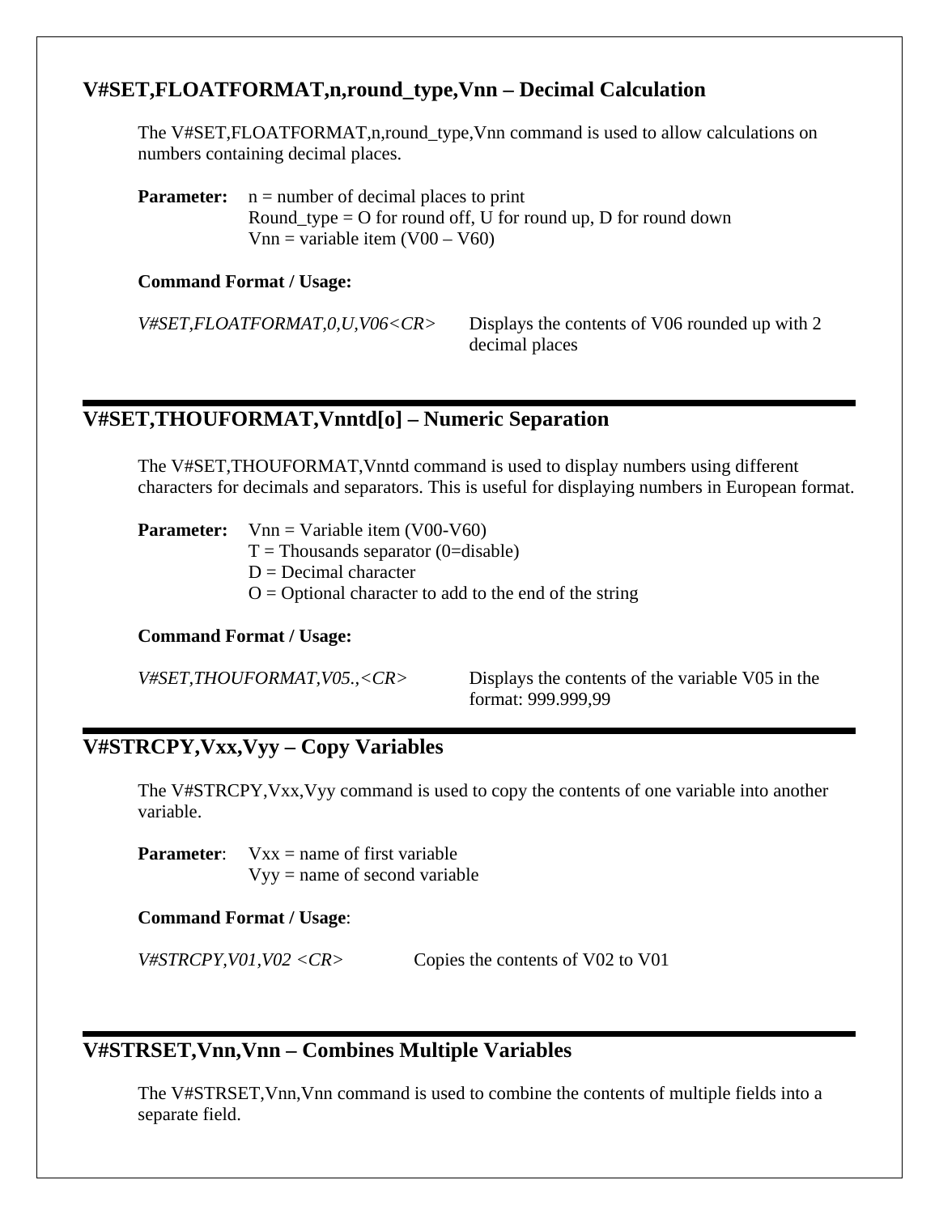## V#SET,FLOATFORMAT,n,round_type,Vnn – Decimal Calculation

The V#SET,FLOATFORMAT,n,round_type,Vnn command is used to allow calculations on numbers containing decimal places.

**Parameter:** n = number of decimal places to print
Round_type = O for round off, U for round up, D for round down
Vnn = variable item (V00 – V60)

**Command Format / Usage:**

| | |
|---|---|
| *V#SET,FLOATFORMAT,0,U,V06<CR>* | Displays the contents of V06 rounded up with 2 decimal places |

## V#SET,THOUFORMAT,Vnntd[o] – Numeric Separation

The V#SET,THOUFORMAT,Vnntd command is used to display numbers using different characters for decimals and separators. This is useful for displaying numbers in European format.

**Parameter:** Vnn = Variable item (V00-V60)
T = Thousands separator (0=disable)
D = Decimal character
O = Optional character to add to the end of the string

**Command Format / Usage:**

| | |
|---|---|
| *V#SET,THOUFORMAT,V05.,<CR>* | Displays the contents of the variable V05 in the format: 999.999,99 |

## V#STRCPY,Vxx,Vyy – Copy Variables

The V#STRCPY,Vxx,Vyy command is used to copy the contents of one variable into another variable.

**Parameter**: Vxx = name of first variable
Vyy = name of second variable

**Command Format / Usage**:

| | |
|---|---|
| *V#STRCPY,V01,V02 <CR>* | Copies the contents of V02 to V01 |

## V#STRSET,Vnn,Vnn – Combines Multiple Variables

The V#STRSET,Vnn,Vnn command is used to combine the contents of multiple fields into a separate field.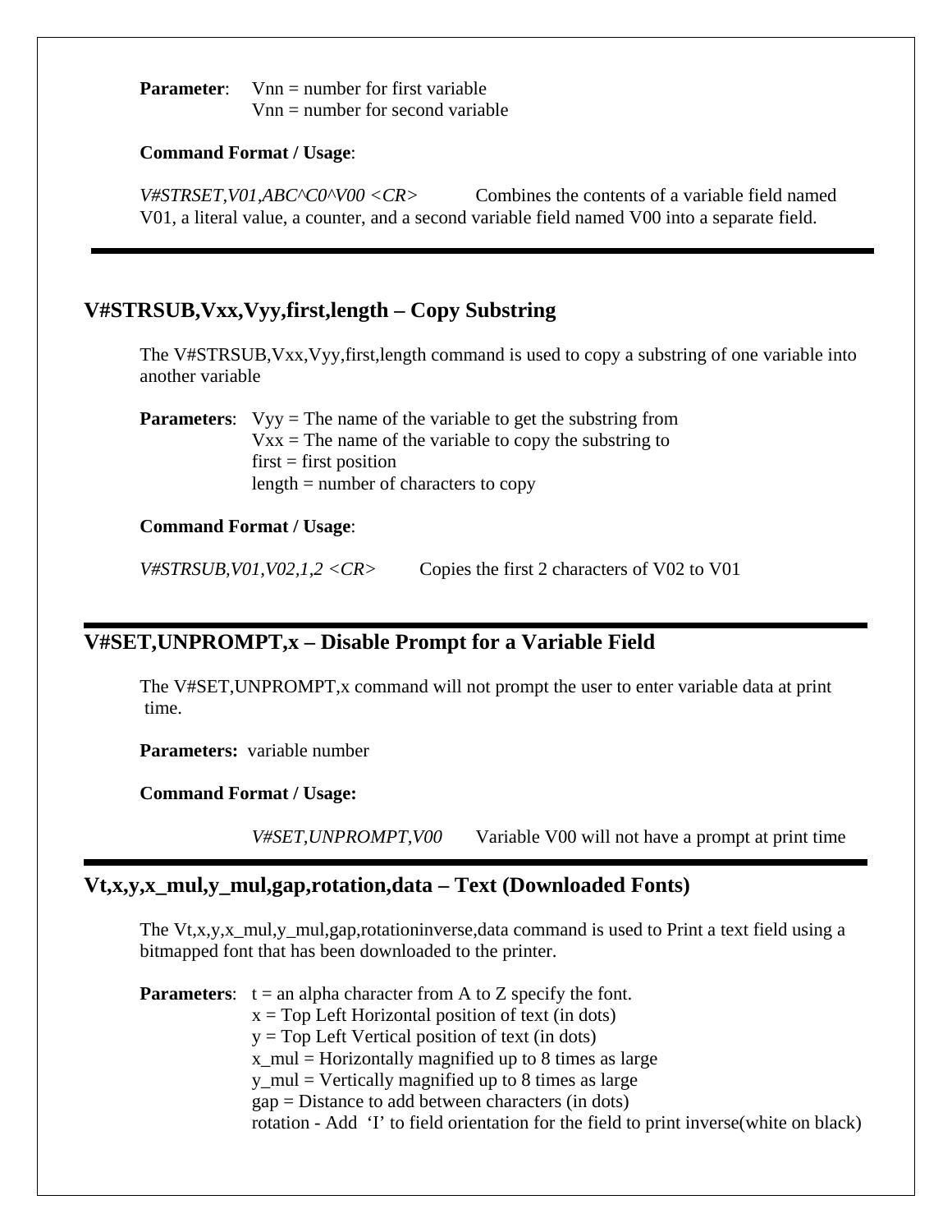**Parameter**: Vnn = number for first variable
Vnn = number for second variable

**Command Format / Usage**:

*V#STRSET,V01,ABC^C0^V00 <CR>* Combines the contents of a variable field named V01, a literal value, a counter, and a second variable field named V00 into a separate field.

---

## V#STRSUB,Vxx,Vyy,first,length – Copy Substring

The V#STRSUB,Vxx,Vyy,first,length command is used to copy a substring of one variable into another variable

**Parameters**: Vyy = The name of the variable to get the substring from
Vxx = The name of the variable to copy the substring to
first = first position
length = number of characters to copy

**Command Format / Usage**:

*V#STRSUB,V01,V02,1,2 <CR>* Copies the first 2 characters of V02 to V01

---

## V#SET,UNPROMPT,x – Disable Prompt for a Variable Field

The V#SET,UNPROMPT,x command will not prompt the user to enter variable data at print time.

**Parameters:** variable number

**Command Format / Usage:**

*V#SET,UNPROMPT,V00* Variable V00 will not have a prompt at print time

---

## Vt,x,y,x_mul,y_mul,gap,rotation,data – Text (Downloaded Fonts)

The Vt,x,y,x_mul,y_mul,gap,rotationinverse,data command is used to Print a text field using a bitmapped font that has been downloaded to the printer.

**Parameters**: t = an alpha character from A to Z specify the font.
x = Top Left Horizontal position of text (in dots)
y = Top Left Vertical position of text (in dots)
x_mul = Horizontally magnified up to 8 times as large
y_mul = Vertically magnified up to 8 times as large
gap = Distance to add between characters (in dots)
rotation - Add 'I' to field orientation for the field to print inverse(white on black)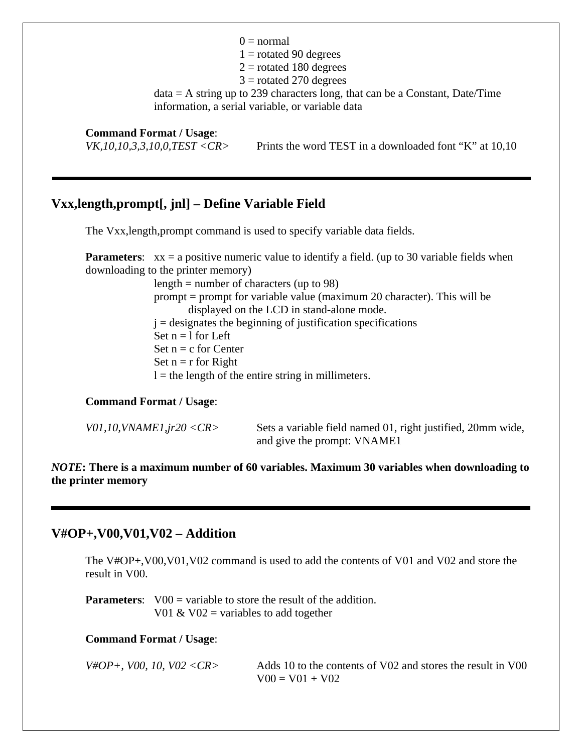0 = normal
1 = rotated 90 degrees
2 = rotated 180 degrees
3 = rotated 270 degrees

data = A string up to 239 characters long, that can be a Constant, Date/Time information, a serial variable, or variable data

**Command Format / Usage**:

| | |
|---|---|
| *VK,10,10,3,3,10,0,TEST <CR>* | Prints the word TEST in a downloaded font "K" at 10,10 |

---

## Vxx,length,prompt[, jnl] – Define Variable Field

The Vxx,length,prompt command is used to specify variable data fields.

**Parameters**: xx = a positive numeric value to identify a field. (up to 30 variable fields when downloading to the printer memory)

length = number of characters (up to 98)

prompt = prompt for variable value (maximum 20 character). This will be displayed on the LCD in stand-alone mode.

j = designates the beginning of justification specifications

Set n = l for Left

Set n = c for Center

Set n = r for Right

l = the length of the entire string in millimeters.

**Command Format / Usage**:

| | |
|---|---|
| *V01,10,VNAME1,jr20 <CR>* | Sets a variable field named 01, right justified, 20mm wide, and give the prompt: VNAME1 |

***NOTE*: There is a maximum number of 60 variables. Maximum 30 variables when downloading to the printer memory**

---

## V#OP+,V00,V01,V02 – Addition

The V#OP+,V00,V01,V02 command is used to add the contents of V01 and V02 and store the result in V00.

**Parameters**: V00 = variable to store the result of the addition.

V01 & V02 = variables to add together

**Command Format / Usage**:

| | |
|---|---|
| *V#OP+, V00, 10, V02 <CR>* | Adds 10 to the contents of V02 and stores the result in V00<br>V00 = V01 + V02 |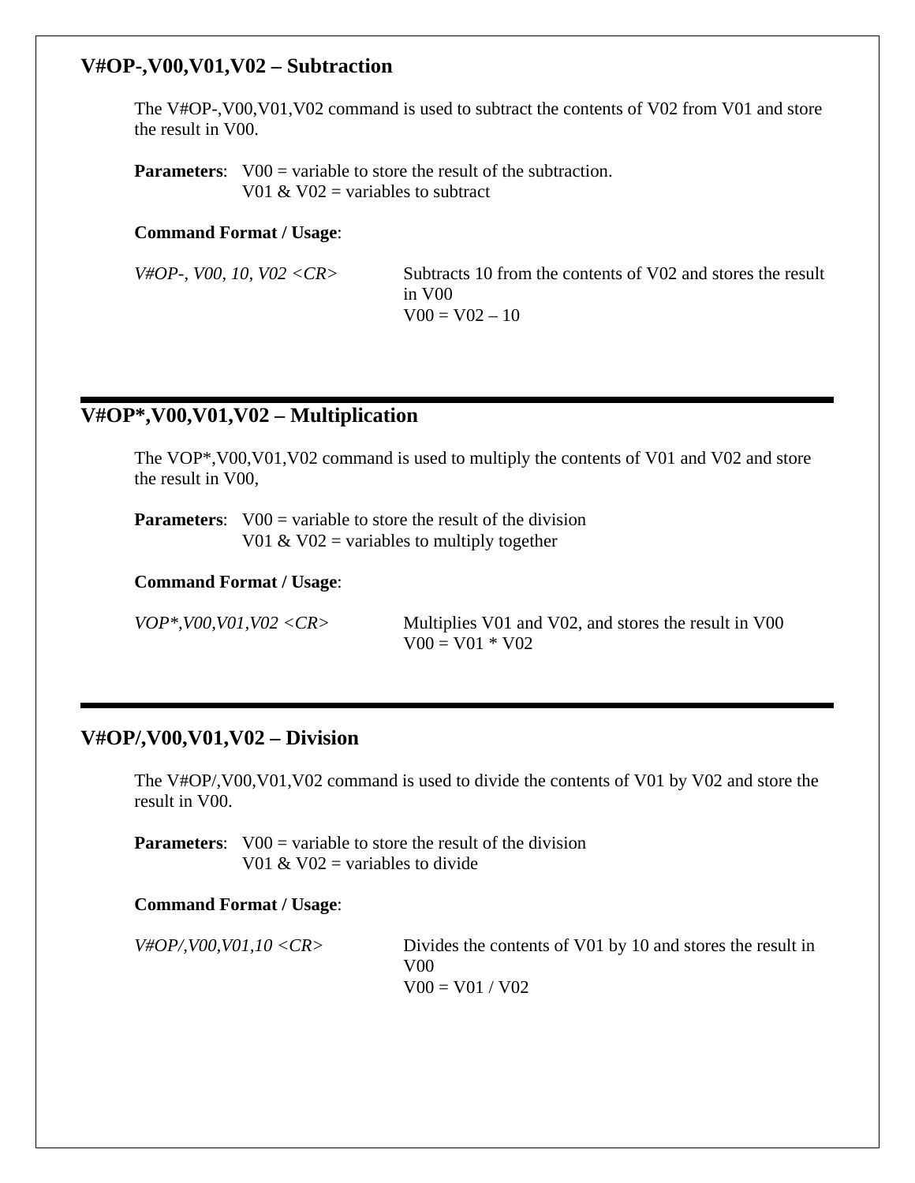### V#OP-,V00,V01,V02 – Subtraction

The V#OP-,V00,V01,V02 command is used to subtract the contents of V02 from V01 and store the result in V00.

**Parameters**: V00 = variable to store the result of the subtraction.
V01 & V02 = variables to subtract

**Command Format / Usage**:

| | |
|---|---|
| *V#OP-, V00, 10, V02 <CR>* | Subtracts 10 from the contents of V02 and stores the result in V00<br>V00 = V02 – 10 |

---

### V#OP*,V00,V01,V02 – Multiplication

The VOP*,V00,V01,V02 command is used to multiply the contents of V01 and V02 and store the result in V00,

**Parameters**: V00 = variable to store the result of the division
V01 & V02 = variables to multiply together

**Command Format / Usage**:

| | |
|---|---|
| *VOP*,V00,V01,V02 <CR>* | Multiplies V01 and V02, and stores the result in V00<br>V00 = V01 * V02 |

---

### V#OP/,V00,V01,V02 – Division

The V#OP/,V00,V01,V02 command is used to divide the contents of V01 by V02 and store the result in V00.

**Parameters**: V00 = variable to store the result of the division
V01 & V02 = variables to divide

**Command Format / Usage**:

| | |
|---|---|
| *V#OP/,V00,V01,10 <CR>* | Divides the contents of V01 by 10 and stores the result in V00<br>V00 = V01 / V02 |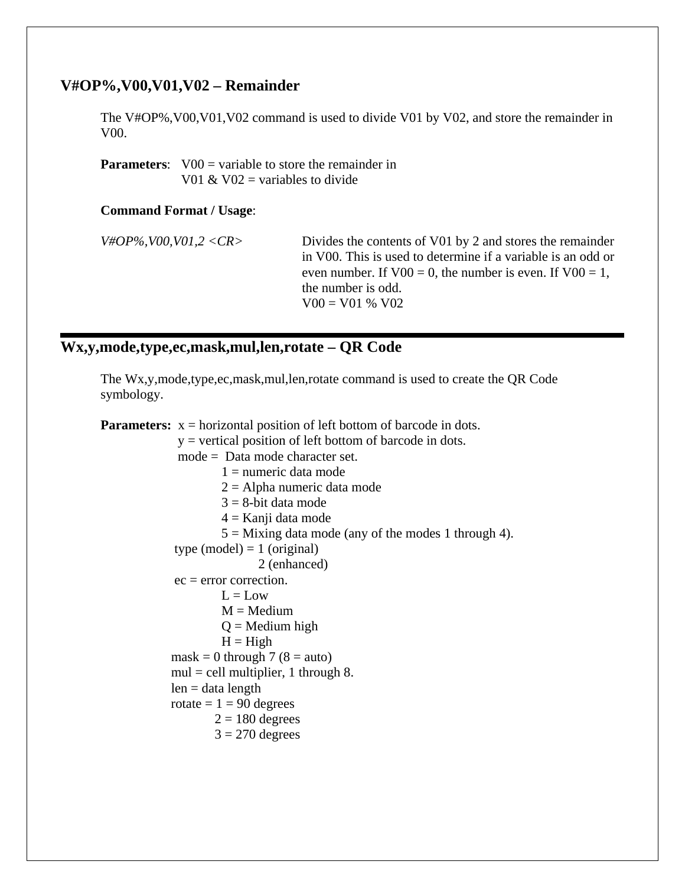## V#OP%,V00,V01,V02 – Remainder

The V#OP%,V00,V01,V02 command is used to divide V01 by V02, and store the remainder in V00.

**Parameters**: V00 = variable to store the remainder in
V01 & V02 = variables to divide

**Command Format / Usage**:

| | |
|---|---|
| *V#OP%,V00,V01,2 <CR>* | Divides the contents of V01 by 2 and stores the remainder in V00. This is used to determine if a variable is an odd or even number. If V00 = 0, the number is even. If V00 = 1, the number is odd.<br>V00 = V01 % V02 |

---

## Wx,y,mode,type,ec,mask,mul,len,rotate – QR Code

The Wx,y,mode,type,ec,mask,mul,len,rotate command is used to create the QR Code symbology.

**Parameters:** x = horizontal position of left bottom of barcode in dots.
y = vertical position of left bottom of barcode in dots.
mode = Data mode character set.
- 1 = numeric data mode
- 2 = Alpha numeric data mode
- 3 = 8-bit data mode
- 4 = Kanji data mode
- 5 = Mixing data mode (any of the modes 1 through 4).

type (model) = 1 (original)
2 (enhanced)

ec = error correction.
- L = Low
- M = Medium
- Q = Medium high
- H = High

mask = 0 through 7 (8 = auto)
mul = cell multiplier, 1 through 8.
len = data length
rotate = 1 = 90 degrees
2 = 180 degrees
3 = 270 degrees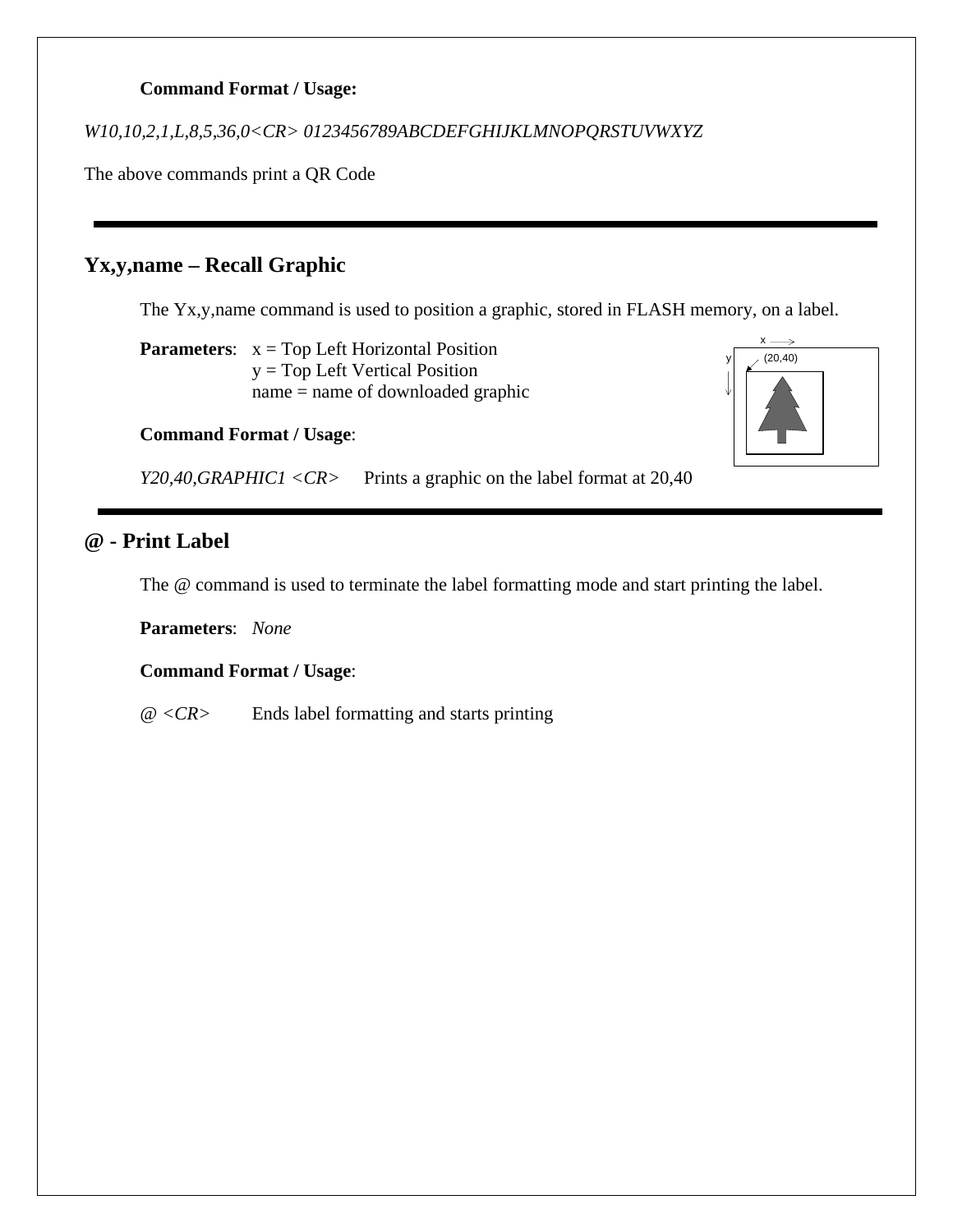**Command Format / Usage:**

*W10,10,2,1,L,8,5,36,0<CR> 0123456789ABCDEFGHIJKLMNOPQRSTUVWXYZ*

The above commands print a QR Code

---

## Yx,y,name – Recall Graphic

The Yx,y,name command is used to position a graphic, stored in FLASH memory, on a label.

**Parameters**: x = Top Left Horizontal Position
y = Top Left Vertical Position
name = name of downloaded graphic

**Command Format / Usage**:

*Y20,40,GRAPHIC1 <CR>* Prints a graphic on the label format at 20,40

---

## @ - Print Label

The @ command is used to terminate the label formatting mode and start printing the label.

**Parameters**: *None*

**Command Format / Usage**:

*@ <CR>* Ends label formatting and starts printing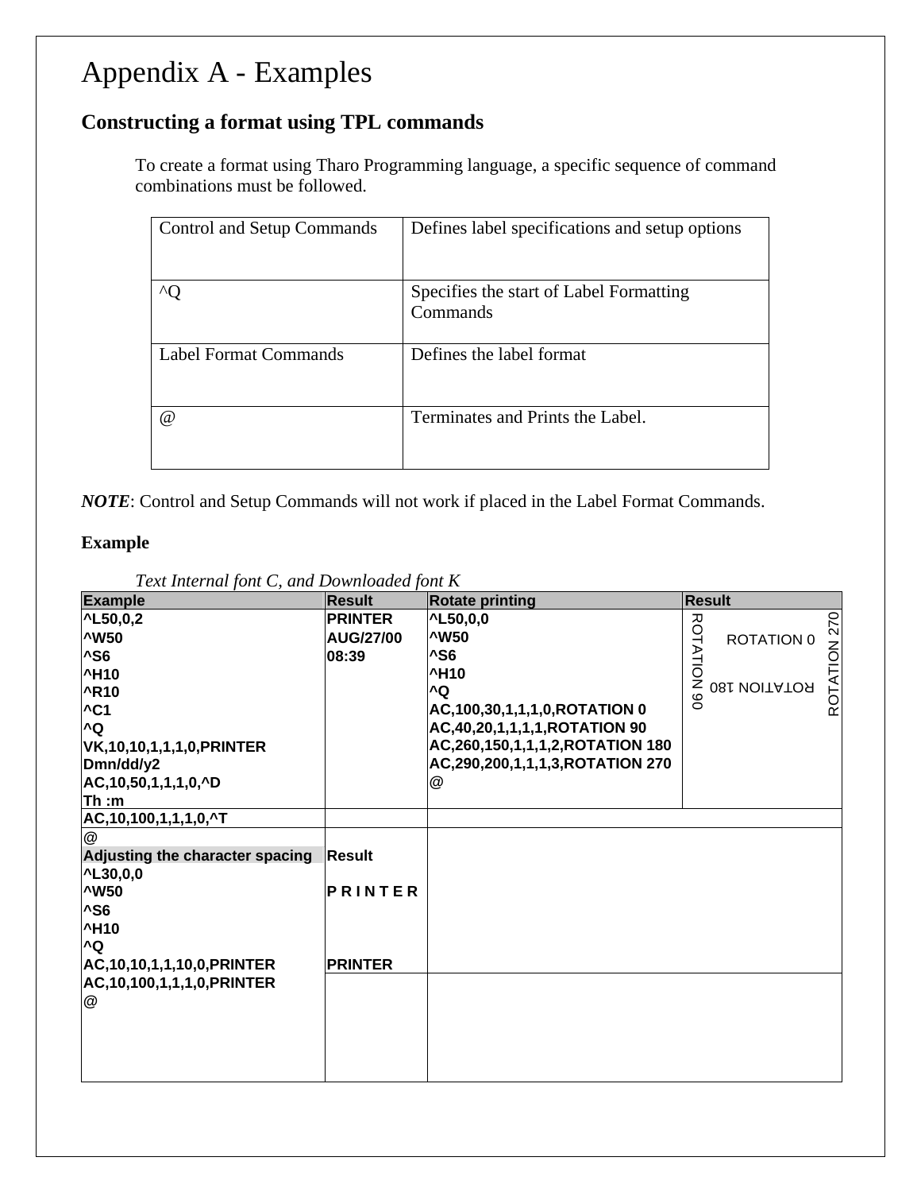# Appendix A - Examples

## Constructing a format using TPL commands

To create a format using Tharo Programming language, a specific sequence of command combinations must be followed.

| Control and Setup Commands | Defines label specifications and setup options |
|---|---|
| ^Q | Specifies the start of Label Formatting Commands |
| Label Format Commands | Defines the label format |
| @ | Terminates and Prints the Label. |

***NOTE***: Control and Setup Commands will not work if placed in the Label Format Commands.

**Example**

*Text Internal font C, and Downloaded font K*

| Example | Result | Rotate printing | Result |
|---|---|---|---|
| **^L50,0,2**<br>**^W50**<br>**^S6**<br>**^H10**<br>**^R10**<br>**^C1**<br>**^Q**<br>**VK,10,10,1,1,1,0,PRINTER**<br>**Dmn/dd/y2**<br>**AC,10,50,1,1,1,0,^D**<br>**Th :m** | **PRINTER**<br>**AUG/27/00**<br>**08:39** | **^L50,0,0**<br>**^W50**<br>**^S6**<br>**^H10**<br>**^Q**<br>**AC,100,30,1,1,1,0,ROTATION 0**<br>**AC,40,20,1,1,1,1,ROTATION 90**<br>**AC,260,150,1,1,1,2,ROTATION 180**<br>**AC,290,200,1,1,1,3,ROTATION 270**<br>**@** | ROTATION 90<br>ROTATION 0<br>ROTATION 180<br>ROTATION 270 |
| **AC,10,100,1,1,1,0,^T** | | | |
| @ | | | |

| Adjusting the character spacing | Result |
|---|---|
| **^L30,0,0**<br>**^W50**<br>**^S6**<br>**^H10**<br>**^Q**<br>**AC,10,10,1,1,10,0,PRINTER**<br>**AC,10,100,1,1,1,0,PRINTER**<br>**@** | **P R I N T E R**<br><br>**PRINTER** |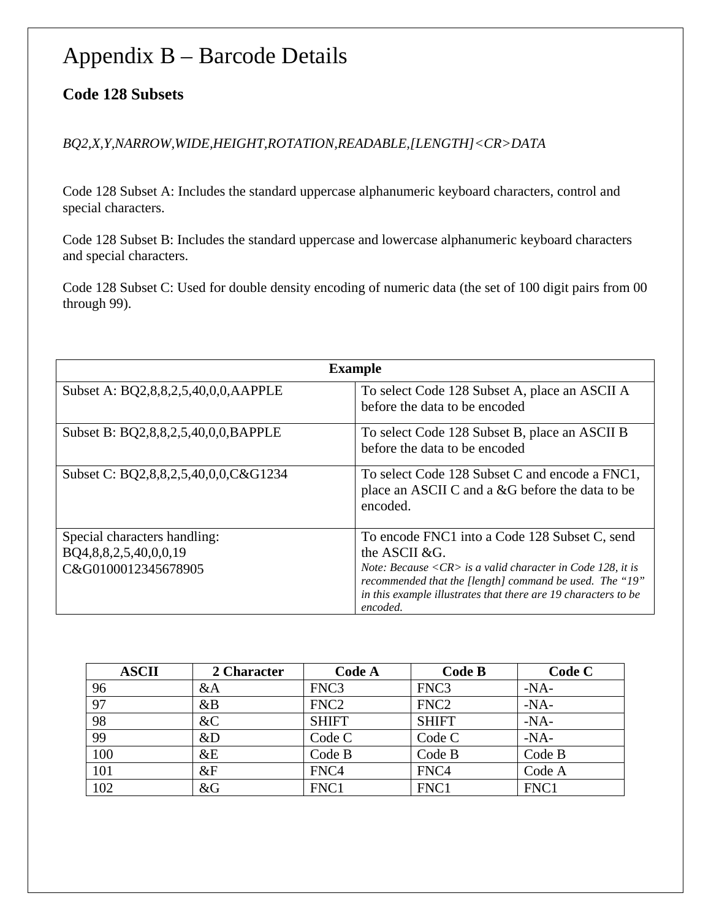# Appendix B – Barcode Details

## Code 128 Subsets

*BQ2,X,Y,NARROW,WIDE,HEIGHT,ROTATION,READABLE,[LENGTH]<CR>DATA*

Code 128 Subset A: Includes the standard uppercase alphanumeric keyboard characters, control and special characters.

Code 128 Subset B: Includes the standard uppercase and lowercase alphanumeric keyboard characters and special characters.

Code 128 Subset C: Used for double density encoding of numeric data (the set of 100 digit pairs from 00 through 99).

| **Example** | |
|---|---|
| Subset A: BQ2,8,8,2,5,40,0,0,AAPPLE | To select Code 128 Subset A, place an ASCII A before the data to be encoded |
| Subset B: BQ2,8,8,2,5,40,0,0,BAPPLE | To select Code 128 Subset B, place an ASCII B before the data to be encoded |
| Subset C: BQ2,8,8,2,5,40,0,0,C&G1234 | To select Code 128 Subset C and encode a FNC1, place an ASCII C and a &G before the data to be encoded. |
| Special characters handling:<br>BQ4,8,8,2,5,40,0,0,19<br>C&G0100012345678905 | To encode FNC1 into a Code 128 Subset C, send the ASCII &G.<br>*Note: Because <CR> is a valid character in Code 128, it is recommended that the [length] command be used. The "19" in this example illustrates that there are 19 characters to be encoded.* |

| ASCII | 2 Character | Code A | Code B | Code C |
|---|---|---|---|---|
| 96 | &A | FNC3 | FNC3 | -NA- |
| 97 | &B | FNC2 | FNC2 | -NA- |
| 98 | &C | SHIFT | SHIFT | -NA- |
| 99 | &D | Code C | Code C | -NA- |
| 100 | &E | Code B | Code B | Code B |
| 101 | &F | FNC4 | FNC4 | Code A |
| 102 | &G | FNC1 | FNC1 | FNC1 |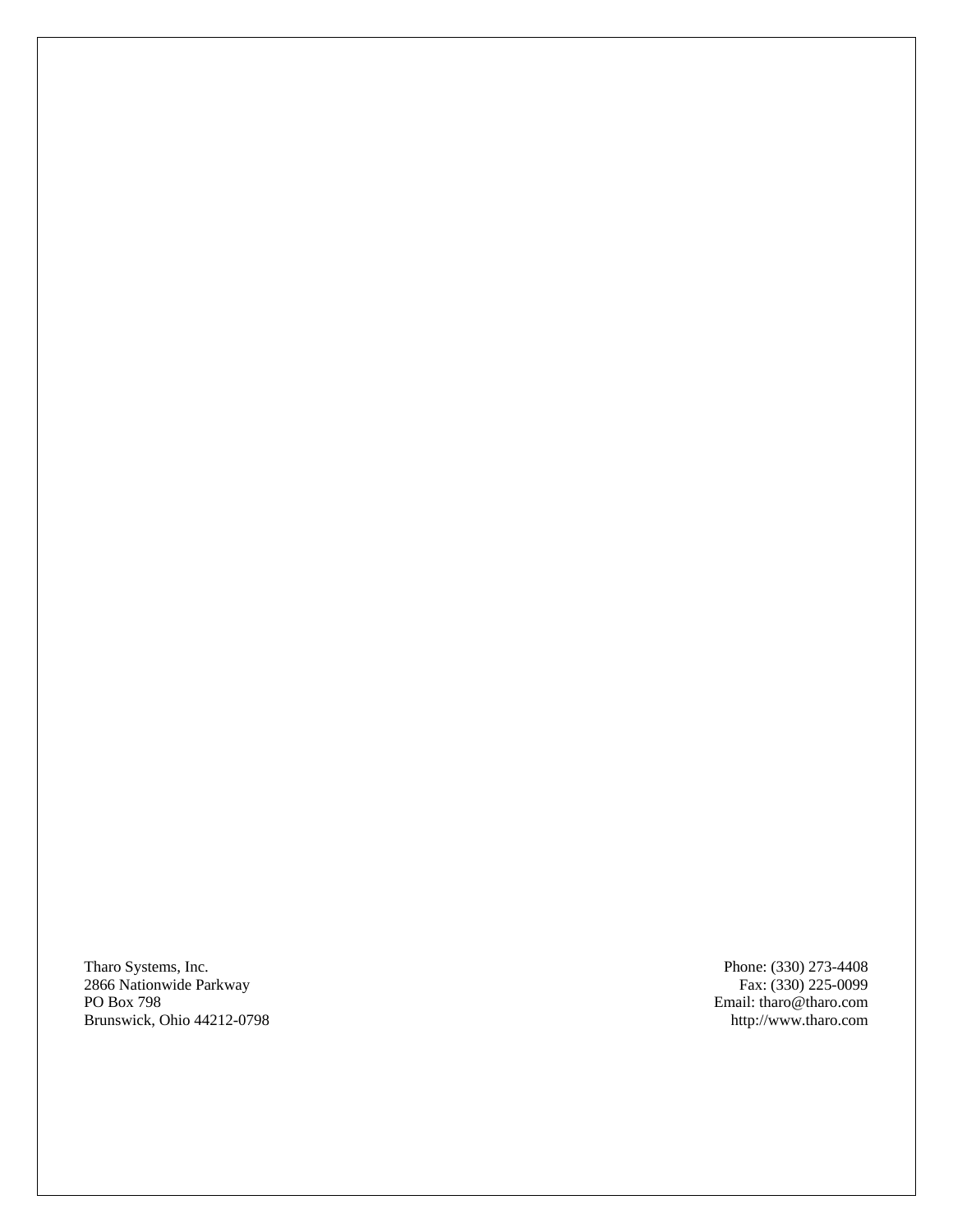Tharo Systems, Inc.
2866 Nationwide Parkway
PO Box 798
Brunswick, Ohio 44212-0798

Phone: (330) 273-4408
Fax: (330) 225-0099
Email: tharo@tharo.com
http://www.tharo.com